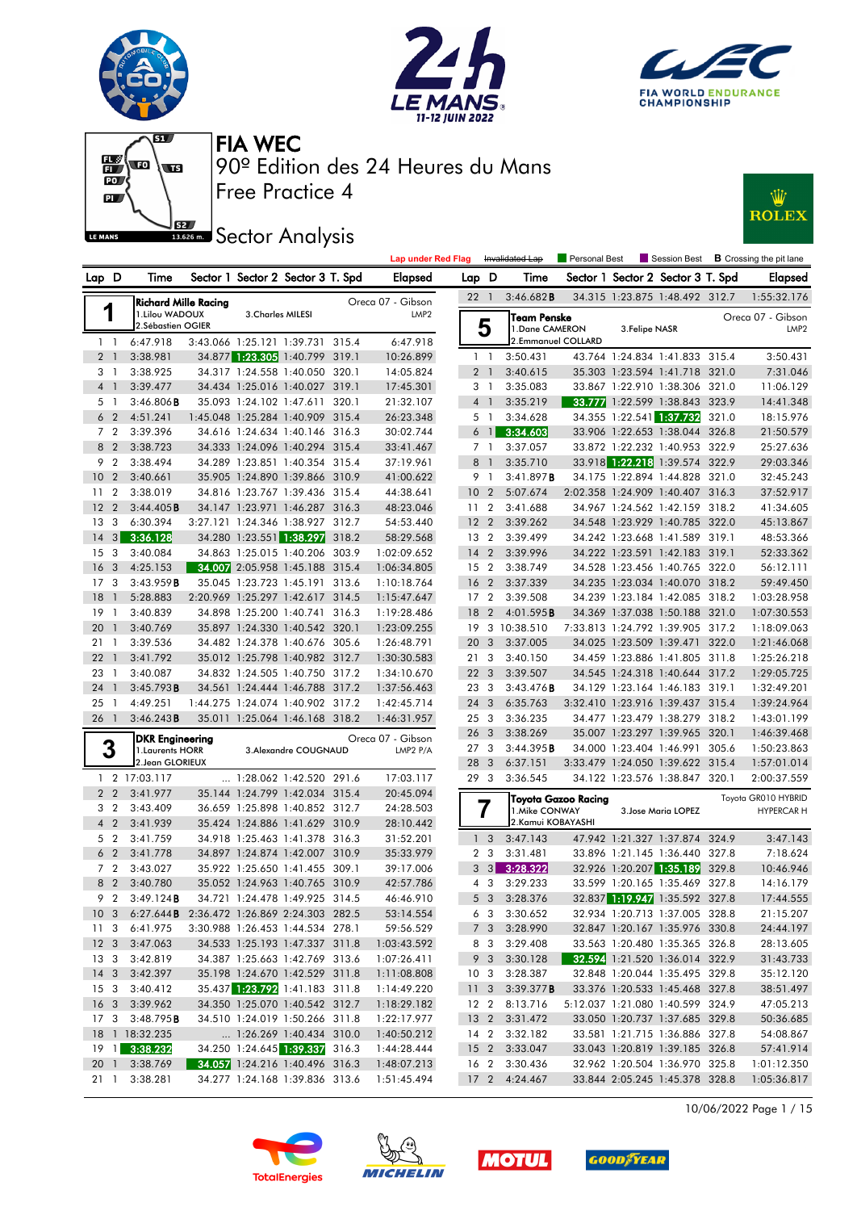# FIA WEC

## 90º Edition des 24 Heures du Mans

## Free Practice 4

## Sector Analysis

Lap under Red Flag | ~~Invalidated Lap~~ | Personal Best | Session Best | **B** Crossing the pit lane

### 1 — Richard Mille Racing — Oreca 07 - Gibson — LMP2

1.Lilou WADOUX, 2.Sébastien OGIER, 3.Charles MILESI

| Lap | D | Time | Sector 1 | Sector 2 | Sector 3 | T. Spd | Elapsed |
|---|---|---|---|---|---|---|---|
| 1 | 1 | 6:47.918 | 3:43.066 | 1:25.121 | 1:39.731 | 315.4 | 6:47.918 |
| 2 | 1 | 3:38.981 | 34.877 | 1:23.305 | 1:40.799 | 319.1 | 10:26.899 |
| 3 | 1 | 3:38.925 | 34.317 | 1:24.558 | 1:40.050 | 320.1 | 14:05.824 |
| 4 | 1 | 3:39.477 | 34.434 | 1:25.016 | 1:40.027 | 319.1 | 17:45.301 |
| 5 | 1 | 3:46.806B | 35.093 | 1:24.102 | 1:47.611 | 320.1 | 21:32.107 |
| 6 | 2 | 4:51.241 | 1:45.048 | 1:25.284 | 1:40.909 | 315.4 | 26:23.348 |
| 7 | 2 | 3:39.396 | 34.616 | 1:24.634 | 1:40.146 | 316.3 | 30:02.744 |
| 8 | 2 | 3:38.723 | 34.333 | 1:24.096 | 1:40.294 | 315.4 | 33:41.467 |
| 9 | 2 | 3:38.494 | 34.289 | 1:23.851 | 1:40.354 | 315.4 | 37:19.961 |
| 10 | 2 | 3:40.661 | 35.905 | 1:24.890 | 1:39.866 | 310.9 | 41:00.622 |
| 11 | 2 | 3:38.019 | 34.816 | 1:23.767 | 1:39.436 | 315.4 | 44:38.641 |
| 12 | 2 | 3:44.405B | 34.147 | 1:23.971 | 1:46.287 | 316.3 | 48:23.046 |
| 13 | 3 | 6:30.394 | 3:27.121 | 1:24.346 | 1:38.927 | 312.7 | 54:53.440 |
| 14 | 3 | 3:36.128 | 34.280 | 1:23.551 | 1:38.297 | 318.2 | 58:29.568 |
| 15 | 3 | 3:40.084 | 34.863 | 1:25.015 | 1:40.206 | 303.9 | 1:02:09.652 |
| 16 | 3 | 4:25.153 | 34.007 | 2:05.958 | 1:45.188 | 315.4 | 1:06:34.805 |
| 17 | 3 | 3:43.959B | 35.045 | 1:23.723 | 1:45.191 | 313.6 | 1:10:18.764 |
| 18 | 1 | 5:28.883 | 2:20.969 | 1:25.297 | 1:42.617 | 314.5 | 1:15:47.647 |
| 19 | 1 | 3:40.839 | 34.898 | 1:25.200 | 1:40.741 | 316.3 | 1:19:28.486 |
| 20 | 1 | 3:40.769 | 35.897 | 1:24.330 | 1:40.542 | 320.1 | 1:23:09.255 |
| 21 | 1 | 3:39.536 | 34.482 | 1:24.378 | 1:40.676 | 305.6 | 1:26:48.791 |
| 22 | 1 | 3:41.792 | 35.012 | 1:25.798 | 1:40.982 | 312.7 | 1:30:30.583 |
| 23 | 1 | 3:40.087 | 34.832 | 1:24.505 | 1:40.750 | 317.2 | 1:34:10.670 |
| 24 | 1 | 3:45.793B | 34.561 | 1:24.444 | 1:46.788 | 317.2 | 1:37:56.463 |
| 25 | 1 | 4:49.251 | 1:44.275 | 1:24.074 | 1:40.902 | 317.2 | 1:42:45.714 |
| 26 | 1 | 3:46.243B | 35.011 | 1:25.064 | 1:46.168 | 318.2 | 1:46:31.957 |

### 3 — DKR Engineering — Oreca 07 - Gibson — LMP2 P/A

1.Laurents HORR, 2.Jean GLORIEUX, 3.Alexandre COUGNAUD

| Lap | D | Time | Sector 1 | Sector 2 | Sector 3 | T. Spd | Elapsed |
|---|---|---|---|---|---|---|---|
| 1 | 2 | 17:03.117 | ... | 1:28.062 | 1:42.520 | 291.6 | 17:03.117 |
| 2 | 2 | 3:41.977 | 35.144 | 1:24.799 | 1:42.034 | 315.4 | 20:45.094 |
| 3 | 2 | 3:43.409 | 36.659 | 1:25.898 | 1:40.852 | 312.7 | 24:28.503 |
| 4 | 2 | 3:41.939 | 35.424 | 1:24.886 | 1:41.629 | 310.9 | 28:10.442 |
| 5 | 2 | 3:41.759 | 34.918 | 1:25.463 | 1:41.378 | 316.3 | 31:52.201 |
| 6 | 2 | 3:41.778 | 34.897 | 1:24.874 | 1:42.007 | 310.9 | 35:33.979 |
| 7 | 2 | 3:43.027 | 35.922 | 1:25.650 | 1:41.455 | 309.1 | 39:17.006 |
| 8 | 2 | 3:40.780 | 35.052 | 1:24.963 | 1:40.765 | 310.9 | 42:57.786 |
| 9 | 2 | 3:49.124B | 34.721 | 1:24.478 | 1:49.925 | 314.5 | 46:46.910 |
| 10 | 3 | 6:27.644B | 2:36.472 | 1:26.869 | 2:24.303 | 282.5 | 53:14.554 |
| 11 | 3 | 6:41.975 | 3:30.988 | 1:26.453 | 1:44.534 | 278.1 | 59:56.529 |
| 12 | 3 | 3:47.063 | 34.533 | 1:25.193 | 1:47.337 | 311.8 | 1:03:43.592 |
| 13 | 3 | 3:42.819 | 34.387 | 1:25.663 | 1:42.769 | 313.6 | 1:07:26.411 |
| 14 | 3 | 3:42.397 | 35.198 | 1:24.670 | 1:42.529 | 311.8 | 1:11:08.808 |
| 15 | 3 | 3:40.412 | 35.437 | 1:23.792 | 1:41.183 | 311.8 | 1:14:49.220 |
| 16 | 3 | 3:39.962 | 34.350 | 1:25.070 | 1:40.542 | 312.7 | 1:18:29.182 |
| 17 | 3 | 3:48.795B | 34.510 | 1:24.019 | 1:50.266 | 311.8 | 1:22:17.977 |
| 18 | 1 | 18:32.235 | ... | 1:26.269 | 1:40.434 | 310.0 | 1:40:50.212 |
| 19 | 1 | 3:38.232 | 34.250 | 1:24.645 | 1:39.337 | 316.3 | 1:44:28.444 |
| 20 | 1 | 3:38.769 | 34.057 | 1:24.216 | 1:40.496 | 316.3 | 1:48:07.213 |
| 21 | 1 | 3:38.281 | 34.277 | 1:24.168 | 1:39.836 | 313.6 | 1:51:45.494 |

### 1 — Richard Mille Racing (continued)

| Lap | D | Time | Sector 1 | Sector 2 | Sector 3 | T. Spd | Elapsed |
|---|---|---|---|---|---|---|---|
| 22 | 1 | 3:46.682B | 34.315 | 1:23.875 | 1:48.492 | 312.7 | 1:55:32.176 |

### 5 — Team Penske — Oreca 07 - Gibson — LMP2

1.Dane CAMERON, 2.Emmanuel COLLARD, 3.Felipe NASR

| Lap | D | Time | Sector 1 | Sector 2 | Sector 3 | T. Spd | Elapsed |
|---|---|---|---|---|---|---|---|
| 1 | 1 | 3:50.431 | 43.764 | 1:24.834 | 1:41.833 | 315.4 | 3:50.431 |
| 2 | 1 | 3:40.615 | 35.303 | 1:23.594 | 1:41.718 | 321.0 | 7:31.046 |
| 3 | 1 | 3:35.083 | 33.867 | 1:22.910 | 1:38.306 | 321.0 | 11:06.129 |
| 4 | 1 | 3:35.219 | 33.777 | 1:22.599 | 1:38.843 | 323.9 | 14:41.348 |
| 5 | 1 | 3:34.628 | 34.355 | 1:22.541 | 1:37.732 | 321.0 | 18:15.976 |
| 6 | 1 | 3:34.603 | 33.906 | 1:22.653 | 1:38.044 | 326.8 | 21:50.579 |
| 7 | 1 | 3:37.057 | 33.872 | 1:22.232 | 1:40.953 | 322.9 | 25:27.636 |
| 8 | 1 | 3:35.710 | 33.918 | 1:22.218 | 1:39.574 | 322.9 | 29:03.346 |
| 9 | 1 | 3:41.897B | 34.175 | 1:22.894 | 1:44.828 | 321.0 | 32:45.243 |
| 10 | 2 | 5:07.674 | 2:02.358 | 1:24.909 | 1:40.407 | 316.3 | 37:52.917 |
| 11 | 2 | 3:41.688 | 34.967 | 1:24.562 | 1:42.159 | 318.2 | 41:34.605 |
| 12 | 2 | 3:39.262 | 34.548 | 1:23.929 | 1:40.785 | 322.0 | 45:13.867 |
| 13 | 2 | 3:39.499 | 34.242 | 1:23.668 | 1:41.589 | 319.1 | 48:53.366 |
| 14 | 2 | 3:39.996 | 34.222 | 1:23.591 | 1:42.183 | 319.1 | 52:33.362 |
| 15 | 2 | 3:38.749 | 34.528 | 1:23.456 | 1:40.765 | 322.0 | 56:12.111 |
| 16 | 2 | 3:37.339 | 34.235 | 1:23.034 | 1:40.070 | 318.2 | 59:49.450 |
| 17 | 2 | 3:39.508 | 34.239 | 1:23.184 | 1:42.085 | 318.2 | 1:03:28.958 |
| 18 | 2 | 4:01.595B | 34.369 | 1:37.038 | 1:50.188 | 321.0 | 1:07:30.553 |
| 19 | 3 | 10:38.510 | 7:33.813 | 1:24.792 | 1:39.905 | 317.2 | 1:18:09.063 |
| 20 | 3 | 3:37.005 | 34.025 | 1:23.509 | 1:39.471 | 322.0 | 1:21:46.068 |
| 21 | 3 | 3:40.150 | 34.459 | 1:23.886 | 1:41.805 | 311.8 | 1:25:26.218 |
| 22 | 3 | 3:39.507 | 34.545 | 1:24.318 | 1:40.644 | 317.2 | 1:29:05.725 |
| 23 | 3 | 3:43.476B | 34.129 | 1:23.164 | 1:46.183 | 319.1 | 1:32:49.201 |
| 24 | 3 | 6:35.763 | 3:32.410 | 1:23.916 | 1:39.437 | 315.4 | 1:39:24.964 |
| 25 | 3 | 3:36.235 | 34.477 | 1:23.479 | 1:38.279 | 318.2 | 1:43:01.199 |
| 26 | 3 | 3:38.269 | 35.007 | 1:23.297 | 1:39.965 | 320.1 | 1:46:39.468 |
| 27 | 3 | 3:44.395B | 34.000 | 1:23.404 | 1:46.991 | 305.6 | 1:50:23.863 |
| 28 | 3 | 6:37.151 | 3:33.479 | 1:24.050 | 1:39.622 | 315.4 | 1:57:01.014 |
| 29 | 3 | 3:36.545 | 34.122 | 1:23.576 | 1:38.847 | 320.1 | 2:00:37.559 |

### 7 — Toyota Gazoo Racing — Toyota GR010 HYBRID — HYPERCAR H

1.Mike CONWAY, 2.Kamui KOBAYASHI, 3.Jose Maria LOPEZ

| Lap | D | Time | Sector 1 | Sector 2 | Sector 3 | T. Spd | Elapsed |
|---|---|---|---|---|---|---|---|
| 1 | 3 | 3:47.143 | 47.942 | 1:21.327 | 1:37.874 | 324.9 | 3:47.143 |
| 2 | 3 | 3:31.481 | 33.896 | 1:21.145 | 1:36.440 | 327.8 | 7:18.624 |
| 3 | 3 | 3:28.322 | 32.926 | 1:20.207 | 1:35.189 | 329.8 | 10:46.946 |
| 4 | 3 | 3:29.233 | 33.599 | 1:20.165 | 1:35.469 | 327.8 | 14:16.179 |
| 5 | 3 | 3:28.376 | 32.837 | 1:19.947 | 1:35.592 | 327.8 | 17:44.555 |
| 6 | 3 | 3:30.652 | 32.934 | 1:20.713 | 1:37.005 | 328.8 | 21:15.207 |
| 7 | 3 | 3:28.990 | 32.847 | 1:20.167 | 1:35.976 | 330.8 | 24:44.197 |
| 8 | 3 | 3:29.408 | 33.563 | 1:20.480 | 1:35.365 | 326.8 | 28:13.605 |
| 9 | 3 | 3:30.128 | 32.594 | 1:21.520 | 1:36.014 | 322.9 | 31:43.733 |
| 10 | 3 | 3:28.387 | 32.848 | 1:20.044 | 1:35.495 | 329.8 | 35:12.120 |
| 11 | 3 | 3:39.377B | 33.376 | 1:20.533 | 1:45.468 | 327.8 | 38:51.497 |
| 12 | 2 | 8:13.716 | 5:12.037 | 1:21.080 | 1:40.599 | 324.9 | 47:05.213 |
| 13 | 2 | 3:31.472 | 33.050 | 1:20.737 | 1:37.685 | 329.8 | 50:36.685 |
| 14 | 2 | 3:32.182 | 33.581 | 1:21.715 | 1:36.886 | 327.8 | 54:08.867 |
| 15 | 2 | 3:33.047 | 33.043 | 1:20.819 | 1:39.185 | 326.8 | 57:41.914 |
| 16 | 2 | 3:30.436 | 32.962 | 1:20.504 | 1:36.970 | 325.8 | 1:01:12.350 |
| 17 | 2 | 4:24.467 | 33.844 | 2:05.245 | 1:45.378 | 328.8 | 1:05:36.817 |

10/06/2022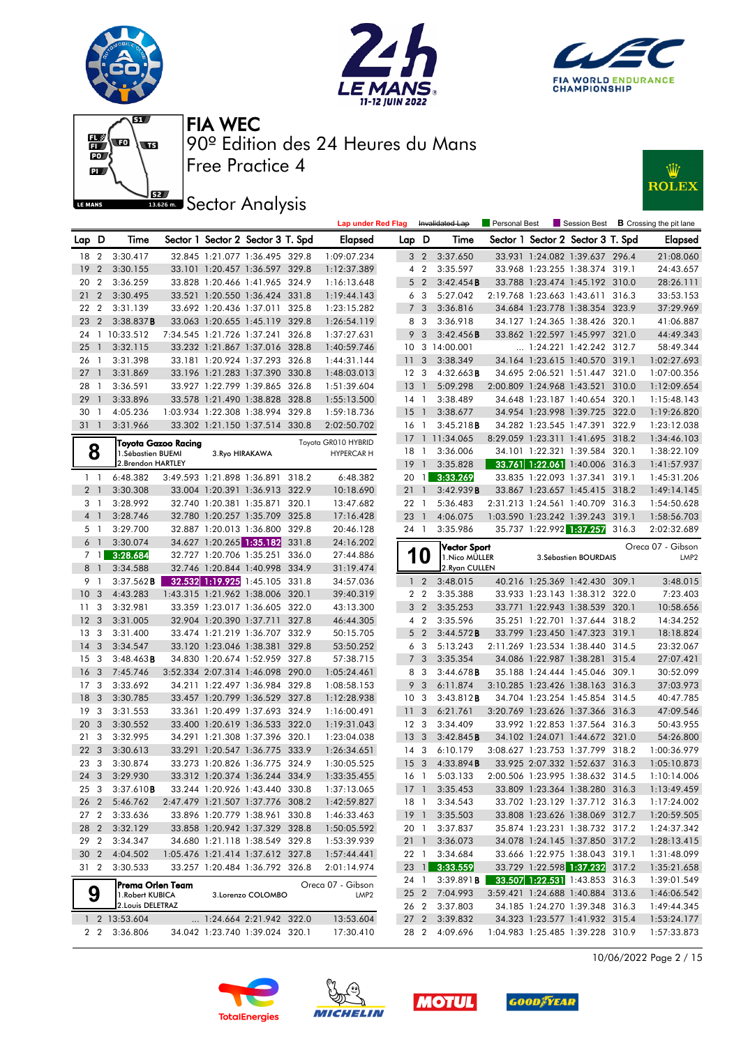# FIA WEC

90º Edition des 24 Heures du Mans

Free Practice 4

## Sector Analysis

Lap under Red Flag | Invalidated Lap | Personal Best | Session Best | **B** Crossing the pit lane

| Lap | D | Time | Sector 1 | Sector 2 | Sector 3 | T. Spd | Elapsed |
|---|---|---|---|---|---|---|---|
| 18 | 2 | 3:30.417 | 32.845 | 1:21.077 | 1:36.495 | 329.8 | 1:09:07.234 |
| 19 | 2 | 3:30.155 | 33.101 | 1:20.457 | 1:36.597 | 329.8 | 1:12:37.389 |
| 20 | 2 | 3:36.259 | 33.828 | 1:20.466 | 1:41.965 | 324.9 | 1:16:13.648 |
| 21 | 2 | 3:30.495 | 33.521 | 1:20.550 | 1:36.424 | 331.8 | 1:19:44.143 |
| 22 | 2 | 3:31.139 | 33.692 | 1:20.436 | 1:37.011 | 325.8 | 1:23:15.282 |
| 23 | 2 | 3:38.837 B | 33.063 | 1:20.655 | 1:45.119 | 329.8 | 1:26:54.119 |
| 24 | 1 | 10:33.512 | 7:34.545 | 1:21.726 | 1:37.241 | 326.8 | 1:37:27.631 |
| 25 | 1 | 3:32.115 | 33.232 | 1:21.867 | 1:37.016 | 328.8 | 1:40:59.746 |
| 26 | 1 | 3:31.398 | 33.181 | 1:20.924 | 1:37.293 | 326.8 | 1:44:31.144 |
| 27 | 1 | 3:31.869 | 33.196 | 1:21.283 | 1:37.390 | 330.8 | 1:48:03.013 |
| 28 | 1 | 3:36.591 | 33.927 | 1:22.799 | 1:39.865 | 326.8 | 1:51:39.604 |
| 29 | 1 | 3:33.896 | 33.578 | 1:21.490 | 1:38.828 | 328.8 | 1:55:13.500 |
| 30 | 1 | 4:05.236 | 1:03.934 | 1:22.308 | 1:38.994 | 329.8 | 1:59:18.736 |
| 31 | 1 | 3:31.966 | 33.302 | 1:21.150 | 1:37.514 | 330.8 | 2:02:50.702 |

### 8 — Toyota Gazoo Racing — Toyota GR010 HYBRID — HYPERCAR H
1.Sébastien BUEMI, 2.Brendon HARTLEY, 3.Ryo HIRAKAWA

| Lap | D | Time | Sector 1 | Sector 2 | Sector 3 | T. Spd | Elapsed |
|---|---|---|---|---|---|---|---|
| 1 | 1 | 6:48.382 | 3:49.593 | 1:21.898 | 1:36.891 | 318.2 | 6:48.382 |
| 2 | 1 | 3:30.308 | 33.004 | 1:20.391 | 1:36.913 | 322.9 | 10:18.690 |
| 3 | 1 | 3:28.992 | 32.740 | 1:20.381 | 1:35.871 | 320.1 | 13:47.682 |
| 4 | 1 | 3:28.746 | 32.780 | 1:20.257 | 1:35.709 | 325.8 | 17:16.428 |
| 5 | 1 | 3:29.700 | 32.887 | 1:20.013 | 1:36.800 | 329.8 | 20:46.128 |
| 6 | 1 | 3:30.074 | 34.627 | 1:20.265 | 1:35.182 | 331.8 | 24:16.202 |
| 7 | 1 | 3:28.684 | 32.727 | 1:20.706 | 1:35.251 | 336.0 | 27:44.886 |
| 8 | 1 | 3:34.588 | 32.746 | 1:20.844 | 1:40.998 | 334.9 | 31:19.474 |
| 9 | 1 | 3:37.562 B | 32.532 | 1:19.925 | 1:45.105 | 331.8 | 34:57.036 |
| 10 | 3 | 4:43.283 | 1:43.315 | 1:21.962 | 1:38.006 | 320.1 | 39:40.319 |
| 11 | 3 | 3:32.981 | 33.359 | 1:23.017 | 1:36.605 | 322.0 | 43:13.300 |
| 12 | 3 | 3:31.005 | 32.904 | 1:20.390 | 1:37.711 | 327.8 | 46:44.305 |
| 13 | 3 | 3:31.400 | 33.474 | 1:21.219 | 1:36.707 | 332.9 | 50:15.705 |
| 14 | 3 | 3:34.547 | 33.120 | 1:23.046 | 1:38.381 | 329.8 | 53:50.252 |
| 15 | 3 | 3:48.463 B | 34.830 | 1:20.674 | 1:52.959 | 327.8 | 57:38.715 |
| 16 | 3 | 7:45.746 | 3:52.334 | 2:07.314 | 1:46.098 | 290.0 | 1:05:24.461 |
| 17 | 3 | 3:33.692 | 34.211 | 1:22.497 | 1:36.984 | 329.8 | 1:08:58.153 |
| 18 | 3 | 3:30.785 | 33.457 | 1:20.799 | 1:36.529 | 327.8 | 1:12:28.938 |
| 19 | 3 | 3:31.553 | 33.361 | 1:20.499 | 1:37.693 | 324.9 | 1:16:00.491 |
| 20 | 3 | 3:30.552 | 33.400 | 1:20.619 | 1:36.533 | 322.0 | 1:19:31.043 |
| 21 | 3 | 3:32.995 | 34.291 | 1:21.308 | 1:37.396 | 320.1 | 1:23:04.038 |
| 22 | 3 | 3:30.613 | 33.291 | 1:20.547 | 1:36.775 | 333.9 | 1:26:34.651 |
| 23 | 3 | 3:30.874 | 33.273 | 1:20.826 | 1:36.775 | 324.9 | 1:30:05.525 |
| 24 | 3 | 3:29.930 | 33.312 | 1:20.374 | 1:36.244 | 334.9 | 1:33:35.455 |
| 25 | 3 | 3:37.610 B | 33.244 | 1:20.926 | 1:43.440 | 330.8 | 1:37:13.065 |
| 26 | 2 | 5:46.762 | 2:47.479 | 1:21.507 | 1:37.776 | 308.2 | 1:42:59.827 |
| 27 | 2 | 3:33.636 | 33.896 | 1:20.779 | 1:38.961 | 330.8 | 1:46:33.463 |
| 28 | 2 | 3:32.129 | 33.858 | 1:20.942 | 1:37.329 | 328.8 | 1:50:05.592 |
| 29 | 2 | 3:34.347 | 34.680 | 1:21.118 | 1:38.549 | 329.8 | 1:53:39.939 |
| 30 | 2 | 4:04.502 | 1:05.476 | 1:21.414 | 1:37.612 | 327.8 | 1:57:44.441 |
| 31 | 2 | 3:30.533 | 33.257 | 1:20.484 | 1:36.792 | 326.8 | 2:01:14.974 |

### 9 — Prema Orlen Team — Oreca 07 - Gibson — LMP2
1.Robert KUBICA, 2.Louis DELETRAZ, 3.Lorenzo COLOMBO

| Lap | D | Time | Sector 1 | Sector 2 | Sector 3 | T. Spd | Elapsed |
|---|---|---|---|---|---|---|---|
| 1 | 2 | 13:53.604 | ... | 1:24.664 | 2:21.942 | 322.0 | 13:53.604 |
| 2 | 2 | 3:36.806 | 34.042 | 1:23.740 | 1:39.024 | 320.1 | 17:30.410 |
| 3 | 2 | 3:37.650 | 33.931 | 1:24.082 | 1:39.637 | 296.4 | 21:08.060 |
| 4 | 2 | 3:35.597 | 33.968 | 1:23.255 | 1:38.374 | 319.1 | 24:43.657 |
| 5 | 2 | 3:42.454 B | 33.788 | 1:23.474 | 1:45.192 | 310.0 | 28:26.111 |
| 6 | 3 | 5:27.042 | 2:19.768 | 1:23.663 | 1:43.611 | 316.3 | 33:53.153 |
| 7 | 3 | 3:36.816 | 34.684 | 1:23.778 | 1:38.354 | 323.9 | 37:29.969 |
| 8 | 3 | 3:36.918 | 34.127 | 1:24.365 | 1:38.426 | 320.1 | 41:06.887 |
| 9 | 3 | 3:42.456 B | 33.862 | 1:22.597 | 1:45.997 | 321.0 | 44:49.343 |
| 10 | 3 | 14:00.001 | ... | 1:24.221 | 1:42.242 | 312.7 | 58:49.344 |
| 11 | 3 | 3:38.349 | 34.164 | 1:23.615 | 1:40.570 | 319.1 | 1:02:27.693 |
| 12 | 3 | 4:32.663 B | 34.695 | 2:06.521 | 1:51.447 | 321.0 | 1:07:00.356 |
| 13 | 1 | 5:09.298 | 2:00.809 | 1:24.968 | 1:43.521 | 310.0 | 1:12:09.654 |
| 14 | 1 | 3:38.489 | 34.648 | 1:23.187 | 1:40.654 | 320.1 | 1:15:48.143 |
| 15 | 1 | 3:38.677 | 34.954 | 1:23.998 | 1:39.725 | 322.0 | 1:19:26.820 |
| 16 | 1 | 3:45.218 B | 34.282 | 1:23.545 | 1:47.391 | 322.9 | 1:23:12.038 |
| 17 | 1 | 11:34.065 | 8:29.059 | 1:23.311 | 1:41.695 | 318.2 | 1:34:46.103 |
| 18 | 1 | 3:36.006 | 34.101 | 1:22.321 | 1:39.584 | 320.1 | 1:38:22.109 |
| 19 | 1 | 3:35.828 | 33.761 | 1:22.061 | 1:40.006 | 316.3 | 1:41:57.937 |
| 20 | 1 | 3:33.269 | 33.835 | 1:22.093 | 1:37.341 | 319.1 | 1:45:31.206 |
| 21 | 1 | 3:42.939 B | 33.867 | 1:23.657 | 1:45.415 | 318.2 | 1:49:14.145 |
| 22 | 1 | 5:36.483 | 2:31.213 | 1:24.561 | 1:40.709 | 316.3 | 1:54:50.628 |
| 23 | 1 | 4:06.075 | 1:03.590 | 1:23.242 | 1:39.243 | 319.1 | 1:58:56.703 |
| 24 | 1 | 3:35.986 | 35.737 | 1:22.992 | 1:37.257 | 316.3 | 2:02:32.689 |

### 10 — Vector Sport — Oreca 07 - Gibson — LMP2
1.Nico MÜLLER, 2.Ryan CULLEN, 3.Sébastien BOURDAIS

| Lap | D | Time | Sector 1 | Sector 2 | Sector 3 | T. Spd | Elapsed |
|---|---|---|---|---|---|---|---|
| 1 | 2 | 3:48.015 | 40.216 | 1:25.369 | 1:42.430 | 309.1 | 3:48.015 |
| 2 | 2 | 3:35.388 | 33.933 | 1:23.143 | 1:38.312 | 322.0 | 7:23.403 |
| 3 | 2 | 3:35.253 | 33.771 | 1:22.943 | 1:38.539 | 320.1 | 10:58.656 |
| 4 | 2 | 3:35.596 | 35.251 | 1:22.701 | 1:37.644 | 318.2 | 14:34.252 |
| 5 | 2 | 3:44.572 B | 33.799 | 1:23.450 | 1:47.323 | 319.1 | 18:18.824 |
| 6 | 3 | 5:13.243 | 2:11.269 | 1:23.534 | 1:38.440 | 314.5 | 23:32.067 |
| 7 | 3 | 3:35.354 | 34.086 | 1:22.987 | 1:38.281 | 315.4 | 27:07.421 |
| 8 | 3 | 3:44.678 B | 35.188 | 1:24.444 | 1:45.046 | 309.1 | 30:52.099 |
| 9 | 3 | 6:11.874 | 3:10.285 | 1:23.426 | 1:38.163 | 316.3 | 37:03.973 |
| 10 | 3 | 3:43.812 B | 34.704 | 1:23.254 | 1:45.854 | 314.5 | 40:47.785 |
| 11 | 3 | 6:21.761 | 3:20.769 | 1:23.626 | 1:37.366 | 316.3 | 47:09.546 |
| 12 | 3 | 3:34.409 | 33.992 | 1:22.853 | 1:37.564 | 316.3 | 50:43.955 |
| 13 | 3 | 3:42.845 B | 34.102 | 1:24.071 | 1:44.672 | 321.0 | 54:26.800 |
| 14 | 3 | 6:10.179 | 3:08.627 | 1:23.753 | 1:37.799 | 318.2 | 1:00:36.979 |
| 15 | 3 | 4:33.894 B | 33.925 | 2:07.332 | 1:52.637 | 316.3 | 1:05:10.873 |
| 16 | 1 | 5:03.133 | 2:00.506 | 1:23.995 | 1:38.632 | 314.5 | 1:10:14.006 |
| 17 | 1 | 3:35.453 | 33.809 | 1:23.364 | 1:38.280 | 316.3 | 1:13:49.459 |
| 18 | 1 | 3:34.543 | 33.702 | 1:23.129 | 1:37.712 | 316.3 | 1:17:24.002 |
| 19 | 1 | 3:35.503 | 33.808 | 1:23.626 | 1:38.069 | 312.7 | 1:20:59.505 |
| 20 | 1 | 3:37.837 | 35.874 | 1:23.231 | 1:38.732 | 317.2 | 1:24:37.342 |
| 21 | 1 | 3:36.073 | 34.078 | 1:24.145 | 1:37.850 | 317.2 | 1:28:13.415 |
| 22 | 1 | 3:34.684 | 33.666 | 1:22.975 | 1:38.043 | 319.1 | 1:31:48.099 |
| 23 | 1 | 3:33.559 | 33.729 | 1:22.598 | 1:37.232 | 317.2 | 1:35:21.658 |
| 24 | 1 | 3:39.891 B | 33.507 | 1:22.531 | 1:43.853 | 316.3 | 1:39:01.549 |
| 25 | 2 | 7:04.993 | 3:59.421 | 1:24.688 | 1:40.884 | 313.6 | 1:46:06.542 |
| 26 | 2 | 3:37.803 | 34.185 | 1:24.270 | 1:39.348 | 316.3 | 1:49:44.345 |
| 27 | 2 | 3:39.832 | 34.323 | 1:23.577 | 1:41.932 | 315.4 | 1:53:24.177 |
| 28 | 2 | 4:09.696 | 1:04.983 | 1:25.485 | 1:39.228 | 310.9 | 1:57:33.873 |

10/06/2022 Page 2 / 15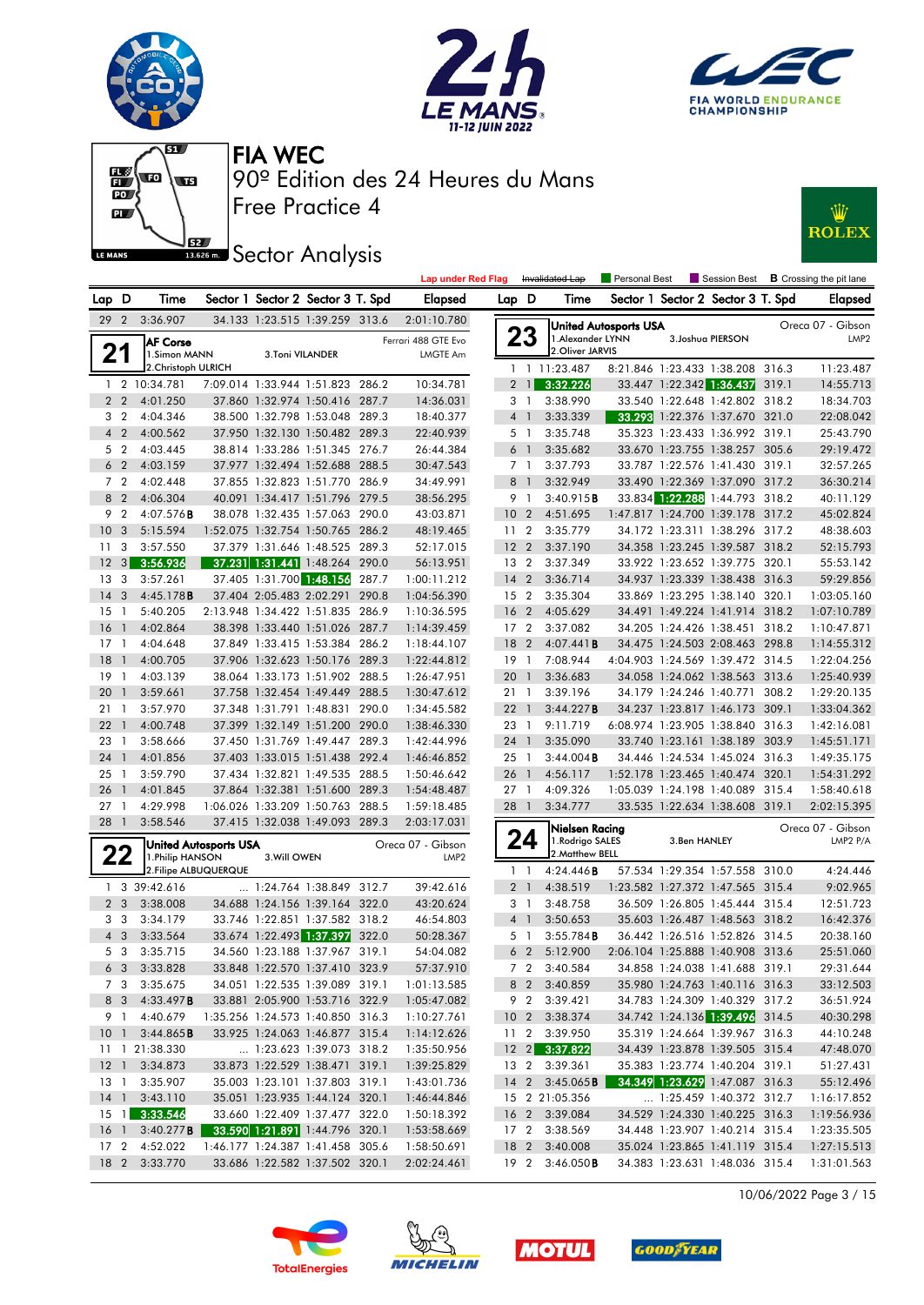# FIA WEC

## 90º Edition des 24 Heures du Mans

## Free Practice 4

## Sector Analysis

Lap under Red Flag | Invalidated Lap | Personal Best | Session Best | B Crossing the pit lane

| Lap | D | Time | Sector 1 | Sector 2 | Sector 3 | T. Spd | Elapsed |
|---|---|---|---|---|---|---|---|
| 29 | 2 | 3:36.907 | 34.133 | 1:23.515 | 1:39.259 | 313.6 | 2:01:10.780 |

**21** AF Corse — Ferrari 488 GTE Evo — LMGTE Am
1.Simon MANN, 2.Christoph ULRICH, 3.Toni VILANDER

| Lap | D | Time | Sector 1 | Sector 2 | Sector 3 | T. Spd | Elapsed |
|---|---|---|---|---|---|---|---|
| 1 | 2 | 10:34.781 | 7:09.014 | 1:33.944 | 1:51.823 | 286.2 | 10:34.781 |
| 2 | 2 | 4:01.250 | 37.860 | 1:32.974 | 1:50.416 | 287.7 | 14:36.031 |
| 3 | 2 | 4:04.346 | 38.500 | 1:32.798 | 1:53.048 | 289.3 | 18:40.377 |
| 4 | 2 | 4:00.562 | 37.950 | 1:32.130 | 1:50.482 | 289.3 | 22:40.939 |
| 5 | 2 | 4:03.445 | 38.814 | 1:33.286 | 1:51.345 | 276.7 | 26:44.384 |
| 6 | 2 | 4:03.159 | 37.977 | 1:32.494 | 1:52.688 | 288.5 | 30:47.543 |
| 7 | 2 | 4:02.448 | 37.855 | 1:32.823 | 1:51.770 | 286.9 | 34:49.991 |
| 8 | 2 | 4:06.304 | 40.091 | 1:34.417 | 1:51.796 | 279.5 | 38:56.295 |
| 9 | 2 | 4:07.576B | 38.078 | 1:32.435 | 1:57.063 | 290.0 | 43:03.871 |
| 10 | 3 | 5:15.594 | 1:52.075 | 1:32.754 | 1:50.765 | 286.2 | 48:19.465 |
| 11 | 3 | 3:57.550 | 37.379 | 1:31.646 | 1:48.525 | 289.3 | 52:17.015 |
| 12 | 3 | 3:56.936 | 37.231 | 1:31.441 | 1:48.264 | 290.0 | 56:13.951 |
| 13 | 3 | 3:57.261 | 37.405 | 1:31.700 | 1:48.156 | 287.7 | 1:00:11.212 |
| 14 | 3 | 4:45.178B | 37.404 | 2:05.483 | 2:02.291 | 290.8 | 1:04:56.390 |
| 15 | 1 | 5:40.205 | 2:13.948 | 1:34.422 | 1:51.835 | 286.9 | 1:10:36.595 |
| 16 | 1 | 4:02.864 | 38.398 | 1:33.440 | 1:51.026 | 287.7 | 1:14:39.459 |
| 17 | 1 | 4:04.648 | 37.849 | 1:33.415 | 1:53.384 | 286.2 | 1:18:44.107 |
| 18 | 1 | 4:00.705 | 37.906 | 1:32.623 | 1:50.176 | 289.3 | 1:22:44.812 |
| 19 | 1 | 4:03.139 | 38.064 | 1:33.173 | 1:51.902 | 288.5 | 1:26:47.951 |
| 20 | 1 | 3:59.661 | 37.758 | 1:32.454 | 1:49.449 | 288.5 | 1:30:47.612 |
| 21 | 1 | 3:57.970 | 37.348 | 1:31.791 | 1:48.831 | 290.0 | 1:34:45.582 |
| 22 | 1 | 4:00.748 | 37.399 | 1:32.149 | 1:51.200 | 290.0 | 1:38:46.330 |
| 23 | 1 | 3:58.666 | 37.450 | 1:31.769 | 1:49.447 | 289.3 | 1:42:44.996 |
| 24 | 1 | 4:01.856 | 37.403 | 1:33.015 | 1:51.438 | 292.4 | 1:46:46.852 |
| 25 | 1 | 3:59.790 | 37.434 | 1:32.821 | 1:49.535 | 288.5 | 1:50:46.642 |
| 26 | 1 | 4:01.845 | 37.864 | 1:32.381 | 1:51.600 | 289.3 | 1:54:48.487 |
| 27 | 1 | 4:29.998 | 1:06.026 | 1:33.209 | 1:50.763 | 288.5 | 1:59:18.485 |
| 28 | 1 | 3:58.546 | 37.415 | 1:32.038 | 1:49.093 | 289.3 | 2:03:17.031 |

**22** United Autosports USA — Oreca 07 - Gibson — LMP2
1.Philip HANSON, 2.Filipe ALBUQUERQUE, 3.Will OWEN

| Lap | D | Time | Sector 1 | Sector 2 | Sector 3 | T. Spd | Elapsed |
|---|---|---|---|---|---|---|---|
| 1 | 3 | 39:42.616 | ... | 1:24.764 | 1:38.849 | 312.7 | 39:42.616 |
| 2 | 3 | 3:38.008 | 34.688 | 1:24.156 | 1:39.164 | 322.0 | 43:20.624 |
| 3 | 3 | 3:34.179 | 33.746 | 1:22.851 | 1:37.582 | 318.2 | 46:54.803 |
| 4 | 3 | 3:33.564 | 33.674 | 1:22.493 | 1:37.397 | 322.0 | 50:28.367 |
| 5 | 3 | 3:35.715 | 34.560 | 1:23.188 | 1:37.967 | 319.1 | 54:04.082 |
| 6 | 3 | 3:33.828 | 33.848 | 1:22.570 | 1:37.410 | 323.9 | 57:37.910 |
| 7 | 3 | 3:35.675 | 34.051 | 1:22.535 | 1:39.089 | 319.1 | 1:01:13.585 |
| 8 | 3 | 4:33.497B | 33.881 | 2:05.900 | 1:53.716 | 322.9 | 1:05:47.082 |
| 9 | 1 | 4:40.679 | 1:35.256 | 1:24.573 | 1:40.850 | 316.3 | 1:10:27.761 |
| 10 | 1 | 3:44.865B | 33.925 | 1:24.063 | 1:46.877 | 315.4 | 1:14:12.626 |
| 11 | 1 | 21:38.330 | ... | 1:23.623 | 1:39.073 | 318.2 | 1:35:50.956 |
| 12 | 1 | 3:34.873 | 33.873 | 1:22.529 | 1:38.471 | 319.1 | 1:39:25.829 |
| 13 | 1 | 3:35.907 | 35.003 | 1:23.101 | 1:37.803 | 319.1 | 1:43:01.736 |
| 14 | 1 | 3:43.110 | 35.051 | 1:23.935 | 1:44.124 | 320.1 | 1:46:44.846 |
| 15 | 1 | 3:33.546 | 33.660 | 1:22.409 | 1:37.477 | 322.0 | 1:50:18.392 |
| 16 | 1 | 3:40.277B | 33.590 | 1:21.891 | 1:44.796 | 320.1 | 1:53:58.669 |
| 17 | 2 | 4:52.022 | 1:46.177 | 1:24.387 | 1:41.458 | 305.6 | 1:58:50.691 |
| 18 | 2 | 3:33.770 | 33.686 | 1:22.582 | 1:37.502 | 320.1 | 2:02:24.461 |

**23** United Autosports USA — Oreca 07 - Gibson — LMP2
1.Alexander LYNN, 2.Oliver JARVIS, 3.Joshua PIERSON

| Lap | D | Time | Sector 1 | Sector 2 | Sector 3 | T. Spd | Elapsed |
|---|---|---|---|---|---|---|---|
| 1 | 1 | 11:23.487 | 8:21.846 | 1:23.433 | 1:38.208 | 316.3 | 11:23.487 |
| 2 | 1 | 3:32.226 | 33.447 | 1:22.342 | 1:36.437 | 319.1 | 14:55.713 |
| 3 | 1 | 3:38.990 | 33.540 | 1:22.648 | 1:42.802 | 318.2 | 18:34.703 |
| 4 | 1 | 3:33.339 | 33.293 | 1:22.376 | 1:37.670 | 321.0 | 22:08.042 |
| 5 | 1 | 3:35.748 | 35.323 | 1:23.433 | 1:36.992 | 319.1 | 25:43.790 |
| 6 | 1 | 3:35.682 | 33.670 | 1:23.755 | 1:38.257 | 305.6 | 29:19.472 |
| 7 | 1 | 3:37.793 | 33.787 | 1:22.576 | 1:41.430 | 319.1 | 32:57.265 |
| 8 | 1 | 3:32.949 | 33.490 | 1:22.369 | 1:37.090 | 317.2 | 36:30.214 |
| 9 | 1 | 3:40.915B | 33.834 | 1:22.288 | 1:44.793 | 318.2 | 40:11.129 |
| 10 | 2 | 4:51.695 | 1:47.817 | 1:24.700 | 1:39.178 | 317.2 | 45:02.824 |
| 11 | 2 | 3:35.779 | 34.172 | 1:23.311 | 1:38.296 | 317.2 | 48:38.603 |
| 12 | 2 | 3:37.190 | 34.358 | 1:23.245 | 1:39.587 | 318.2 | 52:15.793 |
| 13 | 2 | 3:37.349 | 33.922 | 1:23.652 | 1:39.775 | 320.1 | 55:53.142 |
| 14 | 2 | 3:36.714 | 34.937 | 1:23.339 | 1:38.438 | 316.3 | 59:29.856 |
| 15 | 2 | 3:35.304 | 33.869 | 1:23.295 | 1:38.140 | 320.1 | 1:03:05.160 |
| 16 | 2 | 4:05.629 | 34.491 | 1:49.224 | 1:41.914 | 318.2 | 1:07:10.789 |
| 17 | 2 | 3:37.082 | 34.205 | 1:24.426 | 1:38.451 | 318.2 | 1:10:47.871 |
| 18 | 2 | 4:07.441B | 34.475 | 1:24.503 | 2:08.463 | 298.8 | 1:14:55.312 |
| 19 | 1 | 7:08.944 | 4:04.903 | 1:24.569 | 1:39.472 | 314.5 | 1:22:04.256 |
| 20 | 1 | 3:36.683 | 34.058 | 1:24.062 | 1:38.563 | 313.6 | 1:25:40.939 |
| 21 | 1 | 3:39.196 | 34.179 | 1:24.246 | 1:40.771 | 308.2 | 1:29:20.135 |
| 22 | 1 | 3:44.227B | 34.237 | 1:23.817 | 1:46.173 | 309.1 | 1:33:04.362 |
| 23 | 1 | 9:11.719 | 6:08.974 | 1:23.905 | 1:38.840 | 316.3 | 1:42:16.081 |
| 24 | 1 | 3:35.090 | 33.740 | 1:23.161 | 1:38.189 | 303.9 | 1:45:51.171 |
| 25 | 1 | 3:44.004B | 34.446 | 1:24.534 | 1:45.024 | 316.3 | 1:49:35.175 |
| 26 | 1 | 4:56.117 | 1:52.178 | 1:23.465 | 1:40.474 | 320.1 | 1:54:31.292 |
| 27 | 1 | 4:09.326 | 1:05.039 | 1:24.198 | 1:40.089 | 315.4 | 1:58:40.618 |
| 28 | 1 | 3:34.777 | 33.535 | 1:22.634 | 1:38.608 | 319.1 | 2:02:15.395 |

**24** Nielsen Racing — Oreca 07 - Gibson — LMP2 P/A
1.Rodrigo SALES, 2.Matthew BELL, 3.Ben HANLEY

| Lap | D | Time | Sector 1 | Sector 2 | Sector 3 | T. Spd | Elapsed |
|---|---|---|---|---|---|---|---|
| 1 | 1 | 4:24.446B | 57.534 | 1:29.354 | 1:57.558 | 310.0 | 4:24.446 |
| 2 | 1 | 4:38.519 | 1:23.582 | 1:27.372 | 1:47.565 | 315.4 | 9:02.965 |
| 3 | 1 | 3:48.758 | 36.509 | 1:26.805 | 1:45.444 | 315.4 | 12:51.723 |
| 4 | 1 | 3:50.653 | 35.603 | 1:26.487 | 1:48.563 | 318.2 | 16:42.376 |
| 5 | 1 | 3:55.784B | 36.442 | 1:26.516 | 1:52.826 | 314.5 | 20:38.160 |
| 6 | 2 | 5:12.900 | 2:06.104 | 1:25.888 | 1:40.908 | 313.6 | 25:51.060 |
| 7 | 2 | 3:40.584 | 34.858 | 1:24.038 | 1:41.688 | 319.1 | 29:31.644 |
| 8 | 2 | 3:40.859 | 35.980 | 1:24.763 | 1:40.116 | 316.3 | 33:12.503 |
| 9 | 2 | 3:39.421 | 34.783 | 1:24.309 | 1:40.329 | 317.2 | 36:51.924 |
| 10 | 2 | 3:38.374 | 34.742 | 1:24.136 | 1:39.496 | 314.5 | 40:30.298 |
| 11 | 2 | 3:39.950 | 35.319 | 1:24.664 | 1:39.967 | 316.3 | 44:10.248 |
| 12 | 2 | 3:37.822 | 34.439 | 1:23.878 | 1:39.505 | 315.4 | 47:48.070 |
| 13 | 2 | 3:39.361 | 35.383 | 1:23.774 | 1:40.204 | 319.1 | 51:27.431 |
| 14 | 2 | 3:45.065B | 34.349 | 1:23.629 | 1:47.087 | 316.3 | 55:12.496 |
| 15 | 2 | 21:05.356 | ... | 1:25.459 | 1:40.372 | 312.7 | 1:16:17.852 |
| 16 | 2 | 3:39.084 | 34.529 | 1:24.330 | 1:40.225 | 316.3 | 1:19:56.936 |
| 17 | 2 | 3:38.569 | 34.448 | 1:23.907 | 1:40.214 | 315.4 | 1:23:35.505 |
| 18 | 2 | 3:40.008 | 35.024 | 1:23.865 | 1:41.119 | 315.4 | 1:27:15.513 |
| 19 | 2 | 3:46.050B | 34.383 | 1:23.631 | 1:48.036 | 315.4 | 1:31:01.563 |

10/06/2022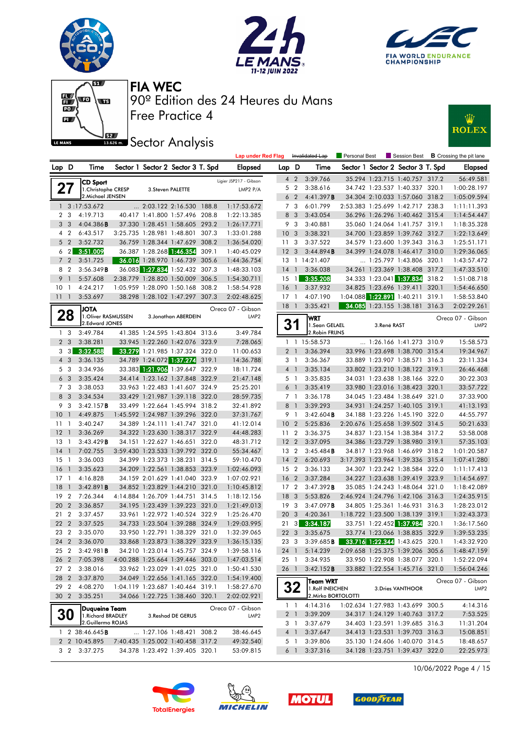# FIA WEC

## 90º Edition des 24 Heures du Mans

## Free Practice 4

## Sector Analysis

Lap under Red Flag | Invalidated Lap | Personal Best | Session Best | B Crossing the pit lane

### 27 — CD Sport — Ligier JSP217 - Gibson — LMP2 P/A

1.Christophe CRESP, 2.Michael JENSEN, 3.Steven PALETTE

| Lap | D | Time | Sector 1 | Sector 2 | Sector 3 | T. Spd | Elapsed |
|---|---|---|---|---|---|---|---|
| 1 | 3 | 1:17:53.672 | ... | 2:03.122 | 2:16.530 | 188.8 | 1:17:53.672 |
| 2 | 3 | 4:19.713 | 40.417 | 1:41.800 | 1:57.496 | 208.8 | 1:22:13.385 |
| 3 | 3 | 4:04.386B | 37.330 | 1:28.451 | 1:58.605 | 293.2 | 1:26:17.771 |
| 4 | 2 | 6:43.517 | 3:25.735 | 1:28.981 | 1:48.801 | 307.3 | 1:33:01.288 |
| 5 | 2 | 3:52.732 | 36.759 | 1:28.344 | 1:47.629 | 308.2 | 1:36:54.020 |
| 6 | 2 | 3:51.009 | 36.387 | 1:28.268 | 1:46.354 | 309.1 | 1:40:45.029 |
| 7 | 2 | 3:51.725 | 36.016 | 1:28.970 | 1:46.739 | 305.6 | 1:44:36.754 |
| 8 | 2 | 3:56.349B | 36.083 | 1:27.834 | 1:52.432 | 307.3 | 1:48:33.103 |
| 9 | 1 | 5:57.608 | 2:38.779 | 1:28.820 | 1:50.009 | 306.5 | 1:54:30.711 |
| 10 | 1 | 4:24.217 | 1:05.959 | 1:28.090 | 1:50.168 | 308.2 | 1:58:54.928 |
| 11 | 1 | 3:53.697 | 38.298 | 1:28.102 | 1:47.297 | 307.3 | 2:02:48.625 |

### 28 — JOTA — Oreca 07 - Gibson — LMP2

1.Oliver RASMUSSEN, 2.Edward JONES, 3.Jonathan ABERDEIN

| Lap | D | Time | Sector 1 | Sector 2 | Sector 3 | T. Spd | Elapsed |
|---|---|---|---|---|---|---|---|
| 1 | 3 | 3:49.784 | 41.385 | 1:24.595 | 1:43.804 | 313.6 | 3:49.784 |
| 2 | 3 | 3:38.281 | 33.945 | 1:22.260 | 1:42.076 | 323.9 | 7:28.065 |
| 3 | 3 | 3:32.588 | 33.279 | 1:21.985 | 1:37.324 | 322.0 | 11:00.653 |
| 4 | 3 | 3:36.135 | 34.789 | 1:24.072 | 1:37.274 | 319.1 | 14:36.788 |
| 5 | 3 | 3:34.936 | 33.383 | 1:21.906 | 1:39.647 | 322.9 | 18:11.724 |
| 6 | 3 | 3:35.424 | 34.414 | 1:23.162 | 1:37.848 | 322.9 | 21:47.148 |
| 7 | 3 | 3:38.053 | 33.963 | 1:22.483 | 1:41.607 | 324.9 | 25:25.201 |
| 8 | 3 | 3:34.534 | 33.429 | 1:21.987 | 1:39.118 | 322.0 | 28:59.735 |
| 9 | 3 | 3:42.157B | 33.499 | 1:22.664 | 1:45.994 | 318.2 | 32:41.892 |
| 10 | 1 | 4:49.875 | 1:45.592 | 1:24.987 | 1:39.296 | 322.0 | 37:31.767 |
| 11 | 1 | 3:40.247 | 34.389 | 1:24.111 | 1:41.747 | 321.0 | 41:12.014 |
| 12 | 1 | 3:36.269 | 34.322 | 1:23.630 | 1:38.317 | 322.9 | 44:48.283 |
| 13 | 1 | 3:43.429B | 34.151 | 1:22.627 | 1:46.651 | 322.0 | 48:31.712 |
| 14 | 1 | 7:02.755 | 3:59.430 | 1:23.533 | 1:39.792 | 322.0 | 55:34.467 |
| 15 | 1 | 3:36.003 | 34.399 | 1:23.373 | 1:38.231 | 314.5 | 59:10.470 |
| 16 | 1 | 3:35.623 | 34.209 | 1:22.561 | 1:38.853 | 323.9 | 1:02:46.093 |
| 17 | 1 | 4:16.828 | 34.159 | 2:01.629 | 1:41.040 | 323.9 | 1:07:02.921 |
| 18 | 1 | 3:42.891B | 34.852 | 1:23.829 | 1:44.210 | 321.0 | 1:10:45.812 |
| 19 | 2 | 7:26.344 | 4:14.884 | 1:26.709 | 1:44.751 | 313.6 | 1:18:12.156 |
| 20 | 2 | 3:36.857 | 34.195 | 1:23.439 | 1:39.223 | 321.0 | 1:21:49.013 |
| 21 | 2 | 3:37.457 | 33.961 | 1:22.972 | 1:40.524 | 322.9 | 1:25:26.470 |
| 22 | 2 | 3:37.525 | 34.733 | 1:23.504 | 1:39.288 | 324.9 | 1:29:03.995 |
| 23 | 2 | 3:35.070 | 33.950 | 1:22.791 | 1:38.329 | 321.0 | 1:32:39.065 |
| 24 | 2 | 3:36.070 | 33.868 | 1:23.873 | 1:38.329 | 323.9 | 1:36:15.135 |
| 25 | 2 | 3:42.981B | 34.210 | 1:23.014 | 1:45.757 | 324.9 | 1:39:58.116 |
| 26 | 2 | 7:05.398 | 4:00.288 | 1:25.664 | 1:39.446 | 303.0 | 1:47:03.514 |
| 27 | 2 | 3:38.016 | 33.962 | 1:23.029 | 1:41.025 | 321.0 | 1:50:41.530 |
| 28 | 2 | 3:37.870 | 34.049 | 1:22.656 | 1:41.165 | 322.0 | 1:54:19.400 |
| 29 | 2 | 4:08.270 | 1:04.119 | 1:23.687 | 1:40.464 | 319.1 | 1:58:27.670 |
| 30 | 2 | 3:35.251 | 34.066 | 1:22.725 | 1:38.460 | 320.1 | 2:02:02.921 |

### 30 — Duqueine Team — Oreca 07 - Gibson — LMP2

1.Richard BRADLEY, 2.Guillermo ROJAS, 3.Reshad DE GERUS

| Lap | D | Time | Sector 1 | Sector 2 | Sector 3 | T. Spd | Elapsed |
|---|---|---|---|---|---|---|---|
| 1 | 2 | 38:46.645B | ... | 1:27.106 | 1:48.421 | 308.2 | 38:46.645 |
| 2 | 2 | 10:45.895 | 7:40.435 | 1:25.002 | 1:40.458 | 317.2 | 49:32.540 |
| 3 | 2 | 3:37.275 | 34.378 | 1:23.492 | 1:39.405 | 320.1 | 53:09.815 |
| 4 | 2 | 3:39.766 | 35.294 | 1:23.715 | 1:40.757 | 317.2 | 56:49.581 |
| 5 | 2 | 3:38.616 | 34.742 | 1:23.537 | 1:40.337 | 320.1 | 1:00:28.197 |
| 6 | 2 | 4:41.397B | 34.304 | 2:10.033 | 1:57.060 | 318.2 | 1:05:09.594 |
| 7 | 3 | 6:01.799 | 2:53.383 | 1:25.699 | 1:42.717 | 238.3 | 1:11:11.393 |
| 8 | 3 | 3:43.054 | 36.296 | 1:26.296 | 1:40.462 | 315.4 | 1:14:54.447 |
| 9 | 3 | 3:40.881 | 35.060 | 1:24.064 | 1:41.757 | 319.1 | 1:18:35.328 |
| 10 | 3 | 3:38.321 | 34.700 | 1:23.859 | 1:39.762 | 312.7 | 1:22:13.649 |
| 11 | 3 | 3:37.522 | 34.579 | 1:23.600 | 1:39.343 | 316.3 | 1:25:51.171 |
| 12 | 3 | 3:44.894B | 34.399 | 1:24.078 | 1:46.417 | 310.0 | 1:29:36.065 |
| 13 | 1 | 14:21.407 | ... | 1:25.797 | 1:43.806 | 320.1 | 1:43:57.472 |
| 14 | 1 | 3:36.038 | 34.261 | 1:23.369 | 1:38.408 | 317.2 | 1:47:33.510 |
| 15 | 1 | 3:35.208 | 34.333 | 1:23.041 | 1:37.834 | 318.2 | 1:51:08.718 |
| 16 | 1 | 3:37.932 | 34.825 | 1:23.696 | 1:39.411 | 320.1 | 1:54:46.650 |
| 17 | 1 | 4:07.190 | 1:04.088 | 1:22.891 | 1:40.211 | 319.1 | 1:58:53.840 |
| 18 | 1 | 3:35.421 | 34.085 | 1:23.155 | 1:38.181 | 316.3 | 2:02:29.261 |

### 31 — WRT — Oreca 07 - Gibson — LMP2

1.Sean GELAEL, 2.Robin FRIJNS, 3.René RAST

| Lap | D | Time | Sector 1 | Sector 2 | Sector 3 | T. Spd | Elapsed |
|---|---|---|---|---|---|---|---|
| 1 | 1 | 15:58.573 | ... | 1:26.166 | 1:41.273 | 310.9 | 15:58.573 |
| 2 | 1 | 3:36.394 | 33.996 | 1:23.698 | 1:38.700 | 315.4 | 19:34.967 |
| 3 | 1 | 3:36.367 | 33.889 | 1:23.907 | 1:38.571 | 316.3 | 23:11.334 |
| 4 | 1 | 3:35.134 | 33.802 | 1:23.210 | 1:38.122 | 319.1 | 26:46.468 |
| 5 | 1 | 3:35.835 | 34.031 | 1:23.638 | 1:38.166 | 322.0 | 30:22.303 |
| 6 | 1 | 3:35.419 | 33.980 | 1:23.016 | 1:38.423 | 320.1 | 33:57.722 |
| 7 | 1 | 3:36.178 | 34.045 | 1:23.484 | 1:38.649 | 321.0 | 37:33.900 |
| 8 | 1 | 3:39.293 | 34.931 | 1:24.257 | 1:40.105 | 319.1 | 41:13.193 |
| 9 | 1 | 3:42.604B | 34.188 | 1:23.226 | 1:45.190 | 322.0 | 44:55.797 |
| 10 | 2 | 5:25.836 | 2:20.676 | 1:25.658 | 1:39.502 | 314.5 | 50:21.633 |
| 11 | 2 | 3:36.375 | 34.837 | 1:23.154 | 1:38.384 | 317.2 | 53:58.008 |
| 12 | 2 | 3:37.095 | 34.386 | 1:23.729 | 1:38.980 | 319.1 | 57:35.103 |
| 13 | 2 | 3:45.484B | 34.817 | 1:23.968 | 1:46.699 | 318.2 | 1:01:20.587 |
| 14 | 2 | 6:20.693 | 3:17.393 | 1:23.964 | 1:39.336 | 315.4 | 1:07:41.280 |
| 15 | 2 | 3:36.133 | 34.307 | 1:23.242 | 1:38.584 | 322.0 | 1:11:17.413 |
| 16 | 2 | 3:37.284 | 34.227 | 1:23.638 | 1:39.419 | 323.9 | 1:14:54.697 |
| 17 | 2 | 3:47.392B | 35.085 | 1:24.243 | 1:48.064 | 321.0 | 1:18:42.089 |
| 18 | 3 | 5:53.826 | 2:46.924 | 1:24.796 | 1:42.106 | 316.3 | 1:24:35.915 |
| 19 | 3 | 3:47.097B | 34.805 | 1:25.361 | 1:46.931 | 316.3 | 1:28:23.012 |
| 20 | 3 | 4:20.361 | 1:18.722 | 1:23.500 | 1:38.139 | 319.1 | 1:32:43.373 |
| 21 | 3 | 3:34.187 | 33.751 | 1:22.452 | 1:37.984 | 320.1 | 1:36:17.560 |
| 22 | 3 | 3:35.675 | 33.774 | 1:23.066 | 1:38.835 | 322.9 | 1:39:53.235 |
| 23 | 3 | 3:39.685B | 33.716 | 1:22.344 | 1:43.625 | 320.1 | 1:43:32.920 |
| 24 | 1 | 5:14.239 | 2:09.658 | 1:25.375 | 1:39.206 | 305.6 | 1:48:47.159 |
| 25 | 1 | 3:34.935 | 33.950 | 1:22.908 | 1:38.077 | 320.1 | 1:52:22.094 |
| 26 | 1 | 3:42.152B | 33.882 | 1:22.554 | 1:45.716 | 321.0 | 1:56:04.246 |

### 32 — Team WRT — Oreca 07 - Gibson — LMP2

1.Rolf INEICHEN, 2.Mirko BORTOLOTTI, 3.Dries VANTHOOR

| Lap | D | Time | Sector 1 | Sector 2 | Sector 3 | T. Spd | Elapsed |
|---|---|---|---|---|---|---|---|
| 1 | 1 | 4:14.316 | 1:02.634 | 1:27.983 | 1:43.699 | 300.5 | 4:14.316 |
| 2 | 1 | 3:39.209 | 34.317 | 1:24.129 | 1:40.763 | 317.2 | 7:53.525 |
| 3 | 1 | 3:37.679 | 34.403 | 1:23.591 | 1:39.685 | 316.3 | 11:31.204 |
| 4 | 1 | 3:37.647 | 34.413 | 1:23.531 | 1:39.703 | 316.3 | 15:08.851 |
| 5 | 1 | 3:39.806 | 35.130 | 1:24.606 | 1:40.070 | 314.5 | 18:48.657 |
| 6 | 1 | 3:37.316 | 34.128 | 1:23.751 | 1:39.437 | 322.0 | 22:25.973 |

10/06/2022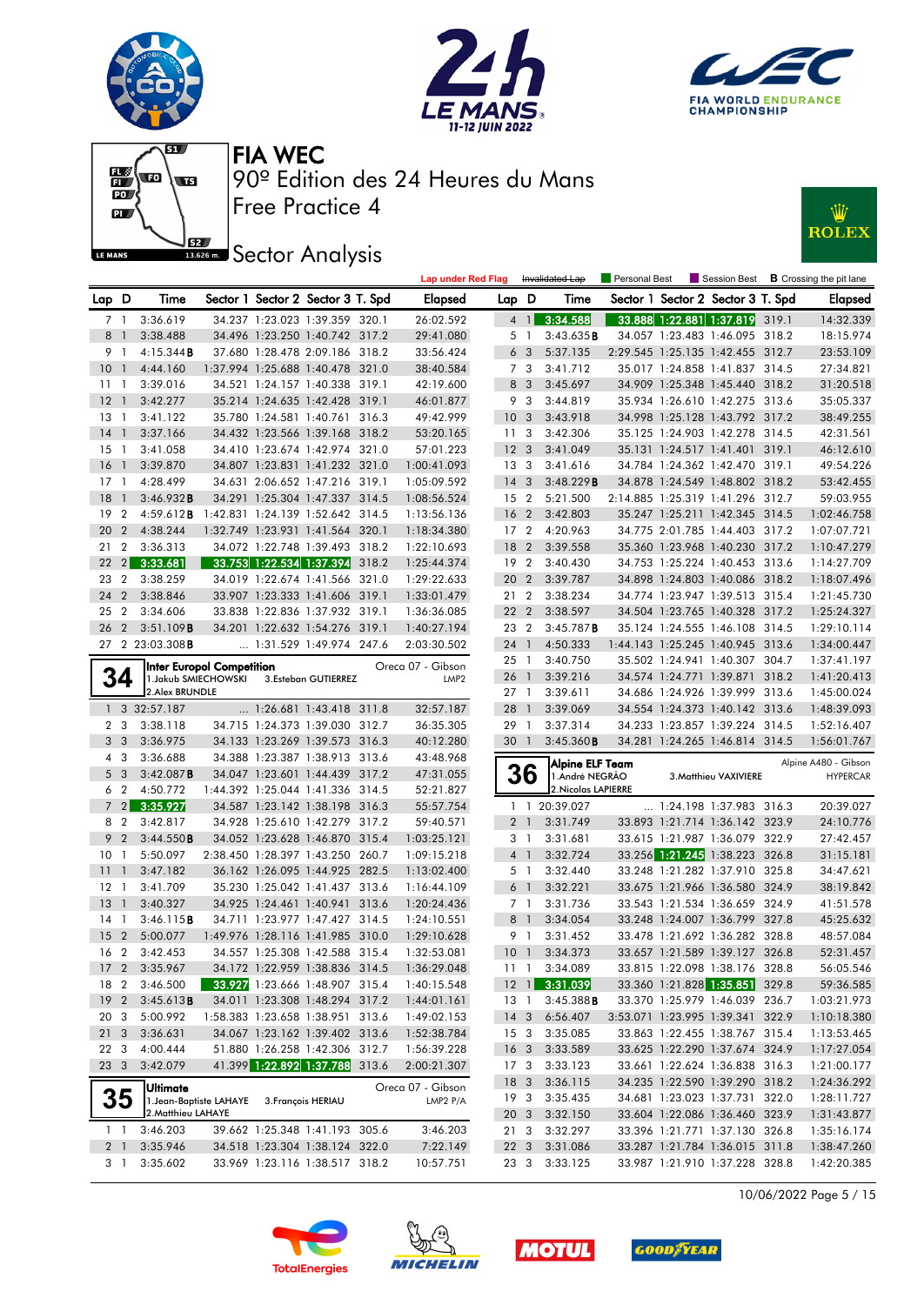# FIA WEC

90º Edition des 24 Heures du Mans

Free Practice 4

## Sector Analysis

Lap under Red Flag | Invalidated Lap | Personal Best | Session Best | B Crossing the pit lane

| Lap | D | Time | Sector 1 | Sector 2 | Sector 3 | T. Spd | Elapsed |
|---|---|---|---|---|---|---|---|
| 7 | 1 | 3:36.619 | 34.237 | 1:23.023 | 1:39.359 | 320.1 | 26:02.592 |
| 8 | 1 | 3:38.488 | 34.496 | 1:23.250 | 1:40.742 | 317.2 | 29:41.080 |
| 9 | 1 | 4:15.344B | 37.680 | 1:28.478 | 2:09.186 | 318.2 | 33:56.424 |
| 10 | 1 | 4:44.160 | 1:37.994 | 1:25.688 | 1:40.478 | 321.0 | 38:40.584 |
| 11 | 1 | 3:39.016 | 34.521 | 1:24.157 | 1:40.338 | 319.1 | 42:19.600 |
| 12 | 1 | 3:42.277 | 35.214 | 1:24.635 | 1:42.428 | 319.1 | 46:01.877 |
| 13 | 1 | 3:41.122 | 35.780 | 1:24.581 | 1:40.761 | 316.3 | 49:42.999 |
| 14 | 1 | 3:37.166 | 34.432 | 1:23.566 | 1:39.168 | 318.2 | 53:20.165 |
| 15 | 1 | 3:41.058 | 34.410 | 1:23.674 | 1:42.974 | 321.0 | 57:01.223 |
| 16 | 1 | 3:39.870 | 34.807 | 1:23.831 | 1:41.232 | 321.0 | 1:00:41.093 |
| 17 | 1 | 4:28.499 | 34.631 | 2:06.652 | 1:47.216 | 319.1 | 1:05:09.592 |
| 18 | 1 | 3:46.932B | 34.291 | 1:25.304 | 1:47.337 | 314.5 | 1:08:56.524 |
| 19 | 2 | 4:59.612B | 1:42.831 | 1:24.139 | 1:52.642 | 314.5 | 1:13:56.136 |
| 20 | 2 | 4:38.244 | 1:32.749 | 1:23.931 | 1:41.564 | 320.1 | 1:18:34.380 |
| 21 | 2 | 3:36.313 | 34.072 | 1:22.748 | 1:39.493 | 318.2 | 1:22:10.693 |
| 22 | 2 | 3:33.681 | 33.753 | 1:22.534 | 1:37.394 | 318.2 | 1:25:44.374 |
| 23 | 2 | 3:38.259 | 34.019 | 1:22.674 | 1:41.566 | 321.0 | 1:29:22.633 |
| 24 | 2 | 3:38.846 | 33.907 | 1:23.333 | 1:41.606 | 319.1 | 1:33:01.479 |
| 25 | 2 | 3:34.606 | 33.838 | 1:22.836 | 1:37.932 | 319.1 | 1:36:36.085 |
| 26 | 2 | 3:51.109B | 34.201 | 1:22.632 | 1:54.276 | 319.1 | 1:40:27.194 |
| 27 | 2 | 23:03.308B | ... | 1:31.529 | 1:49.974 | 247.6 | 2:03:30.502 |

**34** — Inter Europol Competition — Oreca 07 - Gibson — LMP2
1.Jakub SMIECHOWSKI, 2.Alex BRUNDLE, 3.Esteban GUTIERREZ

| Lap | D | Time | Sector 1 | Sector 2 | Sector 3 | T. Spd | Elapsed |
|---|---|---|---|---|---|---|---|
| 1 | 3 | 32:57.187 | ... | 1:26.681 | 1:43.418 | 311.8 | 32:57.187 |
| 2 | 3 | 3:38.118 | 34.715 | 1:24.373 | 1:39.030 | 312.7 | 36:35.305 |
| 3 | 3 | 3:36.975 | 34.133 | 1:23.269 | 1:39.573 | 316.3 | 40:12.280 |
| 4 | 3 | 3:36.688 | 34.388 | 1:23.387 | 1:38.913 | 313.6 | 43:48.968 |
| 5 | 3 | 3:42.087B | 34.047 | 1:23.601 | 1:44.439 | 317.2 | 47:31.055 |
| 6 | 2 | 4:50.772 | 1:44.392 | 1:25.044 | 1:41.336 | 314.5 | 52:21.827 |
| 7 | 2 | 3:35.927 | 34.587 | 1:23.142 | 1:38.198 | 316.3 | 55:57.754 |
| 8 | 2 | 3:42.817 | 34.928 | 1:25.610 | 1:42.279 | 317.2 | 59:40.571 |
| 9 | 2 | 3:44.550B | 34.052 | 1:23.628 | 1:46.870 | 315.4 | 1:03:25.121 |
| 10 | 1 | 5:50.097 | 2:38.450 | 1:28.397 | 1:43.250 | 260.7 | 1:09:15.218 |
| 11 | 1 | 3:47.182 | 36.162 | 1:26.095 | 1:44.925 | 282.5 | 1:13:02.400 |
| 12 | 1 | 3:41.709 | 35.230 | 1:25.042 | 1:41.437 | 313.6 | 1:16:44.109 |
| 13 | 1 | 3:40.327 | 34.925 | 1:24.461 | 1:40.941 | 313.6 | 1:20:24.436 |
| 14 | 1 | 3:46.115B | 34.711 | 1:23.977 | 1:47.427 | 314.5 | 1:24:10.551 |
| 15 | 2 | 5:00.077 | 1:49.976 | 1:28.116 | 1:41.985 | 310.0 | 1:29:10.628 |
| 16 | 2 | 3:42.453 | 34.557 | 1:25.308 | 1:42.588 | 315.4 | 1:32:53.081 |
| 17 | 2 | 3:35.967 | 34.172 | 1:22.959 | 1:38.836 | 314.5 | 1:36:29.048 |
| 18 | 2 | 3:46.500 | 33.927 | 1:23.666 | 1:48.907 | 315.4 | 1:40:15.548 |
| 19 | 2 | 3:45.613B | 34.011 | 1:23.308 | 1:48.294 | 317.2 | 1:44:01.161 |
| 20 | 3 | 5:00.992 | 1:58.383 | 1:23.653 | 1:38.951 | 313.6 | 1:49:02.153 |
| 21 | 3 | 3:36.631 | 34.067 | 1:23.162 | 1:39.402 | 313.6 | 1:52:38.784 |
| 22 | 3 | 4:00.444 | 51.880 | 1:26.258 | 1:42.306 | 312.7 | 1:56:39.228 |
| 23 | 3 | 3:42.079 | 41.399 | 1:22.892 | 1:37.788 | 313.6 | 2:00:21.307 |

**35** — Ultimate — Oreca 07 - Gibson — LMP2 P/A
1.Jean-Baptiste LAHAYE, 2.Matthieu LAHAYE, 3.François HERIAU

| Lap | D | Time | Sector 1 | Sector 2 | Sector 3 | T. Spd | Elapsed |
|---|---|---|---|---|---|---|---|
| 1 | 1 | 3:46.203 | 39.662 | 1:25.348 | 1:41.193 | 305.6 | 3:46.203 |
| 2 | 1 | 3:35.946 | 34.518 | 1:23.304 | 1:38.124 | 322.0 | 7:22.149 |
| 3 | 1 | 3:35.602 | 33.969 | 1:23.116 | 1:38.517 | 318.2 | 10:57.751 |
| 4 | 1 | 3:34.588 | 33.888 | 1:22.881 | 1:37.819 | 319.1 | 14:32.339 |
| 5 | 1 | 3:43.635B | 34.057 | 1:23.483 | 1:46.095 | 318.2 | 18:15.974 |
| 6 | 3 | 5:37.135 | 2:29.545 | 1:25.135 | 1:42.455 | 312.7 | 23:53.109 |
| 7 | 3 | 3:41.712 | 35.017 | 1:24.858 | 1:41.837 | 314.5 | 27:34.821 |
| 8 | 3 | 3:45.697 | 34.909 | 1:25.348 | 1:45.440 | 318.2 | 31:20.518 |
| 9 | 3 | 3:44.819 | 35.934 | 1:26.610 | 1:42.275 | 313.6 | 35:05.337 |
| 10 | 3 | 3:43.918 | 34.998 | 1:25.128 | 1:43.792 | 317.2 | 38:49.255 |
| 11 | 3 | 3:42.306 | 35.125 | 1:24.903 | 1:42.278 | 314.5 | 42:31.561 |
| 12 | 3 | 3:41.049 | 35.131 | 1:24.517 | 1:41.401 | 319.1 | 46:12.610 |
| 13 | 3 | 3:41.616 | 34.784 | 1:24.362 | 1:42.470 | 319.1 | 49:54.226 |
| 14 | 3 | 3:48.229B | 34.878 | 1:24.549 | 1:48.802 | 318.2 | 53:42.455 |
| 15 | 2 | 5:21.500 | 2:14.885 | 1:25.319 | 1:41.296 | 312.7 | 59:03.955 |
| 16 | 2 | 3:42.803 | 35.247 | 1:25.211 | 1:42.345 | 314.5 | 1:02:46.758 |
| 17 | 2 | 4:20.963 | 34.775 | 2:01.785 | 1:44.403 | 317.2 | 1:07:07.721 |
| 18 | 2 | 3:39.558 | 35.360 | 1:23.968 | 1:40.230 | 317.2 | 1:10:47.279 |
| 19 | 2 | 3:40.430 | 34.753 | 1:25.224 | 1:40.453 | 313.6 | 1:14:27.709 |
| 20 | 2 | 3:39.787 | 34.898 | 1:24.803 | 1:40.086 | 318.2 | 1:18:07.496 |
| 21 | 2 | 3:38.234 | 34.774 | 1:23.947 | 1:39.513 | 315.4 | 1:21:45.730 |
| 22 | 2 | 3:38.597 | 34.504 | 1:23.765 | 1:40.328 | 317.2 | 1:25:24.327 |
| 23 | 2 | 3:45.787B | 35.124 | 1:24.555 | 1:46.108 | 314.5 | 1:29:10.114 |
| 24 | 1 | 4:50.333 | 1:44.143 | 1:25.245 | 1:40.945 | 313.6 | 1:34:00.447 |
| 25 | 1 | 3:40.750 | 35.502 | 1:24.941 | 1:40.307 | 304.7 | 1:37:41.197 |
| 26 | 1 | 3:39.216 | 34.574 | 1:24.771 | 1:39.871 | 318.2 | 1:41:20.413 |
| 27 | 1 | 3:39.611 | 34.686 | 1:24.926 | 1:39.999 | 313.6 | 1:45:00.024 |
| 28 | 1 | 3:39.069 | 34.554 | 1:24.373 | 1:40.142 | 313.6 | 1:48:39.093 |
| 29 | 1 | 3:37.314 | 34.233 | 1:23.857 | 1:39.224 | 314.5 | 1:52:16.407 |
| 30 | 1 | 3:45.360B | 34.281 | 1:24.265 | 1:46.814 | 314.5 | 1:56:01.767 |

**36** — Alpine ELF Team — Alpine A480 - Gibson — HYPERCAR
1.André NEGRÃO, 2.Nicolas LAPIERRE, 3.Matthieu VAXIVIERE

| Lap | D | Time | Sector 1 | Sector 2 | Sector 3 | T. Spd | Elapsed |
|---|---|---|---|---|---|---|---|
| 1 | 1 | 20:39.027 | ... | 1:24.198 | 1:37.983 | 316.3 | 20:39.027 |
| 2 | 1 | 3:31.749 | 33.893 | 1:21.714 | 1:36.142 | 323.9 | 24:10.776 |
| 3 | 1 | 3:31.681 | 33.615 | 1:21.987 | 1:36.079 | 322.9 | 27:42.457 |
| 4 | 1 | 3:32.724 | 33.256 | 1:21.245 | 1:38.223 | 326.8 | 31:15.181 |
| 5 | 1 | 3:32.440 | 33.248 | 1:21.282 | 1:37.910 | 325.8 | 34:47.621 |
| 6 | 1 | 3:32.221 | 33.675 | 1:21.966 | 1:36.580 | 324.9 | 38:19.842 |
| 7 | 1 | 3:31.736 | 33.543 | 1:21.534 | 1:36.659 | 324.9 | 41:51.578 |
| 8 | 1 | 3:34.054 | 33.248 | 1:24.007 | 1:36.799 | 327.8 | 45:25.632 |
| 9 | 1 | 3:31.452 | 33.478 | 1:21.692 | 1:36.282 | 328.8 | 48:57.084 |
| 10 | 1 | 3:34.373 | 33.657 | 1:21.589 | 1:39.127 | 326.8 | 52:31.457 |
| 11 | 1 | 3:34.089 | 33.815 | 1:22.098 | 1:38.176 | 328.8 | 56:05.546 |
| 12 | 1 | 3:31.039 | 33.360 | 1:21.828 | 1:35.851 | 329.8 | 59:36.585 |
| 13 | 1 | 3:45.388B | 33.370 | 1:25.979 | 1:46.039 | 236.7 | 1:03:21.973 |
| 14 | 3 | 6:56.407 | 3:53.071 | 1:23.995 | 1:39.341 | 322.9 | 1:10:18.380 |
| 15 | 3 | 3:35.085 | 33.863 | 1:22.455 | 1:38.767 | 315.4 | 1:13:53.465 |
| 16 | 3 | 3:33.589 | 33.625 | 1:22.290 | 1:37.674 | 324.9 | 1:17:27.054 |
| 17 | 3 | 3:33.123 | 33.661 | 1:22.624 | 1:36.838 | 316.3 | 1:21:00.177 |
| 18 | 3 | 3:36.115 | 34.235 | 1:22.590 | 1:39.290 | 318.2 | 1:24:36.292 |
| 19 | 3 | 3:35.435 | 34.681 | 1:23.023 | 1:37.731 | 322.0 | 1:28:11.727 |
| 20 | 3 | 3:32.150 | 33.604 | 1:22.086 | 1:36.460 | 323.9 | 1:31:43.877 |
| 21 | 3 | 3:32.297 | 33.396 | 1:21.771 | 1:37.130 | 326.8 | 1:35:16.174 |
| 22 | 3 | 3:31.086 | 33.287 | 1:21.784 | 1:36.015 | 311.8 | 1:38:47.260 |
| 23 | 3 | 3:33.125 | 33.987 | 1:21.910 | 1:37.228 | 328.8 | 1:42:20.385 |

10/06/2022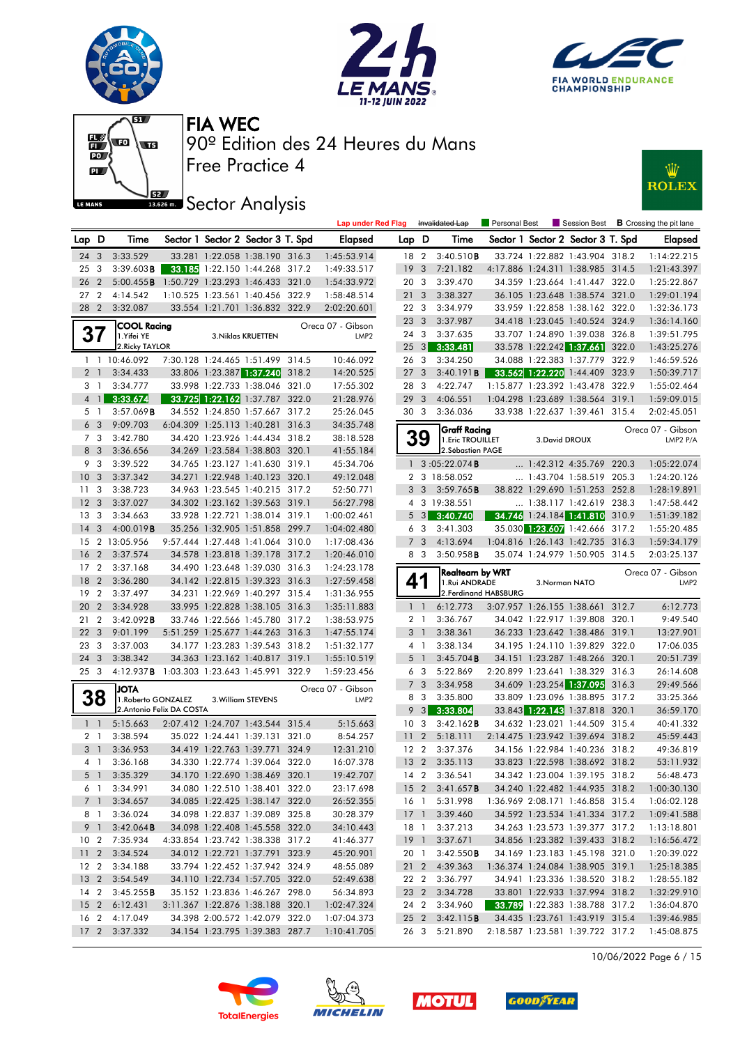# FIA WEC

## 90º Edition des 24 Heures du Mans

### Free Practice 4

### Sector Analysis

Lap under Red Flag | Invalidated Lap | Personal Best | Session Best | **B** Crossing the pit lane

| Lap | D | Time | Sector 1 | Sector 2 | Sector 3 | T. Spd | Elapsed |
|---|---|---|---|---|---|---|---|
| 24 | 3 | 3:33.529 | 33.281 | 1:22.058 | 1:38.190 | 316.3 | 1:45:53.914 |
| 25 | 3 | 3:39.603**B** | 33.185 | 1:22.150 | 1:44.268 | 317.2 | 1:49:33.517 |
| 26 | 2 | 5:00.455**B** | 1:50.729 | 1:23.293 | 1:46.433 | 321.0 | 1:54:33.972 |
| 27 | 2 | 4:14.542 | 1:10.525 | 1:23.561 | 1:40.456 | 322.9 | 1:58:48.514 |
| 28 | 2 | 3:32.087 | 33.554 | 1:21.701 | 1:36.832 | 322.9 | 2:02:20.601 |

**37** COOL Racing — Oreca 07 - Gibson — LMP2
1.Yifei YE / 2.Ricky TAYLOR / 3.Niklas KRUETTEN

| Lap | D | Time | Sector 1 | Sector 2 | Sector 3 | T. Spd | Elapsed |
|---|---|---|---|---|---|---|---|
| 1 | 1 | 10:46.092 | 7:30.128 | 1:24.465 | 1:51.499 | 314.5 | 10:46.092 |
| 2 | 1 | 3:34.433 | 33.806 | 1:23.387 | 1:37.240 | 318.2 | 14:20.525 |
| 3 | 1 | 3:34.777 | 33.998 | 1:22.733 | 1:38.046 | 321.0 | 17:55.302 |
| 4 | 1 | 3:33.674 | 33.725 | 1:22.162 | 1:37.787 | 322.0 | 21:28.976 |
| 5 | 1 | 3:57.069**B** | 34.552 | 1:24.850 | 1:57.667 | 317.2 | 25:26.045 |
| 6 | 3 | 9:09.703 | 6:04.309 | 1:25.113 | 1:40.281 | 316.3 | 34:35.748 |
| 7 | 3 | 3:42.780 | 34.420 | 1:23.926 | 1:44.434 | 318.2 | 38:18.528 |
| 8 | 3 | 3:36.656 | 34.269 | 1:23.584 | 1:38.803 | 320.1 | 41:55.184 |
| 9 | 3 | 3:39.522 | 34.765 | 1:23.127 | 1:41.630 | 319.1 | 45:34.706 |
| 10 | 3 | 3:37.342 | 34.271 | 1:22.948 | 1:40.123 | 320.1 | 49:12.048 |
| 11 | 3 | 3:38.723 | 34.963 | 1:23.545 | 1:40.215 | 317.2 | 52:50.771 |
| 12 | 3 | 3:37.027 | 34.302 | 1:23.162 | 1:39.563 | 319.1 | 56:27.798 |
| 13 | 3 | 3:34.663 | 33.928 | 1:22.721 | 1:38.014 | 319.1 | 1:00:02.461 |
| 14 | 3 | 4:00.019**B** | 35.256 | 1:32.905 | 1:51.858 | 299.7 | 1:04:02.480 |
| 15 | 2 | 13:05.956 | 9:57.444 | 1:27.448 | 1:41.064 | 310.0 | 1:17:08.436 |
| 16 | 2 | 3:37.574 | 34.578 | 1:23.818 | 1:39.178 | 317.2 | 1:20:46.010 |
| 17 | 2 | 3:37.168 | 34.490 | 1:23.648 | 1:39.030 | 316.3 | 1:24:23.178 |
| 18 | 2 | 3:36.280 | 34.142 | 1:22.815 | 1:39.323 | 316.3 | 1:27:59.458 |
| 19 | 2 | 3:37.497 | 34.231 | 1:22.969 | 1:40.297 | 315.4 | 1:31:36.955 |
| 20 | 2 | 3:34.928 | 33.995 | 1:22.828 | 1:38.105 | 316.3 | 1:35:11.883 |
| 21 | 2 | 3:42.092**B** | 33.746 | 1:22.566 | 1:45.780 | 317.2 | 1:38:53.975 |
| 22 | 3 | 9:01.199 | 5:51.259 | 1:25.677 | 1:44.263 | 316.3 | 1:47:55.174 |
| 23 | 3 | 3:37.003 | 34.177 | 1:23.283 | 1:39.543 | 318.2 | 1:51:32.177 |
| 24 | 3 | 3:38.342 | 34.363 | 1:23.162 | 1:40.817 | 319.1 | 1:55:10.519 |
| 25 | 3 | 4:12.937**B** | 1:03.303 | 1:23.643 | 1:45.991 | 322.9 | 1:59:23.456 |

**38** JOTA — Oreca 07 - Gibson — LMP2
1.Roberto GONZALEZ / 2.Antonio Felix DA COSTA / 3.William STEVENS

| Lap | D | Time | Sector 1 | Sector 2 | Sector 3 | T. Spd | Elapsed |
|---|---|---|---|---|---|---|---|
| 1 | 1 | 5:15.663 | 2:07.412 | 1:24.707 | 1:43.544 | 315.4 | 5:15.663 |
| 2 | 1 | 3:38.594 | 35.022 | 1:24.441 | 1:39.131 | 321.0 | 8:54.257 |
| 3 | 1 | 3:36.953 | 34.419 | 1:22.763 | 1:39.771 | 324.9 | 12:31.210 |
| 4 | 1 | 3:36.168 | 34.330 | 1:22.774 | 1:39.064 | 322.0 | 16:07.378 |
| 5 | 1 | 3:35.329 | 34.170 | 1:22.690 | 1:38.469 | 320.1 | 19:42.707 |
| 6 | 1 | 3:34.991 | 34.080 | 1:22.510 | 1:38.401 | 322.0 | 23:17.698 |
| 7 | 1 | 3:34.657 | 34.085 | 1:22.425 | 1:38.147 | 322.0 | 26:52.355 |
| 8 | 1 | 3:36.024 | 34.098 | 1:22.837 | 1:39.089 | 325.8 | 30:28.379 |
| 9 | 1 | 3:42.064**B** | 34.098 | 1:22.408 | 1:45.558 | 322.0 | 34:10.443 |
| 10 | 2 | 7:35.934 | 4:33.854 | 1:23.742 | 1:38.338 | 317.2 | 41:46.377 |
| 11 | 2 | 3:34.524 | 34.012 | 1:22.721 | 1:37.791 | 323.9 | 45:20.901 |
| 12 | 2 | 3:34.188 | 33.794 | 1:22.452 | 1:37.942 | 324.9 | 48:55.089 |
| 13 | 2 | 3:54.549 | 34.110 | 1:22.734 | 1:57.705 | 322.0 | 52:49.638 |
| 14 | 2 | 3:45.255**B** | 35.152 | 1:23.836 | 1:46.267 | 298.0 | 56:34.893 |
| 15 | 2 | 6:12.431 | 3:11.367 | 1:22.876 | 1:38.188 | 320.1 | 1:02:47.324 |
| 16 | 2 | 4:17.049 | 34.398 | 2:00.572 | 1:42.079 | 322.0 | 1:07:04.373 |
| 17 | 2 | 3:37.332 | 34.154 | 1:23.795 | 1:39.383 | 287.7 | 1:10:41.705 |
| 18 | 2 | 3:40.510**B** | 33.724 | 1:22.882 | 1:43.904 | 318.2 | 1:14:22.215 |
| 19 | 3 | 7:21.182 | 4:17.886 | 1:24.311 | 1:38.985 | 314.5 | 1:21:43.397 |
| 20 | 3 | 3:39.470 | 34.359 | 1:23.664 | 1:41.447 | 322.0 | 1:25:22.867 |
| 21 | 3 | 3:38.327 | 36.105 | 1:23.648 | 1:38.574 | 321.0 | 1:29:01.194 |
| 22 | 3 | 3:34.979 | 33.959 | 1:22.858 | 1:38.162 | 322.0 | 1:32:36.173 |
| 23 | 3 | 3:37.987 | 34.418 | 1:23.045 | 1:40.524 | 324.9 | 1:36:14.160 |
| 24 | 3 | 3:37.635 | 33.707 | 1:24.890 | 1:39.038 | 326.8 | 1:39:51.795 |
| 25 | 3 | 3:33.481 | 33.578 | 1:22.242 | 1:37.661 | 322.0 | 1:43:25.276 |
| 26 | 3 | 3:34.250 | 34.088 | 1:22.383 | 1:37.779 | 322.9 | 1:46:59.526 |
| 27 | 3 | 3:40.191**B** | 33.562 | 1:22.220 | 1:44.409 | 323.9 | 1:50:39.717 |
| 28 | 3 | 4:22.747 | 1:15.877 | 1:23.392 | 1:43.478 | 322.9 | 1:55:02.464 |
| 29 | 3 | 4:06.551 | 1:04.298 | 1:23.689 | 1:38.564 | 319.1 | 1:59:09.015 |
| 30 | 3 | 3:36.036 | 33.938 | 1:22.637 | 1:39.461 | 315.4 | 2:02:45.051 |

**39** Graff Racing — Oreca 07 - Gibson — LMP2 P/A
1.Eric TROUILLET / 2.Sébastien PAGE / 3.David DROUX

| Lap | D | Time | Sector 1 | Sector 2 | Sector 3 | T. Spd | Elapsed |
|---|---|---|---|---|---|---|---|
| 1 | 3 | 1:05:22.074**B** | ... | 1:42.312 | 4:35.769 | 220.3 | 1:05:22.074 |
| 2 | 3 | 18:58.052 | ... | 1:43.704 | 1:58.519 | 205.3 | 1:24:20.126 |
| 3 | 3 | 3:59.765**B** | 38.822 | 1:29.690 | 1:51.253 | 252.8 | 1:28:19.891 |
| 4 | 3 | 19:38.551 | ... | 1:38.117 | 1:42.619 | 238.3 | 1:47:58.442 |
| 5 | 3 | 3:40.740 | 34.746 | 1:24.184 | 1:41.810 | 310.9 | 1:51:39.182 |
| 6 | 3 | 3:41.303 | 35.030 | 1:23.607 | 1:42.666 | 317.2 | 1:55:20.485 |
| 7 | 3 | 4:13.694 | 1:04.816 | 1:26.143 | 1:42.735 | 316.3 | 1:59:34.179 |
| 8 | 3 | 3:50.958**B** | 35.074 | 1:24.979 | 1:50.905 | 314.5 | 2:03:25.137 |

**41** Realteam by WRT — Oreca 07 - Gibson — LMP2
1.Rui ANDRADE / 2.Ferdinand HABSBURG / 3.Norman NATO

| Lap | D | Time | Sector 1 | Sector 2 | Sector 3 | T. Spd | Elapsed |
|---|---|---|---|---|---|---|---|
| 1 | 1 | 6:12.773 | 3:07.957 | 1:26.155 | 1:38.661 | 312.7 | 6:12.773 |
| 2 | 1 | 3:36.767 | 34.042 | 1:22.917 | 1:39.808 | 320.1 | 9:49.540 |
| 3 | 1 | 3:38.361 | 36.233 | 1:23.642 | 1:38.486 | 319.1 | 13:27.901 |
| 4 | 1 | 3:38.134 | 34.195 | 1:24.110 | 1:39.829 | 322.0 | 17:06.035 |
| 5 | 1 | 3:45.704**B** | 34.151 | 1:23.287 | 1:48.266 | 320.1 | 20:51.739 |
| 6 | 3 | 5:22.869 | 2:20.899 | 1:23.641 | 1:38.329 | 316.3 | 26:14.608 |
| 7 | 3 | 3:34.958 | 34.609 | 1:23.254 | 1:37.095 | 316.3 | 29:49.566 |
| 8 | 3 | 3:35.800 | 33.809 | 1:23.096 | 1:38.895 | 317.2 | 33:25.366 |
| 9 | 3 | 3:33.804 | 33.843 | 1:22.143 | 1:37.818 | 320.1 | 36:59.170 |
| 10 | 3 | 3:42.162**B** | 34.632 | 1:23.021 | 1:44.509 | 315.4 | 40:41.332 |
| 11 | 2 | 5:18.111 | 2:14.475 | 1:23.942 | 1:39.694 | 318.2 | 45:59.443 |
| 12 | 2 | 3:37.376 | 34.156 | 1:22.984 | 1:40.236 | 318.2 | 49:36.819 |
| 13 | 2 | 3:35.113 | 33.823 | 1:22.598 | 1:38.692 | 318.2 | 53:11.932 |
| 14 | 2 | 3:36.541 | 34.342 | 1:23.004 | 1:39.195 | 318.2 | 56:48.473 |
| 15 | 2 | 3:41.657**B** | 34.240 | 1:22.482 | 1:44.935 | 318.2 | 1:00:30.130 |
| 16 | 1 | 5:31.998 | 1:36.969 | 2:08.171 | 1:46.858 | 315.4 | 1:06:02.128 |
| 17 | 1 | 3:39.460 | 34.592 | 1:23.534 | 1:41.334 | 317.2 | 1:09:41.588 |
| 18 | 1 | 3:37.213 | 34.263 | 1:23.573 | 1:39.377 | 317.2 | 1:13:18.801 |
| 19 | 1 | 3:37.671 | 34.856 | 1:23.382 | 1:39.433 | 318.2 | 1:16:56.472 |
| 20 | 1 | 3:42.550**B** | 34.169 | 1:23.183 | 1:45.198 | 321.0 | 1:20:39.022 |
| 21 | 2 | 4:39.363 | 1:36.374 | 1:24.084 | 1:38.905 | 319.1 | 1:25:18.385 |
| 22 | 2 | 3:36.797 | 34.941 | 1:23.336 | 1:38.520 | 318.2 | 1:28:55.182 |
| 23 | 2 | 3:34.728 | 33.801 | 1:22.933 | 1:37.994 | 318.2 | 1:32:29.910 |
| 24 | 2 | 3:34.960 | 33.789 | 1:22.383 | 1:38.788 | 317.2 | 1:36:04.870 |
| 25 | 2 | 3:42.115**B** | 34.435 | 1:23.761 | 1:43.919 | 315.4 | 1:39:46.985 |
| 26 | 3 | 5:21.890 | 2:18.587 | 1:23.581 | 1:39.722 | 317.2 | 1:45:08.875 |

10/06/2022 Page 6 / 15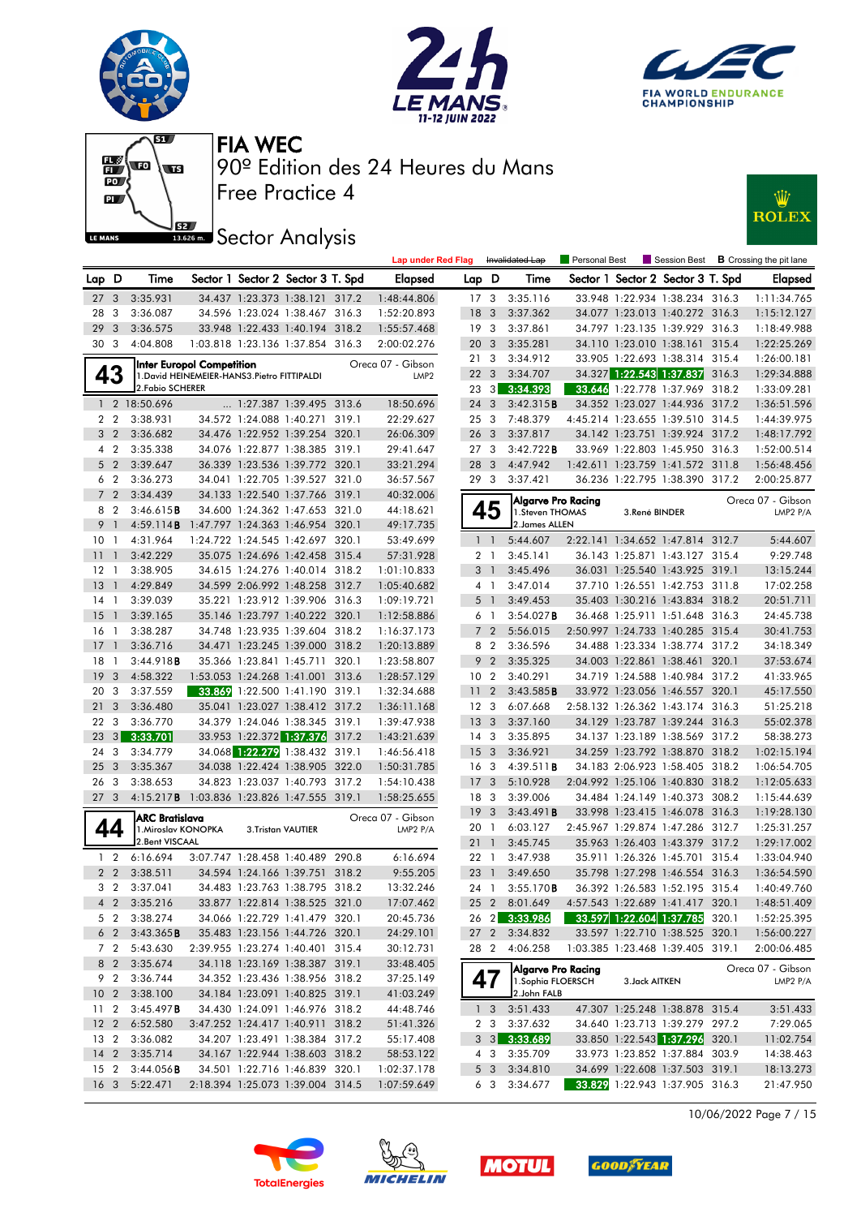# FIA WEC

## 90º Edition des 24 Heures du Mans

## Free Practice 4

## Sector Analysis

Lap under Red Flag | Invalidated Lap | Personal Best | Session Best | **B** Crossing the pit lane

| Lap | D | Time | Sector 1 | Sector 2 | Sector 3 | T. Spd | Elapsed |
|---|---|---|---|---|---|---|---|
| 27 | 3 | 3:35.931 | 34.437 | 1:23.373 | 1:38.121 | 317.2 | 1:48:44.806 |
| 28 | 3 | 3:36.087 | 34.596 | 1:23.024 | 1:38.467 | 316.3 | 1:52:20.893 |
| 29 | 3 | 3:36.575 | 33.948 | 1:22.433 | 1:40.194 | 318.2 | 1:55:57.468 |
| 30 | 3 | 4:04.808 | 1:03.818 | 1:23.136 | 1:37.854 | 316.3 | 2:00:02.276 |

### 43 — Inter Europol Competition — Oreca 07 - Gibson — LMP2
1.David HEINEMEIER-HANSS 3.Pietro FITTIPALDI
2.Fabio SCHERER

| Lap | D | Time | Sector 1 | Sector 2 | Sector 3 | T. Spd | Elapsed |
|---|---|---|---|---|---|---|---|
| 1 | 2 | 18:50.696 | ... | 1:27.387 | 1:39.495 | 313.6 | 18:50.696 |
| 2 | 2 | 3:38.931 | 34.572 | 1:24.088 | 1:40.271 | 319.1 | 22:29.627 |
| 3 | 2 | 3:36.682 | 34.476 | 1:22.952 | 1:39.254 | 320.1 | 26:06.309 |
| 4 | 2 | 3:35.338 | 34.076 | 1:22.877 | 1:38.385 | 319.1 | 29:41.647 |
| 5 | 2 | 3:39.647 | 36.339 | 1:23.536 | 1:39.772 | 320.1 | 33:21.294 |
| 6 | 2 | 3:36.273 | 34.041 | 1:22.705 | 1:39.527 | 321.0 | 36:57.567 |
| 7 | 2 | 3:34.439 | 34.133 | 1:22.540 | 1:37.766 | 319.1 | 40:32.006 |
| 8 | 2 | 3:46.615**B** | 34.600 | 1:24.362 | 1:47.653 | 321.0 | 44:18.621 |
| 9 | 1 | 4:59.114**B** | 1:47.797 | 1:24.263 | 1:46.954 | 320.1 | 49:17.735 |
| 10 | 1 | 4:31.964 | 1:24.722 | 1:24.545 | 1:42.697 | 320.1 | 53:49.699 |
| 11 | 1 | 3:42.229 | 35.075 | 1:24.696 | 1:42.458 | 315.4 | 57:31.928 |
| 12 | 1 | 3:38.905 | 34.615 | 1:24.276 | 1:40.014 | 318.2 | 1:01:10.833 |
| 13 | 1 | 4:29.849 | 34.599 | 2:06.992 | 1:48.258 | 312.7 | 1:05:40.682 |
| 14 | 1 | 3:39.039 | 35.221 | 1:23.912 | 1:39.906 | 316.3 | 1:09:19.721 |
| 15 | 1 | 3:39.165 | 35.146 | 1:23.797 | 1:40.222 | 320.1 | 1:12:58.886 |
| 16 | 1 | 3:38.287 | 34.748 | 1:23.935 | 1:39.604 | 318.2 | 1:16:37.173 |
| 17 | 1 | 3:36.716 | 34.471 | 1:23.245 | 1:39.000 | 318.2 | 1:20:13.889 |
| 18 | 1 | 3:44.918**B** | 35.366 | 1:23.841 | 1:45.711 | 320.1 | 1:23:58.807 |
| 19 | 3 | 4:58.322 | 1:53.053 | 1:24.268 | 1:41.001 | 313.6 | 1:28:57.129 |
| 20 | 3 | 3:37.559 | 33.869 | 1:22.500 | 1:41.190 | 319.1 | 1:32:34.688 |
| 21 | 3 | 3:36.480 | 35.041 | 1:23.027 | 1:38.412 | 317.2 | 1:36:11.168 |
| 22 | 3 | 3:36.770 | 34.379 | 1:24.046 | 1:38.345 | 319.1 | 1:39:47.938 |
| 23 | 3 | 3:33.701 | 33.953 | 1:22.372 | 1:37.376 | 317.2 | 1:43:21.639 |
| 24 | 3 | 3:34.779 | 34.068 | 1:22.279 | 1:38.432 | 319.1 | 1:46:56.418 |
| 25 | 3 | 3:35.367 | 34.038 | 1:22.424 | 1:38.905 | 322.0 | 1:50:31.785 |
| 26 | 3 | 3:38.653 | 34.823 | 1:23.037 | 1:40.793 | 317.2 | 1:54:10.438 |
| 27 | 3 | 4:15.217**B** | 1:03.836 | 1:23.826 | 1:47.555 | 319.1 | 1:58:25.655 |

### 44 — ARC Bratislava — Oreca 07 - Gibson — LMP2 P/A
1.Miroslav KONOPKA 3.Tristan VAUTIER
2.Bent VISCAAL

| Lap | D | Time | Sector 1 | Sector 2 | Sector 3 | T. Spd | Elapsed |
|---|---|---|---|---|---|---|---|
| 1 | 2 | 6:16.694 | 3:07.747 | 1:28.458 | 1:40.489 | 290.8 | 6:16.694 |
| 2 | 2 | 3:38.511 | 34.594 | 1:24.166 | 1:39.751 | 318.2 | 9:55.205 |
| 3 | 2 | 3:37.041 | 34.483 | 1:23.763 | 1:38.795 | 318.2 | 13:32.246 |
| 4 | 2 | 3:35.216 | 33.877 | 1:22.814 | 1:38.525 | 321.0 | 17:07.462 |
| 5 | 2 | 3:38.274 | 34.066 | 1:22.729 | 1:41.479 | 320.1 | 20:45.736 |
| 6 | 2 | 3:43.365**B** | 35.483 | 1:23.156 | 1:44.726 | 320.1 | 24:29.101 |
| 7 | 2 | 5:43.630 | 2:39.955 | 1:23.274 | 1:40.401 | 315.4 | 30:12.731 |
| 8 | 2 | 3:35.674 | 34.118 | 1:23.169 | 1:38.387 | 319.1 | 33:48.405 |
| 9 | 2 | 3:36.744 | 34.352 | 1:23.436 | 1:38.956 | 318.2 | 37:25.149 |
| 10 | 2 | 3:38.100 | 34.184 | 1:23.091 | 1:40.825 | 319.1 | 41:03.249 |
| 11 | 2 | 3:45.497**B** | 34.430 | 1:24.091 | 1:46.976 | 318.2 | 44:48.746 |
| 12 | 2 | 6:52.580 | 3:47.252 | 1:24.417 | 1:40.911 | 318.2 | 51:41.326 |
| 13 | 2 | 3:36.082 | 34.207 | 1:23.491 | 1:38.384 | 317.2 | 55:17.408 |
| 14 | 2 | 3:35.714 | 34.167 | 1:22.944 | 1:38.603 | 318.2 | 58:53.122 |
| 15 | 2 | 3:44.056**B** | 34.501 | 1:22.716 | 1:46.839 | 320.1 | 1:02:37.178 |
| 16 | 3 | 5:22.471 | 2:18.394 | 1:25.073 | 1:39.004 | 314.5 | 1:07:59.649 |
| 17 | 3 | 3:35.116 | 33.948 | 1:22.934 | 1:38.234 | 316.3 | 1:11:34.765 |
| 18 | 3 | 3:37.362 | 34.077 | 1:23.013 | 1:40.272 | 316.3 | 1:15:12.127 |
| 19 | 3 | 3:37.861 | 34.797 | 1:23.135 | 1:39.929 | 316.3 | 1:18:49.988 |
| 20 | 3 | 3:35.281 | 34.110 | 1:23.010 | 1:38.161 | 315.4 | 1:22:25.269 |
| 21 | 3 | 3:34.912 | 33.905 | 1:22.693 | 1:38.314 | 315.4 | 1:26:00.181 |
| 22 | 3 | 3:34.707 | 34.327 | 1:22.543 | 1:37.837 | 316.3 | 1:29:34.888 |
| 23 | 3 | 3:34.393 | 33.646 | 1:22.778 | 1:37.969 | 318.2 | 1:33:09.281 |
| 24 | 3 | 3:42.315**B** | 34.352 | 1:23.027 | 1:44.936 | 317.2 | 1:36:51.596 |
| 25 | 3 | 7:48.379 | 4:45.214 | 1:23.655 | 1:39.510 | 314.5 | 1:44:39.975 |
| 26 | 3 | 3:37.817 | 34.142 | 1:23.751 | 1:39.924 | 317.2 | 1:48:17.792 |
| 27 | 3 | 3:42.722**B** | 33.969 | 1:22.803 | 1:45.950 | 316.3 | 1:52:00.514 |
| 28 | 3 | 4:47.942 | 1:42.611 | 1:23.759 | 1:41.572 | 311.8 | 1:56:48.456 |
| 29 | 3 | 3:37.421 | 36.236 | 1:22.795 | 1:38.390 | 317.2 | 2:00:25.877 |

### 45 — Algarve Pro Racing — Oreca 07 - Gibson — LMP2 P/A
1.Steven THOMAS 3.René BINDER
2.James ALLEN

| Lap | D | Time | Sector 1 | Sector 2 | Sector 3 | T. Spd | Elapsed |
|---|---|---|---|---|---|---|---|
| 1 | 1 | 5:44.607 | 2:22.141 | 1:34.652 | 1:47.814 | 312.7 | 5:44.607 |
| 2 | 1 | 3:45.141 | 36.143 | 1:25.871 | 1:43.127 | 315.4 | 9:29.748 |
| 3 | 1 | 3:45.496 | 36.031 | 1:25.540 | 1:43.925 | 319.1 | 13:15.244 |
| 4 | 1 | 3:47.014 | 37.710 | 1:26.551 | 1:42.753 | 311.8 | 17:02.258 |
| 5 | 1 | 3:49.453 | 35.403 | 1:30.216 | 1:43.834 | 318.2 | 20:51.711 |
| 6 | 1 | 3:54.027**B** | 36.468 | 1:25.911 | 1:51.648 | 316.3 | 24:45.738 |
| 7 | 2 | 5:56.015 | 2:50.997 | 1:24.733 | 1:40.285 | 315.4 | 30:41.753 |
| 8 | 2 | 3:36.596 | 34.488 | 1:23.334 | 1:38.774 | 317.2 | 34:18.349 |
| 9 | 2 | 3:35.325 | 34.003 | 1:22.861 | 1:38.461 | 320.1 | 37:53.674 |
| 10 | 2 | 3:40.291 | 34.719 | 1:24.588 | 1:40.984 | 317.2 | 41:33.965 |
| 11 | 2 | 3:43.585**B** | 33.972 | 1:23.056 | 1:46.557 | 320.1 | 45:17.550 |
| 12 | 3 | 6:07.668 | 2:58.132 | 1:26.362 | 1:43.174 | 316.3 | 51:25.218 |
| 13 | 3 | 3:37.160 | 34.129 | 1:23.787 | 1:39.244 | 316.3 | 55:02.378 |
| 14 | 3 | 3:35.895 | 34.137 | 1:23.189 | 1:38.569 | 317.2 | 58:38.273 |
| 15 | 3 | 3:36.921 | 34.259 | 1:23.792 | 1:38.870 | 318.2 | 1:02:15.194 |
| 16 | 3 | 4:39.511**B** | 34.183 | 2:06.923 | 1:58.405 | 318.2 | 1:06:54.705 |
| 17 | 3 | 5:10.928 | 2:04.992 | 1:25.106 | 1:40.830 | 318.2 | 1:12:05.633 |
| 18 | 3 | 3:39.006 | 34.484 | 1:24.149 | 1:40.373 | 308.2 | 1:15:44.639 |
| 19 | 3 | 3:43.491**B** | 33.998 | 1:23.415 | 1:46.078 | 316.3 | 1:19:28.130 |
| 20 | 1 | 6:03.127 | 2:45.967 | 1:29.874 | 1:47.286 | 312.7 | 1:25:31.257 |
| 21 | 1 | 3:45.745 | 35.963 | 1:26.403 | 1:43.379 | 317.2 | 1:29:17.002 |
| 22 | 1 | 3:47.938 | 35.911 | 1:26.326 | 1:45.701 | 315.4 | 1:33:04.940 |
| 23 | 1 | 3:49.650 | 35.798 | 1:27.298 | 1:46.554 | 316.3 | 1:36:54.590 |
| 24 | 1 | 3:55.170**B** | 36.292 | 1:26.583 | 1:52.195 | 315.4 | 1:40:49.760 |
| 25 | 2 | 8:01.649 | 4:57.543 | 1:22.689 | 1:41.417 | 320.1 | 1:48:51.409 |
| 26 | 2 | 3:33.986 | 33.597 | 1:22.604 | 1:37.785 | 320.1 | 1:52:25.395 |
| 27 | 2 | 3:34.832 | 33.597 | 1:22.710 | 1:38.525 | 320.1 | 1:56:00.227 |
| 28 | 2 | 4:06.258 | 1:03.385 | 1:23.468 | 1:39.405 | 319.1 | 2:00:06.485 |

### 47 — Algarve Pro Racing — Oreca 07 - Gibson — LMP2 P/A
1.Sophia FLOERSCH 3.Jack AITKEN
2.John FALB

| Lap | D | Time | Sector 1 | Sector 2 | Sector 3 | T. Spd | Elapsed |
|---|---|---|---|---|---|---|---|
| 1 | 3 | 3:51.433 | 47.307 | 1:25.248 | 1:38.878 | 315.4 | 3:51.433 |
| 2 | 3 | 3:37.632 | 34.640 | 1:23.713 | 1:39.279 | 297.2 | 7:29.065 |
| 3 | 3 | 3:33.689 | 33.850 | 1:22.543 | 1:37.296 | 320.1 | 11:02.754 |
| 4 | 3 | 3:35.709 | 33.973 | 1:23.852 | 1:37.884 | 303.9 | 14:38.463 |
| 5 | 3 | 3:34.810 | 34.699 | 1:22.608 | 1:37.503 | 319.1 | 18:13.273 |
| 6 | 3 | 3:34.677 | 33.829 | 1:22.943 | 1:37.905 | 316.3 | 21:47.950 |

10/06/2022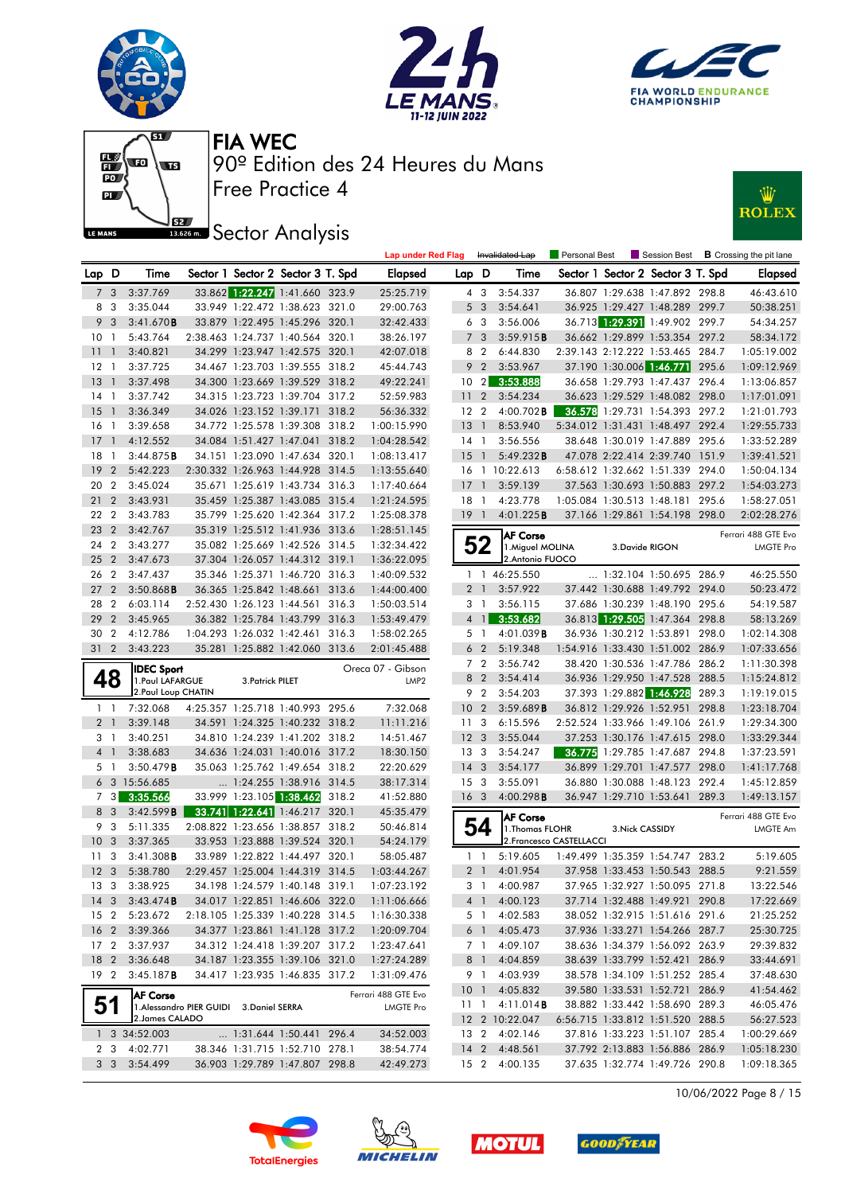# FIA WEC

90º Edition des 24 Heures du Mans

Free Practice 4

Sector Analysis

Lap under Red Flag | Invalidated Lap | Personal Best | Session Best | B Crossing the pit lane

| Lap | D | Time | Sector 1 | Sector 2 | Sector 3 | T. Spd | Elapsed |
|---|---|---|---|---|---|---|---|
| 7 | 3 | 3:37.769 | 33.862 | 1:22.247 | 1:41.660 | 323.9 | 25:25.719 |
| 8 | 3 | 3:35.044 | 33.949 | 1:22.472 | 1:38.623 | 321.0 | 29:00.763 |
| 9 | 3 | 3:41.670B | 33.879 | 1:22.495 | 1:45.296 | 320.1 | 32:42.433 |
| 10 | 1 | 5:43.764 | 2:38.463 | 1:24.737 | 1:40.564 | 320.1 | 38:26.197 |
| 11 | 1 | 3:40.821 | 34.299 | 1:23.947 | 1:42.575 | 320.1 | 42:07.018 |
| 12 | 1 | 3:37.725 | 34.467 | 1:23.703 | 1:39.555 | 318.2 | 45:44.743 |
| 13 | 1 | 3:37.498 | 34.300 | 1:23.669 | 1:39.529 | 318.2 | 49:22.241 |
| 14 | 1 | 3:37.742 | 34.315 | 1:23.723 | 1:39.704 | 317.2 | 52:59.983 |
| 15 | 1 | 3:36.349 | 34.026 | 1:23.152 | 1:39.171 | 318.2 | 56:36.332 |
| 16 | 1 | 3:39.658 | 34.772 | 1:25.578 | 1:39.308 | 318.2 | 1:00:15.990 |
| 17 | 1 | 4:12.552 | 34.084 | 1:51.427 | 1:47.041 | 318.2 | 1:04:28.542 |
| 18 | 1 | 3:44.875B | 34.151 | 1:23.090 | 1:47.634 | 320.1 | 1:08:13.417 |
| 19 | 2 | 5:42.223 | 2:30.332 | 1:26.963 | 1:44.928 | 314.5 | 1:13:55.640 |
| 20 | 2 | 3:45.024 | 35.671 | 1:25.619 | 1:43.734 | 316.3 | 1:17:40.664 |
| 21 | 2 | 3:43.931 | 35.459 | 1:25.387 | 1:43.085 | 315.4 | 1:21:24.595 |
| 22 | 2 | 3:43.783 | 35.799 | 1:25.620 | 1:42.364 | 317.2 | 1:25:08.378 |
| 23 | 2 | 3:42.767 | 35.319 | 1:25.512 | 1:41.936 | 313.6 | 1:28:51.145 |
| 24 | 2 | 3:43.277 | 35.082 | 1:25.669 | 1:42.526 | 314.5 | 1:32:34.422 |
| 25 | 2 | 3:47.673 | 37.304 | 1:26.057 | 1:44.312 | 319.1 | 1:36:22.095 |
| 26 | 2 | 3:47.437 | 35.346 | 1:25.371 | 1:46.720 | 316.3 | 1:40:09.532 |
| 27 | 2 | 3:50.868B | 36.365 | 1:25.842 | 1:48.661 | 313.6 | 1:44:00.400 |
| 28 | 2 | 6:03.114 | 2:52.430 | 1:26.123 | 1:44.561 | 316.3 | 1:50:03.514 |
| 29 | 2 | 3:45.965 | 36.382 | 1:25.784 | 1:43.799 | 316.3 | 1:53:49.479 |
| 30 | 2 | 4:12.786 | 1:04.293 | 1:26.032 | 1:42.461 | 316.3 | 1:58:02.265 |
| 31 | 2 | 3:43.223 | 35.281 | 1:25.882 | 1:42.060 | 313.6 | 2:01:45.488 |

**48 — IDEC Sport** — Oreca 07 - Gibson — LMP2
1.Paul LAFARGUE, 2.Paul Loup CHATIN, 3.Patrick PILET

| Lap | D | Time | Sector 1 | Sector 2 | Sector 3 | T. Spd | Elapsed |
|---|---|---|---|---|---|---|---|
| 1 | 1 | 7:32.068 | 4:25.357 | 1:25.718 | 1:40.993 | 295.6 | 7:32.068 |
| 2 | 1 | 3:39.148 | 34.591 | 1:24.325 | 1:40.232 | 318.2 | 11:11.216 |
| 3 | 1 | 3:40.251 | 34.810 | 1:24.239 | 1:41.202 | 318.2 | 14:51.467 |
| 4 | 1 | 3:38.683 | 34.636 | 1:24.031 | 1:40.016 | 317.2 | 18:30.150 |
| 5 | 1 | 3:50.479B | 35.063 | 1:25.762 | 1:49.654 | 318.2 | 22:20.629 |
| 6 | 3 | 15:56.685 | ... | 1:24.255 | 1:38.916 | 314.5 | 38:17.314 |
| 7 | 3 | 3:35.566 | 33.999 | 1:23.105 | 1:38.462 | 318.2 | 41:52.880 |
| 8 | 3 | 3:42.599B | 33.741 | 1:22.641 | 1:46.217 | 320.1 | 45:35.479 |
| 9 | 3 | 5:11.335 | 2:08.822 | 1:23.656 | 1:38.857 | 318.2 | 50:46.814 |
| 10 | 3 | 3:37.365 | 33.953 | 1:23.888 | 1:39.524 | 320.1 | 54:24.179 |
| 11 | 3 | 3:41.308B | 33.989 | 1:22.822 | 1:44.497 | 320.1 | 58:05.487 |
| 12 | 3 | 5:38.780 | 2:29.457 | 1:25.004 | 1:44.319 | 314.5 | 1:03:44.267 |
| 13 | 3 | 3:38.925 | 34.198 | 1:24.579 | 1:40.148 | 319.1 | 1:07:23.192 |
| 14 | 3 | 3:43.474B | 34.017 | 1:22.851 | 1:46.606 | 322.0 | 1:11:06.666 |
| 15 | 2 | 5:23.672 | 2:18.105 | 1:25.339 | 1:40.228 | 314.5 | 1:16:30.338 |
| 16 | 2 | 3:39.366 | 34.377 | 1:23.861 | 1:41.128 | 317.2 | 1:20:09.704 |
| 17 | 2 | 3:37.937 | 34.312 | 1:24.418 | 1:39.207 | 317.2 | 1:23:47.641 |
| 18 | 2 | 3:36.648 | 34.187 | 1:23.355 | 1:39.106 | 321.0 | 1:27:24.289 |
| 19 | 2 | 3:45.187B | 34.417 | 1:23.935 | 1:46.835 | 317.2 | 1:31:09.476 |

**51 — AF Corse** — Ferrari 488 GTE Evo — LMGTE Pro
1.Alessandro PIER GUIDI, 2.James CALADO, 3.Daniel SERRA

| Lap | D | Time | Sector 1 | Sector 2 | Sector 3 | T. Spd | Elapsed |
|---|---|---|---|---|---|---|---|
| 1 | 3 | 34:52.003 | ... | 1:31.644 | 1:50.441 | 296.4 | 34:52.003 |
| 2 | 3 | 4:02.771 | 38.346 | 1:31.715 | 1:52.710 | 278.1 | 38:54.774 |
| 3 | 3 | 3:54.499 | 36.903 | 1:29.789 | 1:47.807 | 298.8 | 42:49.273 |
| 4 | 3 | 3:54.337 | 36.807 | 1:29.638 | 1:47.892 | 298.8 | 46:43.610 |
| 5 | 3 | 3:54.641 | 36.925 | 1:29.427 | 1:48.289 | 299.7 | 50:38.251 |
| 6 | 3 | 3:56.006 | 36.713 | 1:29.391 | 1:49.902 | 299.7 | 54:34.257 |
| 7 | 3 | 3:59.915B | 36.662 | 1:29.899 | 1:53.354 | 297.2 | 58:34.172 |
| 8 | 2 | 6:44.830 | 2:39.143 | 2:12.222 | 1:53.465 | 284.7 | 1:05:19.002 |
| 9 | 2 | 3:53.967 | 37.190 | 1:30.006 | 1:46.771 | 295.6 | 1:09:12.969 |
| 10 | 2 | 3:53.888 | 36.658 | 1:29.793 | 1:47.437 | 296.4 | 1:13:06.857 |
| 11 | 2 | 3:54.234 | 36.623 | 1:29.529 | 1:48.082 | 298.0 | 1:17:01.091 |
| 12 | 2 | 4:00.702B | 36.578 | 1:29.731 | 1:54.393 | 297.2 | 1:21:01.793 |
| 13 | 1 | 8:53.940 | 5:34.012 | 1:31.431 | 1:48.497 | 292.4 | 1:29:55.733 |
| 14 | 1 | 3:56.556 | 38.648 | 1:30.019 | 1:47.889 | 295.6 | 1:33:52.289 |
| 15 | 1 | 5:49.232B | 47.078 | 2:22.414 | 2:39.740 | 151.9 | 1:39:41.521 |
| 16 | 1 | 10:22.613 | 6:58.612 | 1:32.662 | 1:51.339 | 294.0 | 1:50:04.134 |
| 17 | 1 | 3:59.139 | 37.563 | 1:30.693 | 1:50.883 | 297.2 | 1:54:03.273 |
| 18 | 1 | 4:23.778 | 1:05.084 | 1:30.513 | 1:48.181 | 295.6 | 1:58:27.051 |
| 19 | 1 | 4:01.225B | 37.166 | 1:29.861 | 1:54.198 | 298.0 | 2:02:28.276 |

**52 — AF Corse** — Ferrari 488 GTE Evo — LMGTE Pro
1.Miguel MOLINA, 2.Antonio FUOCO, 3.Davide RIGON

| Lap | D | Time | Sector 1 | Sector 2 | Sector 3 | T. Spd | Elapsed |
|---|---|---|---|---|---|---|---|
| 1 | 1 | 46:25.550 | ... | 1:32.104 | 1:50.695 | 286.9 | 46:25.550 |
| 2 | 1 | 3:57.922 | 37.442 | 1:30.688 | 1:49.792 | 294.0 | 50:23.472 |
| 3 | 1 | 3:56.115 | 37.686 | 1:30.239 | 1:48.190 | 295.6 | 54:19.587 |
| 4 | 1 | 3:53.682 | 36.813 | 1:29.505 | 1:47.364 | 298.8 | 58:13.269 |
| 5 | 1 | 4:01.039B | 36.936 | 1:30.212 | 1:53.891 | 298.0 | 1:02:14.308 |
| 6 | 2 | 5:19.348 | 1:54.916 | 1:33.430 | 1:51.002 | 286.9 | 1:07:33.656 |
| 7 | 2 | 3:56.742 | 38.420 | 1:30.536 | 1:47.786 | 286.2 | 1:11:30.398 |
| 8 | 2 | 3:54.414 | 36.936 | 1:29.950 | 1:47.528 | 288.5 | 1:15:24.812 |
| 9 | 2 | 3:54.203 | 37.393 | 1:29.882 | 1:46.928 | 289.3 | 1:19:19.015 |
| 10 | 2 | 3:59.689B | 36.812 | 1:29.926 | 1:52.951 | 298.8 | 1:23:18.704 |
| 11 | 3 | 6:15.596 | 2:52.524 | 1:33.966 | 1:49.106 | 261.9 | 1:29:34.300 |
| 12 | 3 | 3:55.044 | 37.253 | 1:30.176 | 1:47.615 | 298.0 | 1:33:29.344 |
| 13 | 3 | 3:54.247 | 36.775 | 1:29.785 | 1:47.687 | 294.8 | 1:37:23.591 |
| 14 | 3 | 3:54.177 | 36.899 | 1:29.701 | 1:47.577 | 298.0 | 1:41:17.768 |
| 15 | 3 | 3:55.091 | 36.880 | 1:30.088 | 1:48.123 | 292.4 | 1:45:12.859 |
| 16 | 3 | 4:00.298B | 36.947 | 1:29.710 | 1:53.641 | 289.3 | 1:49:13.157 |

**54 — AF Corse** — Ferrari 488 GTE Evo — LMGTE Am
1.Thomas FLOHR, 2.Francesco CASTELLACCI, 3.Nick CASSIDY

| Lap | D | Time | Sector 1 | Sector 2 | Sector 3 | T. Spd | Elapsed |
|---|---|---|---|---|---|---|---|
| 1 | 1 | 5:19.605 | 1:49.499 | 1:35.359 | 1:54.747 | 283.2 | 5:19.605 |
| 2 | 1 | 4:01.954 | 37.958 | 1:33.453 | 1:50.543 | 288.5 | 9:21.559 |
| 3 | 1 | 4:00.987 | 37.965 | 1:32.927 | 1:50.095 | 271.8 | 13:22.546 |
| 4 | 1 | 4:00.123 | 37.714 | 1:32.488 | 1:49.921 | 290.8 | 17:22.669 |
| 5 | 1 | 4:02.583 | 38.052 | 1:32.915 | 1:51.616 | 291.6 | 21:25.252 |
| 6 | 1 | 4:05.473 | 37.936 | 1:33.271 | 1:54.266 | 287.7 | 25:30.725 |
| 7 | 1 | 4:09.107 | 38.636 | 1:34.379 | 1:56.092 | 263.9 | 29:39.832 |
| 8 | 1 | 4:04.859 | 38.639 | 1:33.799 | 1:52.421 | 286.9 | 33:44.691 |
| 9 | 1 | 4:03.939 | 38.578 | 1:34.109 | 1:51.252 | 285.4 | 37:48.630 |
| 10 | 1 | 4:05.832 | 39.580 | 1:33.531 | 1:52.721 | 286.9 | 41:54.462 |
| 11 | 1 | 4:11.014B | 38.882 | 1:33.442 | 1:58.690 | 289.3 | 46:05.476 |
| 12 | 2 | 10:22.047 | 6:56.715 | 1:33.812 | 1:51.520 | 288.5 | 56:27.523 |
| 13 | 2 | 4:02.146 | 37.816 | 1:33.223 | 1:51.107 | 285.4 | 1:00:29.669 |
| 14 | 2 | 4:48.561 | 37.792 | 2:13.883 | 1:56.886 | 286.9 | 1:05:18.230 |
| 15 | 2 | 4:00.135 | 37.635 | 1:32.774 | 1:49.726 | 290.8 | 1:09:18.365 |

10/06/2022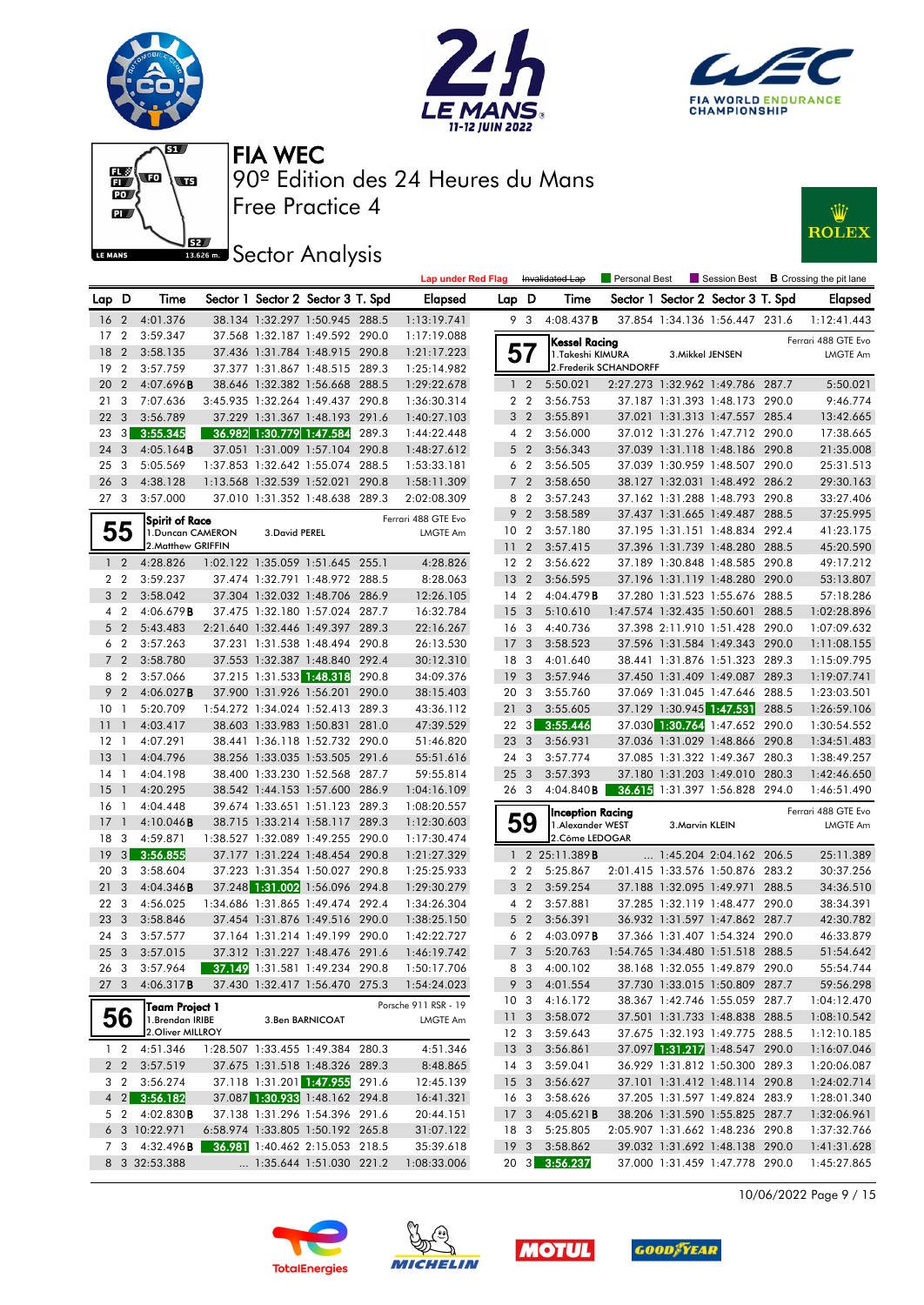# FIA WEC

90º Edition des 24 Heures du Mans

Free Practice 4

## Sector Analysis

Lap under Red Flag | Invalidated Lap | Personal Best | Session Best | B Crossing the pit lane

| Lap | D | Time | Sector 1 | Sector 2 | Sector 3 | T. Spd | Elapsed |
|---|---|---|---|---|---|---|---|
| 16 | 2 | 4:01.376 | 38.134 | 1:32.297 | 1:50.945 | 288.5 | 1:13:19.741 |
| 17 | 2 | 3:59.347 | 37.568 | 1:32.187 | 1:49.592 | 290.0 | 1:17:19.088 |
| 18 | 2 | 3:58.135 | 37.436 | 1:31.784 | 1:48.915 | 290.8 | 1:21:17.223 |
| 19 | 2 | 3:57.759 | 37.377 | 1:31.867 | 1:48.515 | 289.3 | 1:25:14.982 |
| 20 | 2 | 4:07.696B | 38.646 | 1:32.382 | 1:56.668 | 288.5 | 1:29:22.678 |
| 21 | 3 | 7:07.636 | 3:45.935 | 1:32.264 | 1:49.437 | 290.8 | 1:36:30.314 |
| 22 | 3 | 3:56.789 | 37.229 | 1:31.367 | 1:48.193 | 291.6 | 1:40:27.103 |
| 23 | 3 | 3:55.345 | 36.982 | 1:30.779 | 1:47.584 | 289.3 | 1:44:22.448 |
| 24 | 3 | 4:05.164B | 37.051 | 1:31.009 | 1:57.104 | 290.8 | 1:48:27.612 |
| 25 | 3 | 5:05.569 | 1:37.853 | 1:32.642 | 1:55.074 | 288.5 | 1:53:33.181 |
| 26 | 3 | 4:38.128 | 1:13.568 | 1:32.539 | 1:52.021 | 290.8 | 1:58:11.309 |
| 27 | 3 | 3:57.000 | 37.010 | 1:31.352 | 1:48.638 | 289.3 | 2:02:08.309 |

### 55 Spirit of Race — Ferrari 488 GTE Evo — LMGTE Am
1.Duncan CAMERON, 2.Matthew GRIFFIN, 3.David PEREL

| Lap | D | Time | Sector 1 | Sector 2 | Sector 3 | T. Spd | Elapsed |
|---|---|---|---|---|---|---|---|
| 1 | 2 | 4:28.826 | 1:02.122 | 1:35.059 | 1:51.645 | 255.1 | 4:28.826 |
| 2 | 2 | 3:59.237 | 37.474 | 1:32.791 | 1:48.972 | 288.5 | 8:28.063 |
| 3 | 2 | 3:58.042 | 37.304 | 1:32.032 | 1:48.706 | 286.9 | 12:26.105 |
| 4 | 2 | 4:06.679B | 37.475 | 1:32.180 | 1:57.024 | 287.7 | 16:32.784 |
| 5 | 2 | 5:43.483 | 2:21.640 | 1:32.446 | 1:49.397 | 289.3 | 22:16.267 |
| 6 | 2 | 3:57.263 | 37.231 | 1:31.538 | 1:48.494 | 290.8 | 26:13.530 |
| 7 | 2 | 3:58.780 | 37.553 | 1:32.387 | 1:48.840 | 292.4 | 30:12.310 |
| 8 | 2 | 3:57.066 | 37.215 | 1:31.533 | 1:48.318 | 290.8 | 34:09.376 |
| 9 | 2 | 4:06.027B | 37.900 | 1:31.926 | 1:56.201 | 290.0 | 38:15.403 |
| 10 | 1 | 5:20.709 | 1:54.272 | 1:34.024 | 1:52.413 | 289.3 | 43:36.112 |
| 11 | 1 | 4:03.417 | 38.603 | 1:33.983 | 1:50.831 | 281.0 | 47:39.529 |
| 12 | 1 | 4:07.291 | 38.441 | 1:36.118 | 1:52.732 | 290.0 | 51:46.820 |
| 13 | 1 | 4:04.796 | 38.256 | 1:33.035 | 1:53.505 | 291.6 | 55:51.616 |
| 14 | 1 | 4:04.198 | 38.400 | 1:33.230 | 1:52.568 | 287.7 | 59:55.814 |
| 15 | 1 | 4:20.295 | 38.542 | 1:44.153 | 1:57.600 | 286.9 | 1:04:16.109 |
| 16 | 1 | 4:04.448 | 39.674 | 1:33.651 | 1:51.123 | 289.3 | 1:08:20.557 |
| 17 | 1 | 4:10.046B | 38.715 | 1:33.214 | 1:58.117 | 289.3 | 1:12:30.603 |
| 18 | 3 | 4:59.871 | 1:38.527 | 1:32.089 | 1:49.255 | 290.0 | 1:17:30.474 |
| 19 | 3 | 3:56.855 | 37.177 | 1:31.224 | 1:48.454 | 290.8 | 1:21:27.329 |
| 20 | 3 | 3:58.604 | 37.223 | 1:31.354 | 1:50.027 | 290.8 | 1:25:25.933 |
| 21 | 3 | 4:04.346B | 37.248 | 1:31.002 | 1:56.096 | 294.8 | 1:29:30.279 |
| 22 | 3 | 4:56.025 | 1:34.686 | 1:31.865 | 1:49.474 | 292.4 | 1:34:26.304 |
| 23 | 3 | 3:58.846 | 37.454 | 1:31.876 | 1:49.516 | 290.0 | 1:38:25.150 |
| 24 | 3 | 3:57.577 | 37.164 | 1:31.214 | 1:49.199 | 290.0 | 1:42:22.727 |
| 25 | 3 | 3:57.015 | 37.312 | 1:31.227 | 1:48.476 | 291.6 | 1:46:19.742 |
| 26 | 3 | 3:57.964 | 37.149 | 1:31.581 | 1:49.234 | 290.8 | 1:50:17.706 |
| 27 | 3 | 4:06.317B | 37.430 | 1:32.417 | 1:56.470 | 275.3 | 1:54:24.023 |

### 56 Team Project 1 — Porsche 911 RSR - 19 — LMGTE Am
1.Brendan IRIBE, 2.Oliver MILLROY, 3.Ben BARNICOAT

| Lap | D | Time | Sector 1 | Sector 2 | Sector 3 | T. Spd | Elapsed |
|---|---|---|---|---|---|---|---|
| 1 | 2 | 4:51.346 | 1:28.507 | 1:33.455 | 1:49.384 | 280.3 | 4:51.346 |
| 2 | 2 | 3:57.519 | 37.675 | 1:31.518 | 1:48.326 | 289.3 | 8:48.865 |
| 3 | 2 | 3:56.274 | 37.118 | 1:31.201 | 1:47.955 | 291.6 | 12:45.139 |
| 4 | 2 | 3:56.182 | 37.087 | 1:30.933 | 1:48.162 | 294.8 | 16:41.321 |
| 5 | 2 | 4:02.830B | 37.138 | 1:31.296 | 1:54.396 | 291.6 | 20:44.151 |
| 6 | 3 | 10:22.971 | 6:58.974 | 1:33.805 | 1:50.192 | 265.8 | 31:07.122 |
| 7 | 3 | 4:32.496B | 36.981 | 1:40.462 | 2:15.053 | 218.5 | 35:39.618 |
| 8 | 3 | 32:53.388 | ... | 1:35.644 | 1:51.030 | 221.2 | 1:08:33.006 |
| 9 | 3 | 4:08.437B | 37.854 | 1:34.136 | 1:56.447 | 231.6 | 1:12:41.443 |

### 57 Kessel Racing — Ferrari 488 GTE Evo — LMGTE Am
1.Takeshi KIMURA, 2.Frederik SCHANDORFF, 3.Mikkel JENSEN

| Lap | D | Time | Sector 1 | Sector 2 | Sector 3 | T. Spd | Elapsed |
|---|---|---|---|---|---|---|---|
| 1 | 2 | 5:50.021 | 2:27.273 | 1:32.962 | 1:49.786 | 287.7 | 5:50.021 |
| 2 | 2 | 3:56.753 | 37.187 | 1:31.393 | 1:48.173 | 290.0 | 9:46.774 |
| 3 | 2 | 3:55.891 | 37.021 | 1:31.313 | 1:47.557 | 285.4 | 13:42.665 |
| 4 | 2 | 3:56.000 | 37.012 | 1:31.276 | 1:47.712 | 290.0 | 17:38.665 |
| 5 | 2 | 3:56.343 | 37.039 | 1:31.118 | 1:48.186 | 290.8 | 21:35.008 |
| 6 | 2 | 3:56.505 | 37.039 | 1:30.959 | 1:48.507 | 290.0 | 25:31.513 |
| 7 | 2 | 3:58.650 | 38.127 | 1:32.031 | 1:48.492 | 286.2 | 29:30.163 |
| 8 | 2 | 3:57.243 | 37.162 | 1:31.288 | 1:48.793 | 290.8 | 33:27.406 |
| 9 | 2 | 3:58.589 | 37.437 | 1:31.665 | 1:49.487 | 288.5 | 37:25.995 |
| 10 | 2 | 3:57.180 | 37.195 | 1:31.151 | 1:48.834 | 292.4 | 41:23.175 |
| 11 | 2 | 3:57.415 | 37.396 | 1:31.739 | 1:48.280 | 288.5 | 45:20.590 |
| 12 | 2 | 3:56.622 | 37.189 | 1:30.848 | 1:48.585 | 290.8 | 49:17.212 |
| 13 | 2 | 3:56.595 | 37.196 | 1:31.119 | 1:48.280 | 290.0 | 53:13.807 |
| 14 | 2 | 4:04.479B | 37.280 | 1:31.523 | 1:55.676 | 288.5 | 57:18.286 |
| 15 | 3 | 5:10.610 | 1:47.574 | 1:32.435 | 1:50.601 | 288.5 | 1:02:28.896 |
| 16 | 3 | 4:40.736 | 37.398 | 2:11.910 | 1:51.428 | 290.0 | 1:07:09.632 |
| 17 | 3 | 3:58.523 | 37.596 | 1:31.584 | 1:49.343 | 290.0 | 1:11:08.155 |
| 18 | 3 | 4:01.640 | 38.441 | 1:31.876 | 1:51.323 | 289.3 | 1:15:09.795 |
| 19 | 3 | 3:57.946 | 37.450 | 1:31.409 | 1:49.087 | 289.3 | 1:19:07.741 |
| 20 | 3 | 3:55.760 | 37.069 | 1:31.045 | 1:47.646 | 288.5 | 1:23:03.501 |
| 21 | 3 | 3:55.605 | 37.129 | 1:30.945 | 1:47.531 | 288.5 | 1:26:59.106 |
| 22 | 3 | 3:55.446 | 37.030 | 1:30.764 | 1:47.652 | 290.0 | 1:30:54.552 |
| 23 | 3 | 3:56.931 | 37.036 | 1:31.029 | 1:48.866 | 290.8 | 1:34:51.483 |
| 24 | 3 | 3:57.774 | 37.085 | 1:31.322 | 1:49.367 | 280.3 | 1:38:49.257 |
| 25 | 3 | 3:57.393 | 37.180 | 1:31.203 | 1:49.010 | 280.3 | 1:42:46.650 |
| 26 | 3 | 4:04.840B | 36.615 | 1:31.397 | 1:56.828 | 294.0 | 1:46:51.490 |

### 59 Inception Racing — Ferrari 488 GTE Evo — LMGTE Am
1.Alexander WEST, 2.Côme LEDOGAR, 3.Marvin KLEIN

| Lap | D | Time | Sector 1 | Sector 2 | Sector 3 | T. Spd | Elapsed |
|---|---|---|---|---|---|---|---|
| 1 | 2 | 25:11.389B | ... | 1:45.204 | 2:04.162 | 206.5 | 25:11.389 |
| 2 | 2 | 5:25.867 | 2:01.415 | 1:33.576 | 1:50.876 | 283.2 | 30:37.256 |
| 3 | 2 | 3:59.254 | 37.188 | 1:32.095 | 1:49.971 | 288.5 | 34:36.510 |
| 4 | 2 | 3:57.881 | 37.285 | 1:32.119 | 1:48.477 | 290.0 | 38:34.391 |
| 5 | 2 | 3:56.391 | 36.932 | 1:31.597 | 1:47.862 | 287.7 | 42:30.782 |
| 6 | 2 | 4:03.097B | 37.366 | 1:31.407 | 1:54.324 | 290.0 | 46:33.879 |
| 7 | 3 | 5:20.763 | 1:54.765 | 1:34.480 | 1:51.518 | 288.5 | 51:54.642 |
| 8 | 3 | 4:00.102 | 38.168 | 1:32.055 | 1:49.879 | 290.0 | 55:54.744 |
| 9 | 3 | 4:01.554 | 37.730 | 1:33.015 | 1:50.809 | 287.7 | 59:56.298 |
| 10 | 3 | 4:16.172 | 38.367 | 1:42.746 | 1:55.059 | 287.7 | 1:04:12.470 |
| 11 | 3 | 3:58.072 | 37.501 | 1:31.733 | 1:48.838 | 288.5 | 1:08:10.542 |
| 12 | 3 | 3:59.643 | 37.675 | 1:32.193 | 1:49.775 | 288.5 | 1:12:10.185 |
| 13 | 3 | 3:56.861 | 37.097 | 1:31.217 | 1:48.547 | 290.0 | 1:16:07.046 |
| 14 | 3 | 3:59.041 | 36.929 | 1:31.812 | 1:50.300 | 289.3 | 1:20:06.087 |
| 15 | 3 | 3:56.627 | 37.101 | 1:31.412 | 1:48.114 | 290.8 | 1:24:02.714 |
| 16 | 3 | 3:58.626 | 37.205 | 1:31.597 | 1:49.824 | 283.9 | 1:28:01.340 |
| 17 | 3 | 4:05.621B | 38.206 | 1:31.590 | 1:55.825 | 287.7 | 1:32:06.961 |
| 18 | 3 | 5:25.805 | 2:05.907 | 1:31.662 | 1:48.236 | 290.8 | 1:37:32.766 |
| 19 | 3 | 3:58.862 | 39.032 | 1:31.692 | 1:48.138 | 290.0 | 1:41:31.628 |
| 20 | 3 | 3:56.237 | 37.000 | 1:31.459 | 1:47.778 | 290.0 | 1:45:27.865 |

10/06/2022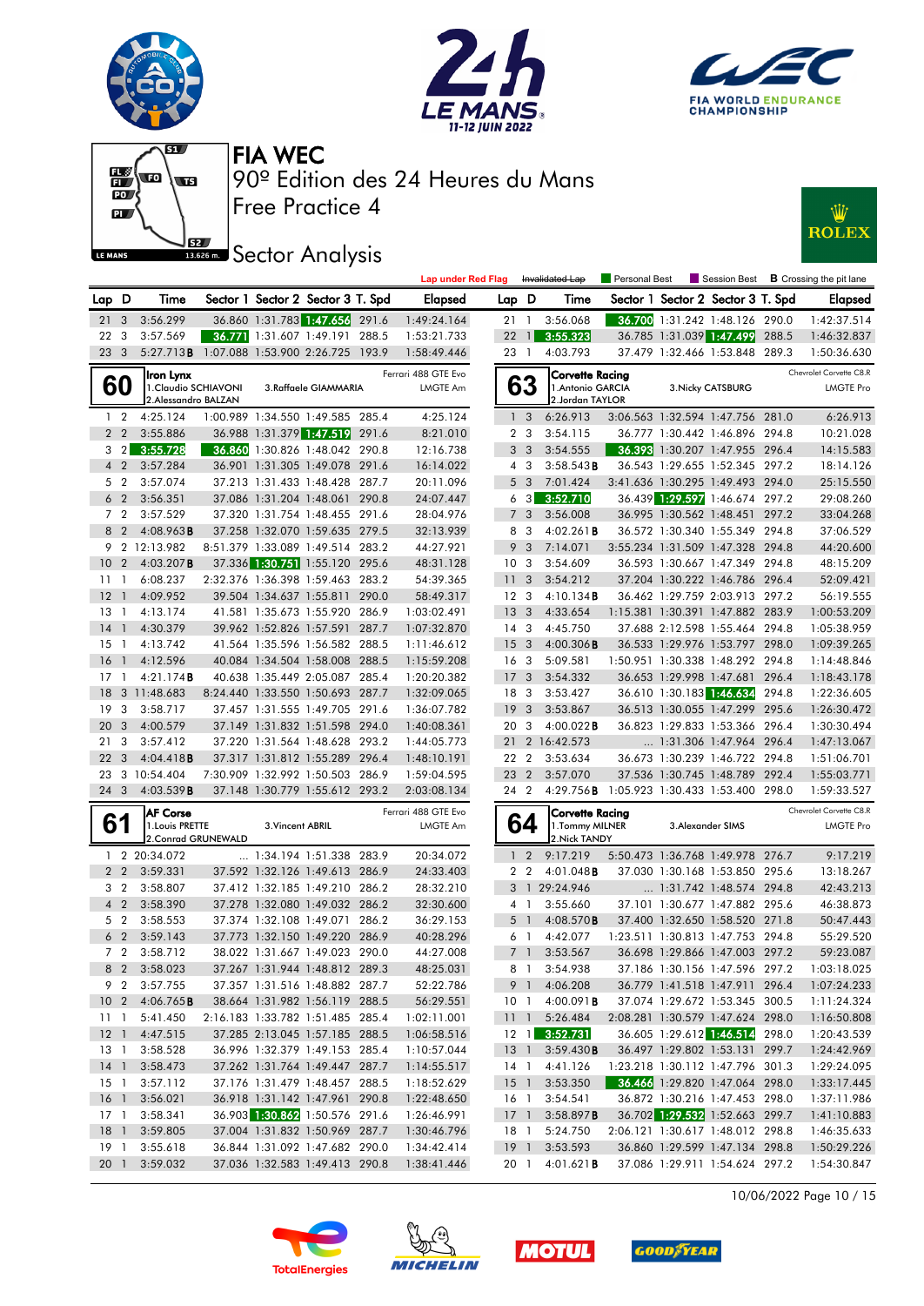# FIA WEC

90º Edition des 24 Heures du Mans

Free Practice 4

## Sector Analysis

Lap under Red Flag | Invalidated Lap | Personal Best | Session Best | B Crossing the pit lane

| Lap | D | Time | Sector 1 | Sector 2 | Sector 3 | T. Spd | Elapsed |
|---|---|---|---|---|---|---|---|
| 21 | 3 | 3:56.299 | 36.860 | 1:31.783 | 1:47.656 | 291.6 | 1:49:24.164 |
| 22 | 3 | 3:57.569 | 36.771 | 1:31.607 | 1:49.191 | 288.5 | 1:53:21.733 |
| 23 | 3 | 5:27.713B | 1:07.088 | 1:53.900 | 2:26.725 | 193.9 | 1:58:49.446 |

| Lap | D | Time | Sector 1 | Sector 2 | Sector 3 | T. Spd | Elapsed |
|---|---|---|---|---|---|---|---|
| 21 | 1 | 3:56.068 | 36.700 | 1:31.242 | 1:48.126 | 290.0 | 1:42:37.514 |
| 22 | 1 | 3:55.323 | 36.785 | 1:31.039 | 1:47.499 | 288.5 | 1:46:32.837 |
| 23 | 1 | 4:03.793 | 37.479 | 1:32.466 | 1:53.848 | 289.3 | 1:50:36.630 |

### 60 Iron Lynx — Ferrari 488 GTE Evo — LMGTE Am
1.Claudio SCHIAVONI, 2.Alessandro BALZAN, 3.Raffaele GIAMMARIA

| Lap | D | Time | Sector 1 | Sector 2 | Sector 3 | T. Spd | Elapsed |
|---|---|---|---|---|---|---|---|
| 1 | 2 | 4:25.124 | 1:00.989 | 1:34.550 | 1:49.585 | 285.4 | 4:25.124 |
| 2 | 2 | 3:55.886 | 36.988 | 1:31.379 | 1:47.519 | 291.6 | 8:21.010 |
| 3 | 2 | 3:55.728 | 36.860 | 1:30.826 | 1:48.042 | 290.8 | 12:16.738 |
| 4 | 2 | 3:57.284 | 36.901 | 1:31.305 | 1:49.078 | 291.6 | 16:14.022 |
| 5 | 2 | 3:57.074 | 37.213 | 1:31.433 | 1:48.428 | 287.7 | 20:11.096 |
| 6 | 2 | 3:56.351 | 37.086 | 1:31.204 | 1:48.061 | 290.8 | 24:07.447 |
| 7 | 2 | 3:57.529 | 37.320 | 1:31.754 | 1:48.455 | 291.6 | 28:04.976 |
| 8 | 2 | 4:08.963B | 37.258 | 1:32.070 | 1:59.635 | 279.5 | 32:13.939 |
| 9 | 2 | 12:13.982 | 8:51.379 | 1:33.089 | 1:49.514 | 283.2 | 44:27.921 |
| 10 | 2 | 4:03.207B | 37.336 | 1:30.751 | 1:55.120 | 295.6 | 48:31.128 |
| 11 | 1 | 6:08.237 | 2:32.376 | 1:36.398 | 1:59.463 | 283.2 | 54:39.365 |
| 12 | 1 | 4:09.952 | 39.504 | 1:34.637 | 1:55.811 | 290.0 | 58:49.317 |
| 13 | 1 | 4:13.174 | 41.581 | 1:35.673 | 1:55.920 | 286.9 | 1:03:02.491 |
| 14 | 1 | 4:30.379 | 39.962 | 1:52.826 | 1:57.591 | 287.7 | 1:07:32.870 |
| 15 | 1 | 4:13.742 | 41.564 | 1:35.596 | 1:56.582 | 288.5 | 1:11:46.612 |
| 16 | 1 | 4:12.596 | 40.084 | 1:34.504 | 1:58.008 | 288.5 | 1:15:59.208 |
| 17 | 1 | 4:21.174B | 40.638 | 1:35.449 | 2:05.087 | 285.4 | 1:20:20.382 |
| 18 | 3 | 11:48.683 | 8:24.440 | 1:33.550 | 1:50.693 | 287.7 | 1:32:09.065 |
| 19 | 3 | 3:58.717 | 37.457 | 1:31.555 | 1:49.705 | 291.6 | 1:36:07.782 |
| 20 | 3 | 4:00.579 | 37.149 | 1:31.832 | 1:51.598 | 294.0 | 1:40:08.361 |
| 21 | 3 | 3:57.412 | 37.220 | 1:31.564 | 1:48.628 | 293.2 | 1:44:05.773 |
| 22 | 3 | 4:04.418B | 37.317 | 1:31.812 | 1:55.289 | 296.4 | 1:48:10.191 |
| 23 | 3 | 10:54.404 | 7:30.909 | 1:32.992 | 1:50.503 | 286.9 | 1:59:04.595 |
| 24 | 3 | 4:03.539B | 37.148 | 1:30.779 | 1:55.612 | 293.2 | 2:03:08.134 |

### 63 Corvette Racing — Chevrolet Corvette C8.R — LMGTE Pro
1.Antonio GARCIA, 2.Jordan TAYLOR, 3.Nicky CATSBURG

| Lap | D | Time | Sector 1 | Sector 2 | Sector 3 | T. Spd | Elapsed |
|---|---|---|---|---|---|---|---|
| 1 | 3 | 6:26.913 | 3:06.563 | 1:32.594 | 1:47.756 | 281.0 | 6:26.913 |
| 2 | 3 | 3:54.115 | 36.777 | 1:30.442 | 1:46.896 | 294.8 | 10:21.028 |
| 3 | 3 | 3:54.555 | 36.393 | 1:30.207 | 1:47.955 | 296.4 | 14:15.583 |
| 4 | 3 | 3:58.543B | 36.543 | 1:29.655 | 1:52.345 | 297.2 | 18:14.126 |
| 5 | 3 | 7:01.424 | 3:41.636 | 1:30.295 | 1:49.493 | 294.0 | 25:15.550 |
| 6 | 3 | 3:52.710 | 36.439 | 1:29.597 | 1:46.674 | 297.2 | 29:08.260 |
| 7 | 3 | 3:56.008 | 36.995 | 1:30.562 | 1:48.451 | 297.2 | 33:04.268 |
| 8 | 3 | 4:02.261B | 36.572 | 1:30.340 | 1:55.349 | 294.8 | 37:06.529 |
| 9 | 3 | 7:14.071 | 3:55.234 | 1:31.509 | 1:47.328 | 294.8 | 44:20.600 |
| 10 | 3 | 3:54.609 | 36.593 | 1:30.667 | 1:47.349 | 294.8 | 48:15.209 |
| 11 | 3 | 3:54.212 | 37.204 | 1:30.222 | 1:46.786 | 296.4 | 52:09.421 |
| 12 | 3 | 4:10.134B | 36.462 | 1:29.759 | 2:03.913 | 297.2 | 56:19.555 |
| 13 | 3 | 4:33.654 | 1:15.381 | 1:30.391 | 1:47.882 | 283.9 | 1:00:53.209 |
| 14 | 3 | 4:45.750 | 37.688 | 2:12.598 | 1:55.464 | 294.8 | 1:05:38.959 |
| 15 | 3 | 4:00.306B | 36.533 | 1:29.976 | 1:53.797 | 298.0 | 1:09:39.265 |
| 16 | 3 | 5:09.581 | 1:50.951 | 1:30.338 | 1:48.292 | 294.8 | 1:14:48.846 |
| 17 | 3 | 3:54.332 | 36.653 | 1:29.998 | 1:47.681 | 296.4 | 1:18:43.178 |
| 18 | 3 | 3:53.427 | 36.610 | 1:30.183 | 1:46.634 | 294.8 | 1:22:36.605 |
| 19 | 3 | 3:53.867 | 36.513 | 1:30.055 | 1:47.299 | 295.6 | 1:26:30.472 |
| 20 | 3 | 4:00.022B | 36.823 | 1:29.833 | 1:53.366 | 296.4 | 1:30:30.494 |
| 21 | 2 | 16:42.573 | ... | 1:31.306 | 1:47.964 | 296.4 | 1:47:13.067 |
| 22 | 2 | 3:53.634 | 36.673 | 1:30.239 | 1:46.722 | 294.8 | 1:51:06.701 |
| 23 | 2 | 3:57.070 | 37.536 | 1:30.745 | 1:48.789 | 292.4 | 1:55:03.771 |
| 24 | 2 | 4:29.756B | 1:05.923 | 1:30.433 | 1:53.400 | 298.0 | 1:59:33.527 |

### 61 AF Corse — Ferrari 488 GTE Evo — LMGTE Am
1.Louis PRETTE, 2.Conrad GRUNEWALD, 3.Vincent ABRIL

| Lap | D | Time | Sector 1 | Sector 2 | Sector 3 | T. Spd | Elapsed |
|---|---|---|---|---|---|---|---|
| 1 | 2 | 20:34.072 | ... | 1:34.194 | 1:51.338 | 283.9 | 20:34.072 |
| 2 | 2 | 3:59.331 | 37.592 | 1:32.126 | 1:49.613 | 286.9 | 24:33.403 |
| 3 | 2 | 3:58.807 | 37.412 | 1:32.185 | 1:49.210 | 286.2 | 28:32.210 |
| 4 | 2 | 3:58.390 | 37.278 | 1:32.080 | 1:49.032 | 286.2 | 32:30.600 |
| 5 | 2 | 3:58.553 | 37.374 | 1:32.108 | 1:49.071 | 286.2 | 36:29.153 |
| 6 | 2 | 3:59.143 | 37.773 | 1:32.150 | 1:49.220 | 286.9 | 40:28.296 |
| 7 | 2 | 3:58.712 | 38.022 | 1:31.667 | 1:49.023 | 290.0 | 44:27.008 |
| 8 | 2 | 3:58.023 | 37.267 | 1:31.944 | 1:48.812 | 289.3 | 48:25.031 |
| 9 | 2 | 3:57.755 | 37.357 | 1:31.516 | 1:48.882 | 287.7 | 52:22.786 |
| 10 | 2 | 4:06.765B | 38.664 | 1:31.982 | 1:56.119 | 288.5 | 56:29.551 |
| 11 | 1 | 5:41.450 | 2:16.183 | 1:33.782 | 1:51.485 | 285.4 | 1:02:11.001 |
| 12 | 1 | 4:47.515 | 37.285 | 2:13.045 | 1:57.185 | 288.5 | 1:06:58.516 |
| 13 | 1 | 3:58.528 | 36.996 | 1:32.379 | 1:49.153 | 285.4 | 1:10:57.044 |
| 14 | 1 | 3:58.473 | 37.262 | 1:31.764 | 1:49.447 | 287.7 | 1:14:55.517 |
| 15 | 1 | 3:57.112 | 37.176 | 1:31.479 | 1:48.457 | 288.5 | 1:18:52.629 |
| 16 | 1 | 3:56.021 | 36.918 | 1:31.142 | 1:47.961 | 290.8 | 1:22:48.650 |
| 17 | 1 | 3:58.341 | 36.903 | 1:30.862 | 1:50.576 | 291.6 | 1:26:46.991 |
| 18 | 1 | 3:59.805 | 37.004 | 1:31.832 | 1:50.969 | 287.7 | 1:30:46.796 |
| 19 | 1 | 3:55.618 | 36.844 | 1:31.092 | 1:47.682 | 290.0 | 1:34:42.414 |
| 20 | 1 | 3:59.032 | 37.036 | 1:32.583 | 1:49.413 | 290.8 | 1:38:41.446 |

### 64 Corvette Racing — Chevrolet Corvette C8.R — LMGTE Pro
1.Tommy MILNER, 2.Nick TANDY, 3.Alexander SIMS

| Lap | D | Time | Sector 1 | Sector 2 | Sector 3 | T. Spd | Elapsed |
|---|---|---|---|---|---|---|---|
| 1 | 2 | 9:17.219 | 5:50.473 | 1:36.768 | 1:49.978 | 276.7 | 9:17.219 |
| 2 | 2 | 4:01.048B | 37.030 | 1:30.168 | 1:53.850 | 295.6 | 13:18.267 |
| 3 | 1 | 29:24.946 | ... | 1:31.742 | 1:48.574 | 294.8 | 42:43.213 |
| 4 | 1 | 3:55.660 | 37.101 | 1:30.677 | 1:47.882 | 295.6 | 46:38.873 |
| 5 | 1 | 4:08.570B | 37.400 | 1:32.650 | 1:58.520 | 271.8 | 50:47.443 |
| 6 | 1 | 4:42.077 | 1:23.511 | 1:30.813 | 1:47.753 | 294.8 | 55:29.520 |
| 7 | 1 | 3:53.567 | 36.698 | 1:29.866 | 1:47.003 | 297.2 | 59:23.087 |
| 8 | 1 | 3:54.938 | 37.186 | 1:30.156 | 1:47.596 | 297.2 | 1:03:18.025 |
| 9 | 1 | 4:06.208 | 36.779 | 1:41.518 | 1:47.911 | 296.4 | 1:07:24.233 |
| 10 | 1 | 4:00.091B | 37.074 | 1:29.672 | 1:53.345 | 300.5 | 1:11:24.324 |
| 11 | 1 | 5:26.484 | 2:08.281 | 1:30.579 | 1:47.624 | 298.0 | 1:16:50.808 |
| 12 | 1 | 3:52.731 | 36.605 | 1:29.612 | 1:46.514 | 298.0 | 1:20:43.539 |
| 13 | 1 | 3:59.430B | 36.497 | 1:29.802 | 1:53.131 | 299.7 | 1:24:42.969 |
| 14 | 1 | 4:41.126 | 1:23.218 | 1:30.112 | 1:47.796 | 301.3 | 1:29:24.095 |
| 15 | 1 | 3:53.350 | 36.466 | 1:29.820 | 1:47.064 | 298.0 | 1:33:17.445 |
| 16 | 1 | 3:54.541 | 36.872 | 1:30.216 | 1:47.453 | 298.0 | 1:37:11.986 |
| 17 | 1 | 3:58.897B | 36.702 | 1:29.532 | 1:52.663 | 299.7 | 1:41:10.883 |
| 18 | 1 | 5:24.750 | 2:06.121 | 1:30.617 | 1:48.012 | 298.8 | 1:46:35.633 |
| 19 | 1 | 3:53.593 | 36.860 | 1:29.599 | 1:47.134 | 298.8 | 1:50:29.226 |
| 20 | 1 | 4:01.621B | 37.086 | 1:29.911 | 1:54.624 | 297.2 | 1:54:30.847 |

10/06/2022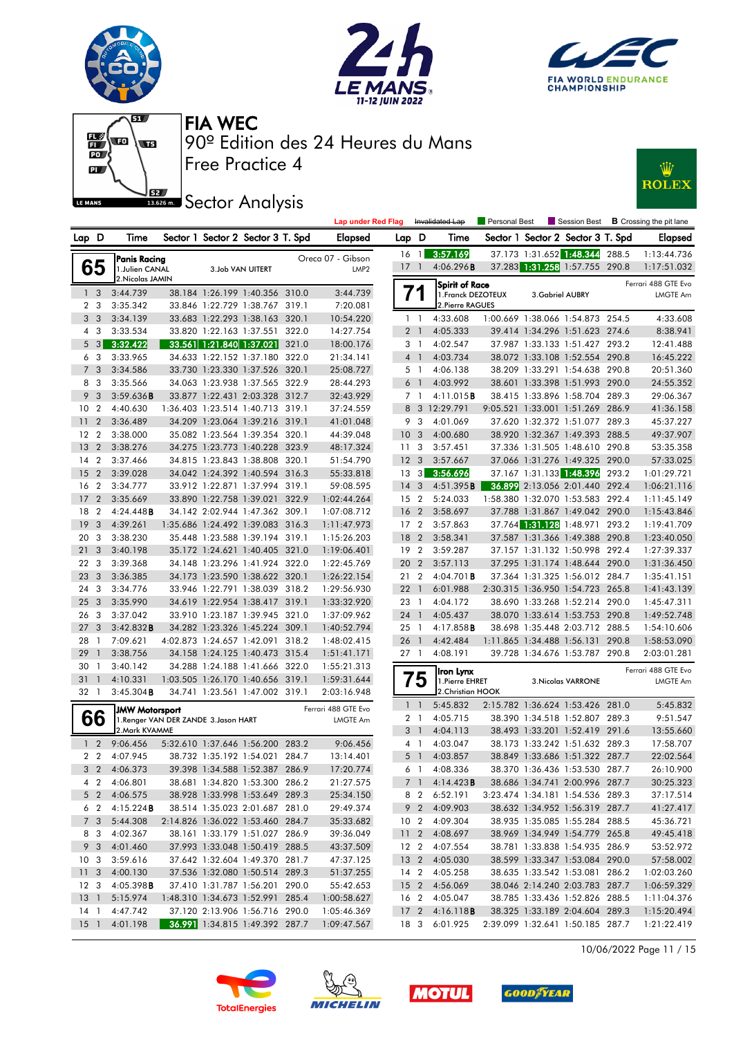# FIA WEC

## 90º Edition des 24 Heures du Mans

## Free Practice 4

## Sector Analysis

Lap under Red Flag | Invalidated Lap | Personal Best | Session Best | **B** Crossing the pit lane

### 65 — Panis Racing — Oreca 07 - Gibson — LMP2

1.Julien CANAL, 2.Nicolas JAMIN, 3.Job VAN UITERT

| Lap | D | Time | Sector 1 | Sector 2 | Sector 3 | T. Spd | Elapsed |
|---|---|---|---|---|---|---|---|
| 1 | 3 | 3:44.739 | 38.184 | 1:26.199 | 1:40.356 | 310.0 | 3:44.739 |
| 2 | 3 | 3:35.342 | 33.846 | 1:22.729 | 1:38.767 | 319.1 | 7:20.081 |
| 3 | 3 | 3:34.139 | 33.683 | 1:22.293 | 1:38.163 | 320.1 | 10:54.220 |
| 4 | 3 | 3:33.534 | 33.820 | 1:22.163 | 1:37.551 | 322.0 | 14:27.754 |
| 5 | 3 | 3:32.422 | 33.561 | 1:21.840 | 1:37.021 | 321.0 | 18:00.176 |
| 6 | 3 | 3:33.965 | 34.633 | 1:22.152 | 1:37.180 | 322.0 | 21:34.141 |
| 7 | 3 | 3:34.586 | 33.730 | 1:23.330 | 1:37.526 | 320.1 | 25:08.727 |
| 8 | 3 | 3:35.566 | 34.063 | 1:23.938 | 1:37.565 | 322.9 | 28:44.293 |
| 9 | 3 | 3:59.636 **B** | 33.877 | 1:22.431 | 2:03.328 | 312.7 | 32:43.929 |
| 10 | 2 | 4:40.630 | 1:36.403 | 1:23.514 | 1:40.713 | 319.1 | 37:24.559 |
| 11 | 2 | 3:36.489 | 34.209 | 1:23.064 | 1:39.216 | 319.1 | 41:01.048 |
| 12 | 2 | 3:38.000 | 35.082 | 1:23.564 | 1:39.354 | 320.1 | 44:39.048 |
| 13 | 2 | 3:38.276 | 34.275 | 1:23.773 | 1:40.228 | 323.9 | 48:17.324 |
| 14 | 2 | 3:37.466 | 34.815 | 1:23.843 | 1:38.808 | 320.1 | 51:54.790 |
| 15 | 2 | 3:39.028 | 34.042 | 1:24.392 | 1:40.594 | 316.3 | 55:33.818 |
| 16 | 2 | 3:34.777 | 33.912 | 1:22.871 | 1:37.994 | 319.1 | 59:08.595 |
| 17 | 2 | 3:35.669 | 33.890 | 1:22.758 | 1:39.021 | 322.9 | 1:02:44.264 |
| 18 | 2 | 4:24.448 **B** | 34.142 | 2:02.944 | 1:47.362 | 309.1 | 1:07:08.712 |
| 19 | 3 | 4:39.261 | 1:35.686 | 1:24.492 | 1:39.083 | 316.3 | 1:11:47.973 |
| 20 | 3 | 3:38.230 | 35.448 | 1:23.588 | 1:39.194 | 319.1 | 1:15:26.203 |
| 21 | 3 | 3:40.198 | 35.172 | 1:24.621 | 1:40.405 | 321.0 | 1:19:06.401 |
| 22 | 3 | 3:39.368 | 34.148 | 1:23.296 | 1:41.924 | 322.0 | 1:22:45.769 |
| 23 | 3 | 3:36.385 | 34.173 | 1:23.590 | 1:38.622 | 320.1 | 1:26:22.154 |
| 24 | 3 | 3:34.776 | 33.946 | 1:22.791 | 1:38.039 | 318.2 | 1:29:56.930 |
| 25 | 3 | 3:35.990 | 34.619 | 1:22.954 | 1:38.417 | 319.1 | 1:33:32.920 |
| 26 | 3 | 3:37.042 | 33.910 | 1:23.187 | 1:39.945 | 321.0 | 1:37:09.962 |
| 27 | 3 | 3:42.832 **B** | 34.282 | 1:23.326 | 1:45.224 | 309.1 | 1:40:52.794 |
| 28 | 1 | 7:09.621 | 4:02.873 | 1:24.657 | 1:42.091 | 318.2 | 1:48:02.415 |
| 29 | 1 | 3:38.756 | 34.158 | 1:24.125 | 1:40.473 | 315.4 | 1:51:41.171 |
| 30 | 1 | 3:40.142 | 34.288 | 1:24.188 | 1:41.666 | 322.0 | 1:55:21.313 |
| 31 | 1 | 4:10.331 | 1:03.505 | 1:26.170 | 1:40.656 | 319.1 | 1:59:31.644 |
| 32 | 1 | 3:45.304 **B** | 34.741 | 1:23.561 | 1:47.002 | 319.1 | 2:03:16.948 |

### 66 — JMW Motorsport — Ferrari 488 GTE Evo — LMGTE Am

1.Renger VAN DER ZANDE, 2.Mark KVAMME, 3.Jason HART

| Lap | D | Time | Sector 1 | Sector 2 | Sector 3 | T. Spd | Elapsed |
|---|---|---|---|---|---|---|---|
| 1 | 2 | 9:06.456 | 5:32.610 | 1:37.646 | 1:56.200 | 283.2 | 9:06.456 |
| 2 | 2 | 4:07.945 | 38.732 | 1:35.192 | 1:54.021 | 284.7 | 13:14.401 |
| 3 | 2 | 4:06.373 | 39.398 | 1:34.588 | 1:52.387 | 286.9 | 17:20.774 |
| 4 | 2 | 4:06.801 | 38.681 | 1:34.820 | 1:53.300 | 286.2 | 21:27.575 |
| 5 | 2 | 4:06.575 | 38.928 | 1:33.998 | 1:53.649 | 289.3 | 25:34.150 |
| 6 | 2 | 4:15.224 **B** | 38.514 | 1:35.023 | 2:01.687 | 281.0 | 29:49.374 |
| 7 | 3 | 5:44.308 | 2:14.826 | 1:36.022 | 1:53.460 | 284.7 | 35:33.682 |
| 8 | 3 | 4:02.367 | 38.161 | 1:33.179 | 1:51.027 | 286.9 | 39:36.049 |
| 9 | 3 | 4:01.460 | 37.993 | 1:33.048 | 1:50.419 | 288.5 | 43:37.509 |
| 10 | 3 | 3:59.616 | 37.642 | 1:32.604 | 1:49.370 | 281.7 | 47:37.125 |
| 11 | 3 | 4:00.130 | 37.536 | 1:32.080 | 1:50.514 | 289.3 | 51:37.255 |
| 12 | 3 | 4:05.398 **B** | 37.410 | 1:31.787 | 1:56.201 | 290.0 | 55:42.653 |
| 13 | 1 | 5:15.974 | 1:48.310 | 1:34.673 | 1:52.991 | 285.4 | 1:00:58.627 |
| 14 | 1 | 4:47.742 | 37.120 | 2:13.906 | 1:56.716 | 290.0 | 1:05:46.369 |
| 15 | 1 | 4:01.198 | 36.991 | 1:34.815 | 1:49.392 | 287.7 | 1:09:47.567 |
| 16 | 1 | 3:57.169 | 37.173 | 1:31.652 | 1:48.344 | 288.5 | 1:13:44.736 |
| 17 | 1 | 4:06.296 **B** | 37.283 | 1:31.258 | 1:57.755 | 290.8 | 1:17:51.032 |

### 71 — Spirit of Race — Ferrari 488 GTE Evo — LMGTE Am

1.Franck DEZOTEUX, 2.Pierre RAGUES, 3.Gabriel AUBRY

| Lap | D | Time | Sector 1 | Sector 2 | Sector 3 | T. Spd | Elapsed |
|---|---|---|---|---|---|---|---|
| 1 | 1 | 4:33.608 | 1:00.669 | 1:38.066 | 1:54.873 | 254.5 | 4:33.608 |
| 2 | 1 | 4:05.333 | 39.414 | 1:34.296 | 1:51.623 | 274.6 | 8:38.941 |
| 3 | 1 | 4:02.547 | 37.987 | 1:33.133 | 1:51.427 | 293.2 | 12:41.488 |
| 4 | 1 | 4:03.734 | 38.072 | 1:33.108 | 1:52.554 | 290.8 | 16:45.222 |
| 5 | 1 | 4:06.138 | 38.209 | 1:33.291 | 1:54.638 | 290.8 | 20:51.360 |
| 6 | 1 | 4:03.992 | 38.601 | 1:33.398 | 1:51.993 | 290.0 | 24:55.352 |
| 7 | 1 | 4:11.015 **B** | 38.415 | 1:33.896 | 1:58.704 | 289.3 | 29:06.367 |
| 8 | 3 | 12:29.791 | 9:05.521 | 1:33.001 | 1:51.269 | 286.9 | 41:36.158 |
| 9 | 3 | 4:01.069 | 37.620 | 1:32.372 | 1:51.077 | 289.3 | 45:37.227 |
| 10 | 3 | 4:00.680 | 38.920 | 1:32.367 | 1:49.393 | 288.5 | 49:37.907 |
| 11 | 3 | 3:57.451 | 37.336 | 1:31.505 | 1:48.610 | 290.8 | 53:35.358 |
| 12 | 3 | 3:57.667 | 37.066 | 1:31.276 | 1:49.325 | 290.0 | 57:33.025 |
| 13 | 3 | 3:56.696 | 37.167 | 1:31.133 | 1:48.396 | 293.2 | 1:01:29.721 |
| 14 | 3 | 4:51.395 **B** | 36.899 | 2:13.056 | 2:01.440 | 292.4 | 1:06:21.116 |
| 15 | 2 | 5:24.033 | 1:58.380 | 1:32.070 | 1:53.583 | 292.4 | 1:11:45.149 |
| 16 | 2 | 3:58.697 | 37.788 | 1:31.867 | 1:49.042 | 290.0 | 1:15:43.846 |
| 17 | 2 | 3:57.863 | 37.764 | 1:31.128 | 1:48.971 | 293.2 | 1:19:41.709 |
| 18 | 2 | 3:58.341 | 37.587 | 1:31.366 | 1:49.388 | 290.8 | 1:23:40.050 |
| 19 | 2 | 3:59.287 | 37.157 | 1:31.132 | 1:50.998 | 292.4 | 1:27:39.337 |
| 20 | 2 | 3:57.113 | 37.295 | 1:31.174 | 1:48.644 | 290.0 | 1:31:36.450 |
| 21 | 2 | 4:04.701 **B** | 37.364 | 1:31.325 | 1:56.012 | 284.7 | 1:35:41.151 |
| 22 | 1 | 6:01.988 | 2:30.315 | 1:36.950 | 1:54.723 | 265.8 | 1:41:43.139 |
| 23 | 1 | 4:04.172 | 38.690 | 1:33.268 | 1:52.214 | 290.0 | 1:45:47.311 |
| 24 | 1 | 4:05.437 | 38.070 | 1:33.614 | 1:53.753 | 290.8 | 1:49:52.748 |
| 25 | 1 | 4:17.858 **B** | 38.698 | 1:35.448 | 2:03.712 | 288.5 | 1:54:10.606 |
| 26 | 1 | 4:42.484 | 1:11.865 | 1:34.488 | 1:56.131 | 290.8 | 1:58:53.090 |
| 27 | 1 | 4:08.191 | 39.728 | 1:34.676 | 1:53.787 | 290.8 | 2:03:01.281 |

### 75 — Iron Lynx — Ferrari 488 GTE Evo — LMGTE Am

1.Pierre EHRET, 2.Christian HOOK, 3.Nicolas VARRONE

| Lap | D | Time | Sector 1 | Sector 2 | Sector 3 | T. Spd | Elapsed |
|---|---|---|---|---|---|---|---|
| 1 | 1 | 5:45.832 | 2:15.782 | 1:36.624 | 1:53.426 | 281.0 | 5:45.832 |
| 2 | 1 | 4:05.715 | 38.390 | 1:34.518 | 1:52.807 | 289.3 | 9:51.547 |
| 3 | 1 | 4:04.113 | 38.493 | 1:33.201 | 1:52.419 | 291.6 | 13:55.660 |
| 4 | 1 | 4:03.047 | 38.173 | 1:33.242 | 1:51.632 | 289.3 | 17:58.707 |
| 5 | 1 | 4:03.857 | 38.849 | 1:33.686 | 1:51.322 | 287.7 | 22:02.564 |
| 6 | 1 | 4:08.336 | 38.370 | 1:36.436 | 1:53.530 | 287.7 | 26:10.900 |
| 7 | 1 | 4:14.423 **B** | 38.686 | 1:34.741 | 2:00.996 | 287.7 | 30:25.323 |
| 8 | 2 | 6:52.191 | 3:23.474 | 1:34.181 | 1:54.536 | 289.3 | 37:17.514 |
| 9 | 2 | 4:09.903 | 38.632 | 1:34.952 | 1:56.319 | 287.7 | 41:27.417 |
| 10 | 2 | 4:09.304 | 38.935 | 1:35.085 | 1:55.284 | 288.5 | 45:36.721 |
| 11 | 2 | 4:08.697 | 38.969 | 1:34.949 | 1:54.779 | 265.8 | 49:45.418 |
| 12 | 2 | 4:07.554 | 38.781 | 1:33.838 | 1:54.935 | 286.9 | 53:52.972 |
| 13 | 2 | 4:05.030 | 38.599 | 1:33.347 | 1:53.084 | 290.0 | 57:58.002 |
| 14 | 2 | 4:05.258 | 38.635 | 1:33.542 | 1:53.081 | 286.2 | 1:02:03.260 |
| 15 | 2 | 4:56.069 | 38.046 | 2:14.240 | 2:03.783 | 287.7 | 1:06:59.329 |
| 16 | 2 | 4:05.047 | 38.785 | 1:33.436 | 1:52.826 | 288.5 | 1:11:04.376 |
| 17 | 2 | 4:16.118 **B** | 38.325 | 1:33.189 | 2:04.604 | 289.3 | 1:15:20.494 |
| 18 | 3 | 6:01.925 | 2:39.099 | 1:32.641 | 1:50.185 | 287.7 | 1:21:22.419 |

10/06/2022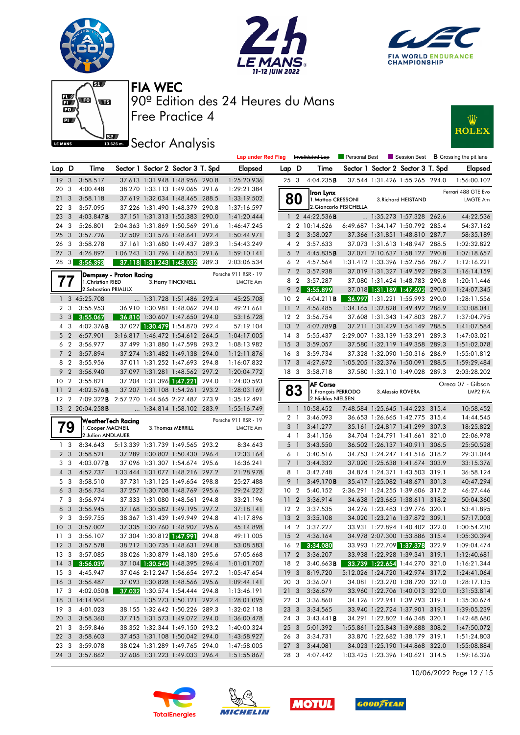# FIA WEC

90º Edition des 24 Heures du Mans

Free Practice 4

## Sector Analysis

Lap under Red Flag | Invalidated Lap | Personal Best | Session Best | **B** Crossing the pit lane

| Lap | D | Time | Sector 1 | Sector 2 | Sector 3 | T. Spd | Elapsed |
|---|---|---|---|---|---|---|---|
| 19 | 3 | 3:58.517 | 37.613 | 1:31.948 | 1:48.956 | 290.8 | 1:25:20.936 |
| 20 | 3 | 4:00.448 | 38.270 | 1:33.113 | 1:49.065 | 291.6 | 1:29:21.384 |
| 21 | 3 | 3:58.118 | 37.619 | 1:32.034 | 1:48.465 | 288.5 | 1:33:19.502 |
| 22 | 3 | 3:57.095 | 37.226 | 1:31.490 | 1:48.379 | 290.8 | 1:37:16.597 |
| 23 | 3 | 4:03.847**B** | 37.151 | 1:31.313 | 1:55.383 | 290.0 | 1:41:20.444 |
| 24 | 3 | 5:26.801 | 2:04.363 | 1:31.869 | 1:50.569 | 291.6 | 1:46:47.245 |
| 25 | 3 | 3:57.726 | 37.509 | 1:31.576 | 1:48.641 | 292.4 | 1:50:44.971 |
| 26 | 3 | 3:58.278 | 37.161 | 1:31.680 | 1:49.437 | 289.3 | 1:54:43.249 |
| 27 | 3 | 4:26.892 | 1:06.243 | 1:31.796 | 1:48.853 | 291.6 | 1:59:10.141 |
| 28 | 3 | 3:56.393 | 37.118 | 1:31.243 | 1:48.032 | 289.3 | 2:03:06.534 |

**77** Dempsey - Proton Racing — Porsche 911 RSR - 19 — LMGTE Am
1.Christian RIED, 2.Sebastian PRIAULX, 3.Harry TINCKNELL

| Lap | D | Time | Sector 1 | Sector 2 | Sector 3 | T. Spd | Elapsed |
|---|---|---|---|---|---|---|---|
| 1 | 3 | 45:25.708 | ... | 1:31.728 | 1:51.486 | 292.4 | 45:25.708 |
| 2 | 3 | 3:55.953 | 36.910 | 1:30.981 | 1:48.062 | 294.0 | 49:21.661 |
| 3 | 3 | 3:55.067 | 36.810 | 1:30.607 | 1:47.650 | 294.0 | 53:16.728 |
| 4 | 3 | 4:02.376**B** | 37.027 | 1:30.479 | 1:54.870 | 292.4 | 57:19.104 |
| 5 | 2 | 6:57.901 | 3:16.817 | 1:46.472 | 1:54.612 | 264.5 | 1:04:17.005 |
| 6 | 2 | 3:56.977 | 37.499 | 1:31.880 | 1:47.598 | 293.2 | 1:08:13.982 |
| 7 | 2 | 3:57.894 | 37.274 | 1:31.482 | 1:49.138 | 294.0 | 1:12:11.876 |
| 8 | 2 | 3:55.956 | 37.011 | 1:31.252 | 1:47.693 | 294.8 | 1:16:07.832 |
| 9 | 2 | 3:56.940 | 37.097 | 1:31.281 | 1:48.562 | 297.2 | 1:20:04.772 |
| 10 | 2 | 3:55.821 | 37.204 | 1:31.396 | 1:47.221 | 294.0 | 1:24:00.593 |
| 11 | 2 | 4:02.576**B** | 37.207 | 1:31.108 | 1:54.261 | 293.2 | 1:28:03.169 |
| 12 | 2 | 7:09.322**B** | 2:57.270 | 1:44.565 | 2:27.487 | 273.9 | 1:35:12.491 |
| 13 | 2 | 20:04.258**B** | ... | 1:34.814 | 1:58.102 | 283.9 | 1:55:16.749 |

**79** WeatherTech Racing — Porsche 911 RSR - 19 — LMGTE Am
1.Cooper MACNEIL, 2.Julien ANDLAUER, 3.Thomas MERRILL

| Lap | D | Time | Sector 1 | Sector 2 | Sector 3 | T. Spd | Elapsed |
|---|---|---|---|---|---|---|---|
| 1 | 3 | 8:34.643 | 5:13.339 | 1:31.739 | 1:49.565 | 293.2 | 8:34.643 |
| 2 | 3 | 3:58.521 | 37.289 | 1:30.802 | 1:50.430 | 296.4 | 12:33.164 |
| 3 | 3 | 4:03.077**B** | 37.096 | 1:31.307 | 1:54.674 | 295.6 | 16:36.241 |
| 4 | 3 | 4:52.737 | 1:33.444 | 1:31.077 | 1:48.216 | 297.2 | 21:28.978 |
| 5 | 3 | 3:58.510 | 37.731 | 1:31.125 | 1:49.654 | 298.8 | 25:27.488 |
| 6 | 3 | 3:56.734 | 37.257 | 1:30.708 | 1:48.769 | 295.6 | 29:24.222 |
| 7 | 3 | 3:56.974 | 37.333 | 1:31.080 | 1:48.561 | 294.8 | 33:21.196 |
| 8 | 3 | 3:56.945 | 37.168 | 1:30.582 | 1:49.195 | 297.2 | 37:18.141 |
| 9 | 3 | 3:59.755 | 38.367 | 1:31.439 | 1:49.949 | 294.8 | 41:17.896 |
| 10 | 3 | 3:57.002 | 37.335 | 1:30.760 | 1:48.907 | 295.6 | 45:14.898 |
| 11 | 3 | 3:56.107 | 37.304 | 1:30.812 | 1:47.991 | 294.8 | 49:11.005 |
| 12 | 3 | 3:57.578 | 38.212 | 1:30.735 | 1:48.631 | 294.8 | 53:08.583 |
| 13 | 3 | 3:57.085 | 38.026 | 1:30.879 | 1:48.180 | 295.6 | 57:05.668 |
| 14 | 3 | 3:56.039 | 37.104 | 1:30.540 | 1:48.395 | 296.4 | 1:01:01.707 |
| 15 | 3 | 4:45.947 | 37.046 | 2:12.247 | 1:56.654 | 297.2 | 1:05:47.654 |
| 16 | 3 | 3:56.487 | 37.093 | 1:30.828 | 1:48.566 | 295.6 | 1:09:44.141 |
| 17 | 3 | 4:02.050**B** | 37.032 | 1:30.574 | 1:54.444 | 294.8 | 1:13:46.191 |
| 18 | 3 | 14:14.904 | ... | 1:35.273 | 1:50.121 | 292.4 | 1:28:01.095 |
| 19 | 3 | 4:01.023 | 38.155 | 1:32.642 | 1:50.226 | 289.3 | 1:32:02.118 |
| 20 | 3 | 3:58.360 | 37.715 | 1:31.573 | 1:49.072 | 294.0 | 1:36:00.478 |
| 21 | 3 | 3:59.846 | 38.352 | 1:32.344 | 1:49.150 | 293.2 | 1:40:00.324 |
| 22 | 3 | 3:58.603 | 37.453 | 1:31.108 | 1:50.042 | 294.0 | 1:43:58.927 |
| 23 | 3 | 3:59.078 | 38.024 | 1:31.289 | 1:49.765 | 294.0 | 1:47:58.005 |
| 24 | 3 | 3:57.862 | 37.606 | 1:31.223 | 1:49.033 | 296.4 | 1:51:55.867 |

| Lap | D | Time | Sector 1 | Sector 2 | Sector 3 | T. Spd | Elapsed |
|---|---|---|---|---|---|---|---|
| 25 | 3 | 4:04.235**B** | 37.544 | 1:31.426 | 1:55.265 | 294.0 | 1:56:00.102 |

**80** Iron Lynx — Ferrari 488 GTE Evo — LMGTE Am
1.Matteo CRESSONI, 2.Giancarlo FISICHELLA, 3.Richard HEISTAND

| Lap | D | Time | Sector 1 | Sector 2 | Sector 3 | T. Spd | Elapsed |
|---|---|---|---|---|---|---|---|
| 1 | 2 | 44:22.536**B** | ... | 1:35.273 | 1:57.328 | 262.6 | 44:22.536 |
| 2 | 2 | 10:14.626 | 6:49.687 | 1:34.147 | 1:50.792 | 285.4 | 54:37.162 |
| 3 | 2 | 3:58.027 | 37.366 | 1:31.851 | 1:48.810 | 287.7 | 58:35.189 |
| 4 | 2 | 3:57.633 | 37.073 | 1:31.613 | 1:48.947 | 288.5 | 1:02:32.822 |
| 5 | 2 | 4:45.835**B** | 37.071 | 2:10.637 | 1:58.127 | 290.8 | 1:07:18.657 |
| 6 | 2 | 4:57.564 | 1:31.412 | 1:33.396 | 1:52.756 | 287.7 | 1:12:16.221 |
| 7 | 2 | 3:57.938 | 37.019 | 1:31.327 | 1:49.592 | 289.3 | 1:16:14.159 |
| 8 | 2 | 3:57.287 | 37.080 | 1:31.424 | 1:48.783 | 290.8 | 1:20:11.446 |
| 9 | 2 | 3:55.899 | 37.018 | 1:31.189 | 1:47.692 | 290.0 | 1:24:07.345 |
| 10 | 2 | 4:04.211**B** | 36.997 | 1:31.221 | 1:55.993 | 290.0 | 1:28:11.556 |
| 11 | 2 | 4:56.485 | 1:34.165 | 1:32.828 | 1:49.492 | 286.9 | 1:33:08.041 |
| 12 | 2 | 3:56.754 | 37.608 | 1:31.343 | 1:47.803 | 287.7 | 1:37:04.795 |
| 13 | 2 | 4:02.789**B** | 37.211 | 1:31.429 | 1:54.149 | 288.5 | 1:41:07.584 |
| 14 | 3 | 5:55.437 | 2:29.007 | 1:33.139 | 1:53.291 | 289.3 | 1:47:03.021 |
| 15 | 3 | 3:59.057 | 37.580 | 1:32.119 | 1:49.358 | 289.3 | 1:51:02.078 |
| 16 | 3 | 3:59.734 | 37.328 | 1:32.090 | 1:50.316 | 286.9 | 1:55:01.812 |
| 17 | 3 | 4:27.672 | 1:05.205 | 1:32.376 | 1:50.091 | 288.5 | 1:59:29.484 |
| 18 | 3 | 3:58.718 | 37.580 | 1:32.110 | 1:49.028 | 289.3 | 2:03:28.202 |

**83** AF Corse — Oreca 07 - Gibson — LMP2 P/A
1.François PERRODO, 2.Nicklas NIELSEN, 3.Alessio ROVERA

| Lap | D | Time | Sector 1 | Sector 2 | Sector 3 | T. Spd | Elapsed |
|---|---|---|---|---|---|---|---|
| 1 | 1 | 10:58.452 | 7:48.584 | 1:25.645 | 1:44.223 | 315.4 | 10:58.452 |
| 2 | 1 | 3:46.093 | 36.653 | 1:26.665 | 1:42.775 | 315.4 | 14:44.545 |
| 3 | 1 | 3:41.277 | 35.161 | 1:24.817 | 1:41.299 | 307.3 | 18:25.822 |
| 4 | 1 | 3:41.156 | 34.704 | 1:24.791 | 1:41.661 | 321.0 | 22:06.978 |
| 5 | 1 | 3:43.550 | 36.502 | 1:26.137 | 1:40.911 | 306.5 | 25:50.528 |
| 6 | 1 | 3:40.516 | 34.753 | 1:24.247 | 1:41.516 | 318.2 | 29:31.044 |
| 7 | 1 | 3:44.332 | 37.020 | 1:25.638 | 1:41.674 | 303.9 | 33:15.376 |
| 8 | 1 | 3:42.748 | 34.874 | 1:24.371 | 1:43.503 | 319.1 | 36:58.124 |
| 9 | 1 | 3:49.170**B** | 35.417 | 1:25.082 | 1:48.671 | 301.3 | 40:47.294 |
| 10 | 2 | 5:40.152 | 2:36.291 | 1:24.255 | 1:39.606 | 317.2 | 46:27.446 |
| 11 | 2 | 3:36.914 | 34.638 | 1:23.665 | 1:38.611 | 318.2 | 50:04.360 |
| 12 | 2 | 3:37.535 | 34.276 | 1:23.483 | 1:39.776 | 320.1 | 53:41.895 |
| 13 | 2 | 3:35.108 | 34.020 | 1:23.216 | 1:37.872 | 309.1 | 57:17.003 |
| 14 | 2 | 3:37.227 | 33.931 | 1:22.894 | 1:40.402 | 322.0 | 1:00:54.230 |
| 15 | 2 | 4:36.164 | 34.978 | 2:07.300 | 1:53.886 | 315.4 | 1:05:30.394 |
| 16 | 2 | 3:34.080 | 33.993 | 1:22.709 | 1:37.378 | 322.9 | 1:09:04.474 |
| 17 | 2 | 3:36.207 | 33.938 | 1:22.928 | 1:39.341 | 319.1 | 1:12:40.681 |
| 18 | 2 | 3:40.663**B** | 33.739 | 1:22.654 | 1:44.270 | 321.0 | 1:16:21.344 |
| 19 | 3 | 8:19.720 | 5:12.026 | 1:24.720 | 1:42.974 | 317.2 | 1:24:41.064 |
| 20 | 3 | 3:36.071 | 34.081 | 1:23.270 | 1:38.720 | 321.0 | 1:28:17.135 |
| 21 | 3 | 3:36.679 | 33.960 | 1:22.706 | 1:40.013 | 321.0 | 1:31:53.814 |
| 22 | 3 | 3:36.860 | 34.126 | 1:22.941 | 1:39.793 | 319.1 | 1:35:30.674 |
| 23 | 3 | 3:34.565 | 33.940 | 1:22.724 | 1:37.901 | 319.1 | 1:39:05.239 |
| 24 | 3 | 3:43.441**B** | 34.291 | 1:22.802 | 1:46.348 | 320.1 | 1:42:48.680 |
| 25 | 3 | 5:01.392 | 1:55.861 | 1:25.843 | 1:39.688 | 308.2 | 1:47:50.072 |
| 26 | 3 | 3:34.731 | 33.870 | 1:22.682 | 1:38.179 | 319.1 | 1:51:24.803 |
| 27 | 3 | 3:44.081 | 34.023 | 1:25.190 | 1:44.868 | 322.0 | 1:55:08.884 |
| 28 | 3 | 4:07.442 | 1:03.425 | 1:23.396 | 1:40.621 | 314.5 | 1:59:16.326 |

10/06/2022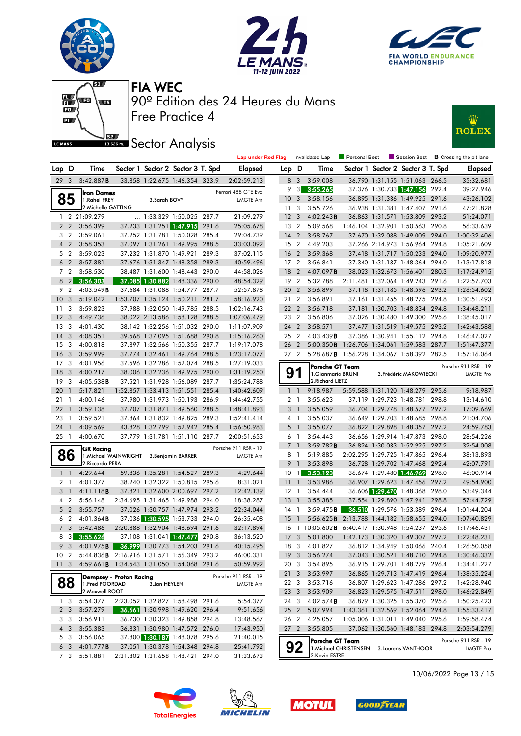# FIA WEC

## 90º Edition des 24 Heures du Mans

## Free Practice 4

## Sector Analysis

Lap under Red Flag | Invalidated Lap | Personal Best | Session Best | B Crossing the pit lane

| Lap | D | Time | Sector 1 | Sector 2 | Sector 3 | T. Spd | Elapsed |
|---|---|---|---|---|---|---|---|
| 29 | 3 | 3:42.887B | 33.858 | 1:22.675 | 1:46.354 | 323.9 | 2:02:59.213 |

**85 - Iron Dames** — Ferrari 488 GTE Evo — LMGTE Am
1.Rahel FREY, 2.Michelle GATTING, 3.Sarah BOVY

| Lap | D | Time | Sector 1 | Sector 2 | Sector 3 | T. Spd | Elapsed |
|---|---|---|---|---|---|---|---|
| 1 | 2 | 21:09.279 | ... | 1:33.329 | 1:50.025 | 287.7 | 21:09.279 |
| 2 | 2 | 3:56.399 | 37.233 | 1:31.251 | 1:47.915 | 291.6 | 25:05.678 |
| 3 | 2 | 3:59.061 | 37.252 | 1:31.781 | 1:50.028 | 285.4 | 29:04.739 |
| 4 | 2 | 3:58.353 | 37.097 | 1:31.261 | 1:49.995 | 288.5 | 33:03.092 |
| 5 | 2 | 3:59.023 | 37.232 | 1:31.870 | 1:49.921 | 289.3 | 37:02.115 |
| 6 | 2 | 3:57.381 | 37.676 | 1:31.347 | 1:48.358 | 289.3 | 40:59.496 |
| 7 | 2 | 3:58.530 | 38.487 | 1:31.600 | 1:48.443 | 290.0 | 44:58.026 |
| 8 | 2 | 3:56.303 | 37.085 | 1:30.882 | 1:48.336 | 290.0 | 48:54.329 |
| 9 | 2 | 4:03.549B | 37.684 | 1:31.088 | 1:54.777 | 287.7 | 52:57.878 |
| 10 | 3 | 5:19.042 | 1:53.707 | 1:35.124 | 1:50.211 | 281.7 | 58:16.920 |
| 11 | 3 | 3:59.823 | 37.988 | 1:32.050 | 1:49.785 | 288.5 | 1:02:16.743 |
| 12 | 3 | 4:49.736 | 38.022 | 2:13.586 | 1:58.128 | 288.5 | 1:07:06.479 |
| 13 | 3 | 4:01.430 | 38.142 | 1:32.256 | 1:51.032 | 290.0 | 1:11:07.909 |
| 14 | 3 | 4:08.351 | 39.568 | 1:37.095 | 1:51.688 | 290.8 | 1:15:16.260 |
| 15 | 3 | 4:00.818 | 37.897 | 1:32.566 | 1:50.355 | 287.7 | 1:19:17.078 |
| 16 | 3 | 3:59.999 | 37.774 | 1:32.461 | 1:49.764 | 288.5 | 1:23:17.077 |
| 17 | 3 | 4:01.956 | 37.596 | 1:32.286 | 1:52.074 | 288.5 | 1:27:19.033 |
| 18 | 3 | 4:00.217 | 38.006 | 1:32.236 | 1:49.975 | 290.0 | 1:31:19.250 |
| 19 | 3 | 4:05.538B | 37.521 | 1:31.928 | 1:56.089 | 287.7 | 1:35:24.788 |
| 20 | 1 | 5:17.821 | 1:52.857 | 1:33.413 | 1:51.551 | 285.4 | 1:40:42.609 |
| 21 | 1 | 4:00.146 | 37.980 | 1:31.973 | 1:50.193 | 286.9 | 1:44:42.755 |
| 22 | 1 | 3:59.138 | 37.707 | 1:31.871 | 1:49.560 | 288.5 | 1:48:41.893 |
| 23 | 1 | 3:59.521 | 37.864 | 1:31.832 | 1:49.825 | 289.3 | 1:52:41.414 |
| 24 | 1 | 4:09.569 | 43.828 | 1:32.799 | 1:52.942 | 285.4 | 1:56:50.983 |
| 25 | 1 | 4:00.670 | 37.779 | 1:31.781 | 1:51.110 | 287.7 | 2:00:51.653 |

**86 - GR Racing** — Porsche 911 RSR - 19 — LMGTE Am
1.Michael WAINWRIGHT, 2.Riccardo PERA, 3.Benjamin BARKER

| Lap | D | Time | Sector 1 | Sector 2 | Sector 3 | T. Spd | Elapsed |
|---|---|---|---|---|---|---|---|
| 1 | 1 | 4:29.644 | 59.836 | 1:35.281 | 1:54.527 | 289.3 | 4:29.644 |
| 2 | 1 | 4:01.377 | 38.240 | 1:32.322 | 1:50.815 | 295.6 | 8:31.021 |
| 3 | 1 | 4:11.118B | 37.821 | 1:32.600 | 2:00.697 | 297.2 | 12:42.139 |
| 4 | 2 | 5:56.148 | 2:34.695 | 1:31.465 | 1:49.988 | 294.0 | 18:38.287 |
| 5 | 2 | 3:55.757 | 37.026 | 1:30.757 | 1:47.974 | 293.2 | 22:34.044 |
| 6 | 2 | 4:01.364B | 37.036 | 1:30.595 | 1:53.733 | 294.0 | 26:35.408 |
| 7 | 3 | 5:42.486 | 2:20.888 | 1:32.904 | 1:48.694 | 291.6 | 32:17.894 |
| 8 | 3 | 3:55.626 | 37.108 | 1:31.041 | 1:47.477 | 290.8 | 36:13.520 |
| 9 | 3 | 4:01.975B | 36.999 | 1:30.773 | 1:54.203 | 291.6 | 40:15.495 |
| 10 | 2 | 5:44.836B | 2:16.916 | 1:31.571 | 1:56.349 | 293.2 | 46:00.331 |
| 11 | 3 | 4:59.661B | 1:34.543 | 1:31.050 | 1:54.068 | 291.6 | 50:59.992 |

**88 - Dempsey - Proton Racing** — Porsche 911 RSR - 19 — LMGTE Am
1.Fred POORDAD, 2.Maxwell ROOT, 3.Jan HEYLEN

| Lap | D | Time | Sector 1 | Sector 2 | Sector 3 | T. Spd | Elapsed |
|---|---|---|---|---|---|---|---|
| 1 | 3 | 5:54.377 | 2:23.052 | 1:32.827 | 1:58.498 | 291.6 | 5:54.377 |
| 2 | 3 | 3:57.279 | 36.661 | 1:30.998 | 1:49.620 | 294.4 | 9:51.656 |
| 3 | 3 | 3:56.911 | 36.730 | 1:30.323 | 1:49.858 | 294.8 | 13:48.567 |
| 4 | 3 | 3:55.383 | 36.831 | 1:30.980 | 1:47.572 | 276.0 | 17:43.950 |
| 5 | 3 | 3:56.065 | 37.800 | 1:30.187 | 1:48.078 | 295.6 | 21:40.015 |
| 6 | 3 | 4:01.777B | 37.051 | 1:30.378 | 1:54.348 | 294.8 | 25:41.792 |
| 7 | 3 | 5:51.881 | 2:31.802 | 1:31.658 | 1:48.421 | 294.0 | 31:33.673 |
| 8 | 3 | 3:59.008 | 36.790 | 1:31.155 | 1:51.063 | 266.5 | 35:32.681 |
| 9 | 3 | 3:55.265 | 37.376 | 1:30.733 | 1:47.156 | 292.4 | 39:27.946 |
| 10 | 3 | 3:58.156 | 36.895 | 1:31.336 | 1:49.925 | 291.6 | 43:26.102 |
| 11 | 3 | 3:55.726 | 36.938 | 1:31.381 | 1:47.407 | 291.6 | 47:21.828 |
| 12 | 3 | 4:02.243B | 36.863 | 1:31.571 | 1:53.809 | 293.2 | 51:24.071 |
| 13 | 2 | 5:09.568 | 1:46.104 | 1:32.901 | 1:50.563 | 290.8 | 56:33.639 |
| 14 | 2 | 3:58.767 | 37.670 | 1:32.088 | 1:49.009 | 294.0 | 1:00:32.406 |
| 15 | 2 | 4:49.203 | 37.266 | 2:14.973 | 1:56.964 | 294.8 | 1:05:21.609 |
| 16 | 2 | 3:59.368 | 37.418 | 1:31.717 | 1:50.233 | 294.0 | 1:09:20.977 |
| 17 | 2 | 3:56.841 | 37.340 | 1:31.137 | 1:48.364 | 294.0 | 1:13:17.818 |
| 18 | 2 | 4:07.097B | 38.023 | 1:32.673 | 1:56.401 | 280.3 | 1:17:24.915 |
| 19 | 2 | 5:32.788 | 2:11.481 | 1:32.064 | 1:49.243 | 291.6 | 1:22:57.703 |
| 20 | 2 | 3:56.899 | 37.118 | 1:31.185 | 1:48.596 | 293.2 | 1:26:54.602 |
| 21 | 2 | 3:56.891 | 37.161 | 1:31.455 | 1:48.275 | 294.8 | 1:30:51.493 |
| 22 | 2 | 3:56.718 | 37.181 | 1:30.703 | 1:48.834 | 294.8 | 1:34:48.211 |
| 23 | 2 | 3:56.806 | 37.026 | 1:30.480 | 1:49.300 | 295.6 | 1:38:45.017 |
| 24 | 2 | 3:58.571 | 37.477 | 1:31.519 | 1:49.575 | 293.2 | 1:42:43.588 |
| 25 | 2 | 4:03.439B | 37.386 | 1:30.941 | 1:55.112 | 294.8 | 1:46:47.027 |
| 26 | 2 | 5:00.350B | 1:26.706 | 1:34.061 | 1:59.583 | 287.7 | 1:51:47.377 |
| 27 | 2 | 5:28.687B | 1:56.228 | 1:34.067 | 1:58.392 | 282.5 | 1:57:16.064 |

**91 - Porsche GT Team** — Porsche 911 RSR - 19 — LMGTE Pro
1.Gianmaria BRUNI, 2.Richard LIETZ, 3.Frédéric MAKOWIECKI

| Lap | D | Time | Sector 1 | Sector 2 | Sector 3 | T. Spd | Elapsed |
|---|---|---|---|---|---|---|---|
| 1 | 1 | 9:18.987 | 5:59.588 | 1:31.120 | 1:48.279 | 295.6 | 9:18.987 |
| 2 | 1 | 3:55.623 | 37.119 | 1:29.723 | 1:48.781 | 298.8 | 13:14.610 |
| 3 | 1 | 3:55.059 | 36.704 | 1:29.778 | 1:48.577 | 297.2 | 17:09.669 |
| 4 | 1 | 3:55.037 | 36.649 | 1:29.703 | 1:48.685 | 298.8 | 21:04.706 |
| 5 | 1 | 3:55.077 | 36.822 | 1:29.898 | 1:48.357 | 297.2 | 24:59.783 |
| 6 | 1 | 3:54.443 | 36.656 | 1:29.914 | 1:47.873 | 298.0 | 28:54.226 |
| 7 | 1 | 3:59.782B | 36.824 | 1:30.033 | 1:52.925 | 297.2 | 32:54.008 |
| 8 | 1 | 5:19.885 | 2:02.295 | 1:29.725 | 1:47.865 | 296.4 | 38:13.893 |
| 9 | 1 | 3:53.898 | 36.728 | 1:29.702 | 1:47.468 | 292.4 | 42:07.791 |
| 10 | 1 | 3:53.123 | 36.674 | 1:29.480 | 1:46.969 | 298.0 | 46:00.914 |
| 11 | 1 | 3:53.986 | 36.907 | 1:29.623 | 1:47.456 | 297.2 | 49:54.900 |
| 12 | 1 | 3:54.444 | 36.606 | 1:29.470 | 1:48.368 | 298.0 | 53:49.344 |
| 13 | 1 | 3:55.385 | 37.554 | 1:29.890 | 1:47.941 | 298.8 | 57:44.729 |
| 14 | 1 | 3:59.475B | 36.510 | 1:29.576 | 1:53.389 | 296.4 | 1:01:44.204 |
| 15 | 1 | 5:56.625B | 2:13.788 | 1:44.182 | 1:58.655 | 294.0 | 1:07:40.829 |
| 16 | 1 | 10:05.602B | 6:40.417 | 1:30.948 | 1:54.237 | 295.6 | 1:17:46.431 |
| 17 | 3 | 5:01.800 | 1:42.173 | 1:30.320 | 1:49.307 | 297.2 | 1:22:48.231 |
| 18 | 3 | 4:01.827 | 36.812 | 1:34.949 | 1:50.066 | 240.4 | 1:26:50.058 |
| 19 | 3 | 3:56.274 | 37.043 | 1:30.521 | 1:48.710 | 294.8 | 1:30:46.332 |
| 20 | 3 | 3:54.895 | 36.915 | 1:29.701 | 1:48.279 | 296.4 | 1:34:41.227 |
| 21 | 3 | 3:53.997 | 36.865 | 1:29.713 | 1:47.419 | 296.4 | 1:38:35.224 |
| 22 | 3 | 3:53.716 | 36.807 | 1:29.623 | 1:47.286 | 297.2 | 1:42:28.940 |
| 23 | 3 | 3:53.909 | 36.823 | 1:29.575 | 1:47.511 | 298.0 | 1:46:22.849 |
| 24 | 3 | 4:02.574B | 36.879 | 1:30.325 | 1:55.370 | 295.6 | 1:50:25.423 |
| 25 | 2 | 5:07.994 | 1:43.361 | 1:32.569 | 1:52.064 | 294.8 | 1:55:33.417 |
| 26 | 2 | 4:25.057 | 1:05.006 | 1:31.011 | 1:49.040 | 295.6 | 1:59:58.474 |
| 27 | 2 | 3:55.805 | 37.062 | 1:30.560 | 1:48.183 | 294.8 | 2:03:54.279 |

**92 - Porsche GT Team** — Porsche 911 RSR - 19 — LMGTE Pro
1.Michael CHRISTENSEN, 2.Kevin ESTRE, 3.Laurens VANTHOOR

10/06/2022 Page 13 / 15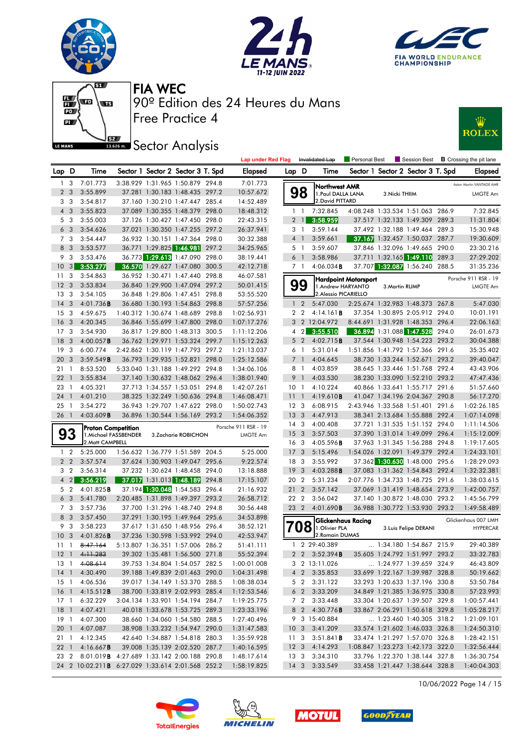# FIA WEC

90º Edition des 24 Heures du Mans

Free Practice 4

## Sector Analysis

Lap under Red Flag | ~~Invalidated Lap~~ | Personal Best | Session Best | **B** Crossing the pit lane

| Lap | D | Time | Sector 1 | Sector 2 | Sector 3 | T. Spd | Elapsed |
|---|---|---|---|---|---|---|---|
| 1 | 3 | 7:01.773 | 3:38.929 | 1:31.965 | 1:50.879 | 294.8 | 7:01.773 |
| 2 | 3 | 3:55.899 | 37.281 | 1:30.183 | 1:48.435 | 297.2 | 10:57.672 |
| 3 | 3 | 3:54.817 | 37.160 | 1:30.210 | 1:47.447 | 285.4 | 14:52.489 |
| 4 | 3 | 3:55.823 | 37.089 | 1:30.355 | 1:48.379 | 298.0 | 18:48.312 |
| 5 | 3 | 3:55.003 | 37.126 | 1:30.427 | 1:47.450 | 298.0 | 22:43.315 |
| 6 | 3 | 3:54.626 | 37.021 | 1:30.350 | 1:47.255 | 297.2 | 26:37.941 |
| 7 | 3 | 3:54.447 | 36.932 | 1:30.151 | 1:47.364 | 298.0 | 30:32.388 |
| 8 | 3 | 3:53.577 | 36.771 | 1:29.825 | 1:46.981 | 297.2 | 34:25.965 |
| 9 | 3 | 3:53.476 | 36.773 | 1:29.613 | 1:47.090 | 298.0 | 38:19.441 |
| 10 | 3 | 3:53.277 | 36.570 | 1:29.627 | 1:47.080 | 300.5 | 42:12.718 |
| 11 | 3 | 3:54.863 | 36.952 | 1:30.471 | 1:47.440 | 298.8 | 46:07.581 |
| 12 | 3 | 3:53.834 | 36.840 | 1:29.900 | 1:47.094 | 297.2 | 50:01.415 |
| 13 | 3 | 3:54.105 | 36.848 | 1:29.806 | 1:47.451 | 298.8 | 53:55.520 |
| 14 | 3 | 4:01.736**B** | 36.680 | 1:30.193 | 1:54.863 | 298.8 | 57:57.256 |
| 15 | 3 | 4:59.675 | 1:40.312 | 1:30.674 | 1:48.689 | 298.8 | 1:02:56.931 |
| 16 | 3 | 4:20.345 | 36.846 | 1:55.699 | 1:47.800 | 298.0 | 1:07:17.276 |
| 17 | 3 | 3:54.930 | 36.817 | 1:29.800 | 1:48.313 | 300.5 | 1:11:12.206 |
| 18 | 3 | 4:00.057**B** | 36.762 | 1:29.971 | 1:53.324 | 299.7 | 1:15:12.263 |
| 19 | 3 | 6:00.774 | 2:42.862 | 1:30.119 | 1:47.793 | 297.2 | 1:21:13.037 |
| 20 | 3 | 3:59.549**B** | 36.793 | 1:29.935 | 1:52.821 | 298.0 | 1:25:12.586 |
| 21 | 1 | 8:53.520 | 5:33.040 | 1:31.188 | 1:49.292 | 294.8 | 1:34:06.106 |
| 22 | 1 | 3:55.834 | 37.140 | 1:30.632 | 1:48.062 | 296.4 | 1:38:01.940 |
| 23 | 1 | 4:05.321 | 37.713 | 1:34.557 | 1:53.051 | 294.8 | 1:42:07.261 |
| 24 | 1 | 4:01.210 | 38.325 | 1:32.249 | 1:50.636 | 294.8 | 1:46:08.471 |
| 25 | 1 | 3:54.272 | 36.943 | 1:29.707 | 1:47.622 | 298.0 | 1:50:02.743 |
| 26 | 1 | 4:03.609**B** | 36.896 | 1:30.544 | 1:56.289 | 293.2 | 1:54:06.352 |

**93 Proton Competition** — Porsche 911 RSR - 19 — LMGTE Am
1.Michael FASSBENDER, 2.Matt CAMPBELL, 3.Zacharie ROBICHON

| Lap | D | Time | Sector 1 | Sector 2 | Sector 3 | T. Spd | Elapsed |
|---|---|---|---|---|---|---|---|
| 1 | 2 | 5:25.000 | 1:56.632 | 1:36.779 | 1:51.589 | 204.5 | 5:25.000 |
| 2 | 2 | 3:57.574 | 37.624 | 1:30.903 | 1:49.047 | 295.6 | 9:22.574 |
| 3 | 2 | 3:56.314 | 37.232 | 1:30.624 | 1:48.458 | 294.0 | 13:18.888 |
| 4 | 2 | 3:56.219 | 37.017 | 1:31.013 | 1:48.189 | 294.8 | 17:15.107 |
| 5 | 2 | 4:01.825**B** | 37.194 | 1:30.048 | 1:54.583 | 296.4 | 21:16.932 |
| 6 | 3 | 5:41.780 | 2:20.485 | 1:31.898 | 1:49.397 | 293.2 | 26:58.712 |
| 7 | 3 | 3:57.736 | 37.700 | 1:31.296 | 1:48.740 | 294.8 | 30:56.448 |
| 8 | 3 | 3:57.450 | 37.291 | 1:30.195 | 1:49.964 | 295.6 | 34:53.898 |
| 9 | 3 | 3:58.223 | 37.617 | 1:31.650 | 1:48.956 | 296.4 | 38:52.121 |
| 10 | 3 | 4:01.826**B** | 37.236 | 1:30.598 | 1:53.992 | 294.0 | 42:53.947 |
| 11 | 1 | ~~8:47.164~~ | 5:13.807 | 1:36.351 | 1:57.006 | 286.2 | 51:41.111 |
| 12 | 1 | ~~4:11.283~~ | 39.302 | 1:35.481 | 1:56.500 | 271.8 | 55:52.394 |
| 13 | 1 | ~~4:08.614~~ | 39.753 | 1:34.804 | 1:54.057 | 282.5 | 1:00:01.008 |
| 14 | 1 | 4:30.490 | 39.188 | 1:49.839 | 2:01.463 | 290.0 | 1:04:31.498 |
| 15 | 1 | 4:06.536 | 39.017 | 1:34.149 | 1:53.370 | 288.5 | 1:08:38.034 |
| 16 | 1 | 4:15.512**B** | 38.700 | 1:33.819 | 2:02.993 | 285.4 | 1:12:53.546 |
| 17 | 1 | 6:32.229 | 3:04.134 | 1:33.901 | 1:54.194 | 284.7 | 1:19:25.775 |
| 18 | 1 | 4:07.421 | 40.018 | 1:33.678 | 1:53.725 | 289.3 | 1:23:33.196 |
| 19 | 1 | 4:07.300 | 38.660 | 1:34.060 | 1:54.580 | 288.5 | 1:27:40.496 |
| 20 | 1 | 4:07.087 | 38.908 | 1:33.232 | 1:54.947 | 290.0 | 1:31:47.583 |
| 21 | 1 | 4:12.345 | 42.640 | 1:34.887 | 1:54.818 | 280.3 | 1:35:59.928 |
| 22 | 1 | 4:16.667**B** | 39.008 | 1:35.139 | 2:02.520 | 287.7 | 1:40:16.595 |
| 23 | 2 | 8:01.019**B** | 4:27.689 | 1:33.142 | 2:00.188 | 290.8 | 1:48:17.614 |
| 24 | 2 | 10:02.211**B** | 6:27.029 | 1:33.614 | 2:01.568 | 252.2 | 1:58:19.825 |

**98 Northwest AMR** — Aston Martin VANTAGE AMR — LMGTE Am
1.Paul DALLA LANA, 2.David PITTARD, 3.Nicki THIIM

| Lap | D | Time | Sector 1 | Sector 2 | Sector 3 | T. Spd | Elapsed |
|---|---|---|---|---|---|---|---|
| 1 | 1 | 7:32.845 | 4:08.248 | 1:33.534 | 1:51.063 | 286.9 | 7:32.845 |
| 2 | 1 | 3:58.959 | 37.517 | 1:32.133 | 1:49.309 | 289.3 | 11:31.804 |
| 3 | 1 | 3:59.144 | 37.492 | 1:32.188 | 1:49.464 | 289.3 | 15:30.948 |
| 4 | 1 | 3:59.661 | 37.167 | 1:32.457 | 1:50.037 | 287.7 | 19:30.609 |
| 5 | 1 | 3:59.607 | 37.846 | 1:32.096 | 1:49.665 | 290.0 | 23:30.216 |
| 6 | 1 | 3:58.986 | 37.711 | 1:32.165 | 1:49.110 | 289.3 | 27:29.202 |
| 7 | 1 | 4:06.034**B** | 37.707 | 1:32.087 | 1:56.240 | 288.5 | 31:35.236 |

**99 Hardpoint Motorsport** — Porsche 911 RSR - 19 — LMGTE Am
1.Andrew HARYANTO, 2.Alessio PICARIELLO, 3.Martin RUMP

| Lap | D | Time | Sector 1 | Sector 2 | Sector 3 | T. Spd | Elapsed |
|---|---|---|---|---|---|---|---|
| 1 | 2 | 5:47.030 | 2:25.674 | 1:32.983 | 1:48.373 | 267.8 | 5:47.030 |
| 2 | 2 | 4:14.161**B** | 37.354 | 1:30.895 | 2:05.912 | 294.0 | 10:01.191 |
| 3 | 2 | 12:04.972 | 8:44.691 | 1:31.928 | 1:48.353 | 296.4 | 22:06.163 |
| 4 | 2 | 3:55.510 | 36.894 | 1:31.088 | 1:47.528 | 294.0 | 26:01.673 |
| 5 | 2 | 4:02.715**B** | 37.544 | 1:30.948 | 1:54.223 | 293.2 | 30:04.388 |
| 6 | 1 | 5:31.014 | 1:51.856 | 1:41.792 | 1:57.366 | 291.6 | 35:35.402 |
| 7 | 1 | 4:04.645 | 38.730 | 1:33.244 | 1:52.671 | 293.2 | 39:40.047 |
| 8 | 1 | 4:03.859 | 38.645 | 1:33.446 | 1:51.768 | 292.4 | 43:43.906 |
| 9 | 1 | 4:03.530 | 38.230 | 1:33.090 | 1:52.210 | 293.2 | 47:47.436 |
| 10 | 1 | 4:10.224 | 40.866 | 1:33.641 | 1:55.717 | 291.6 | 51:57.660 |
| 11 | 1 | 4:19.610**B** | 41.047 | 1:34.196 | 2:04.367 | 290.8 | 56:17.270 |
| 12 | 3 | 6:08.915 | 2:43.946 | 1:33.568 | 1:51.401 | 291.6 | 1:02:26.185 |
| 13 | 3 | 4:47.913 | 38.341 | 2:13.684 | 1:55.888 | 292.4 | 1:07:14.098 |
| 14 | 3 | 4:00.408 | 37.721 | 1:31.535 | 1:51.152 | 294.0 | 1:11:14.506 |
| 15 | 3 | 3:57.503 | 37.390 | 1:31.014 | 1:49.099 | 296.4 | 1:15:12.009 |
| 16 | 3 | 4:05.596**B** | 37.963 | 1:31.345 | 1:56.288 | 294.8 | 1:19:17.605 |
| 17 | 3 | 5:15.496 | 1:54.026 | 1:32.091 | 1:49.379 | 292.4 | 1:24:33.101 |
| 18 | 3 | 3:55.992 | 37.362 | 1:30.630 | 1:48.000 | 295.6 | 1:28:29.093 |
| 19 | 3 | 4:03.288**B** | 37.083 | 1:31.362 | 1:54.843 | 292.4 | 1:32:32.381 |
| 20 | 2 | 5:31.234 | 2:07.776 | 1:34.733 | 1:48.725 | 291.6 | 1:38:03.615 |
| 21 | 2 | 3:57.142 | 37.069 | 1:31.419 | 1:48.654 | 273.9 | 1:42:00.757 |
| 22 | 2 | 3:56.042 | 37.140 | 1:30.872 | 1:48.030 | 293.2 | 1:45:56.799 |
| 23 | 2 | 4:01.690**B** | 36.988 | 1:30.772 | 1:53.930 | 293.2 | 1:49:58.489 |

**708 Glickenhaus Racing** — Glickenhaus 007 LMH — HYPERCAR
1.Olivier PLA, 2.Romain DUMAS, 3.Luis Felipe DERANI

| Lap | D | Time | Sector 1 | Sector 2 | Sector 3 | T. Spd | Elapsed |
|---|---|---|---|---|---|---|---|
| 1 | 2 | 29:40.389 | ... | 1:34.180 | 1:54.867 | 215.9 | 29:40.389 |
| 2 | 2 | 3:52.394**B** | 35.605 | 1:24.792 | 1:51.997 | 293.2 | 33:32.783 |
| 3 | 2 | 13:11.026 | ... | 1:24.977 | 1:39.659 | 324.9 | 46:43.809 |
| 4 | 2 | 3:35.853 | 33.699 | 1:22.167 | 1:39.987 | 328.8 | 50:19.662 |
| 5 | 2 | 3:31.122 | 33.293 | 1:20.633 | 1:37.196 | 330.8 | 53:50.784 |
| 6 | 2 | 3:33.209 | 34.849 | 1:21.385 | 1:36.975 | 330.8 | 57:23.993 |
| 7 | 2 | 3:33.448 | 33.304 | 1:20.637 | 1:39.507 | 329.8 | 1:00:57.441 |
| 8 | 2 | 4:30.776**B** | 33.867 | 2:06.291 | 1:50.618 | 329.8 | 1:05:28.217 |
| 9 | 3 | 15:40.884 | ... | 1:23.460 | 1:40.305 | 318.2 | 1:21:09.101 |
| 10 | 3 | 3:41.209 | 33.574 | 1:21.602 | 1:46.033 | 326.8 | 1:24:50.310 |
| 11 | 3 | 3:51.841**B** | 33.474 | 1:21.297 | 1:57.070 | 326.8 | 1:28:42.151 |
| 12 | 3 | 4:14.293 | 1:08.847 | 1:23.273 | 1:42.173 | 322.0 | 1:32:56.444 |
| 13 | 3 | 3:34.310 | 33.796 | 1:22.370 | 1:38.144 | 327.8 | 1:36:30.754 |
| 14 | 3 | 3:33.549 | 33.458 | 1:21.447 | 1:38.644 | 328.8 | 1:40:04.303 |

10/06/2022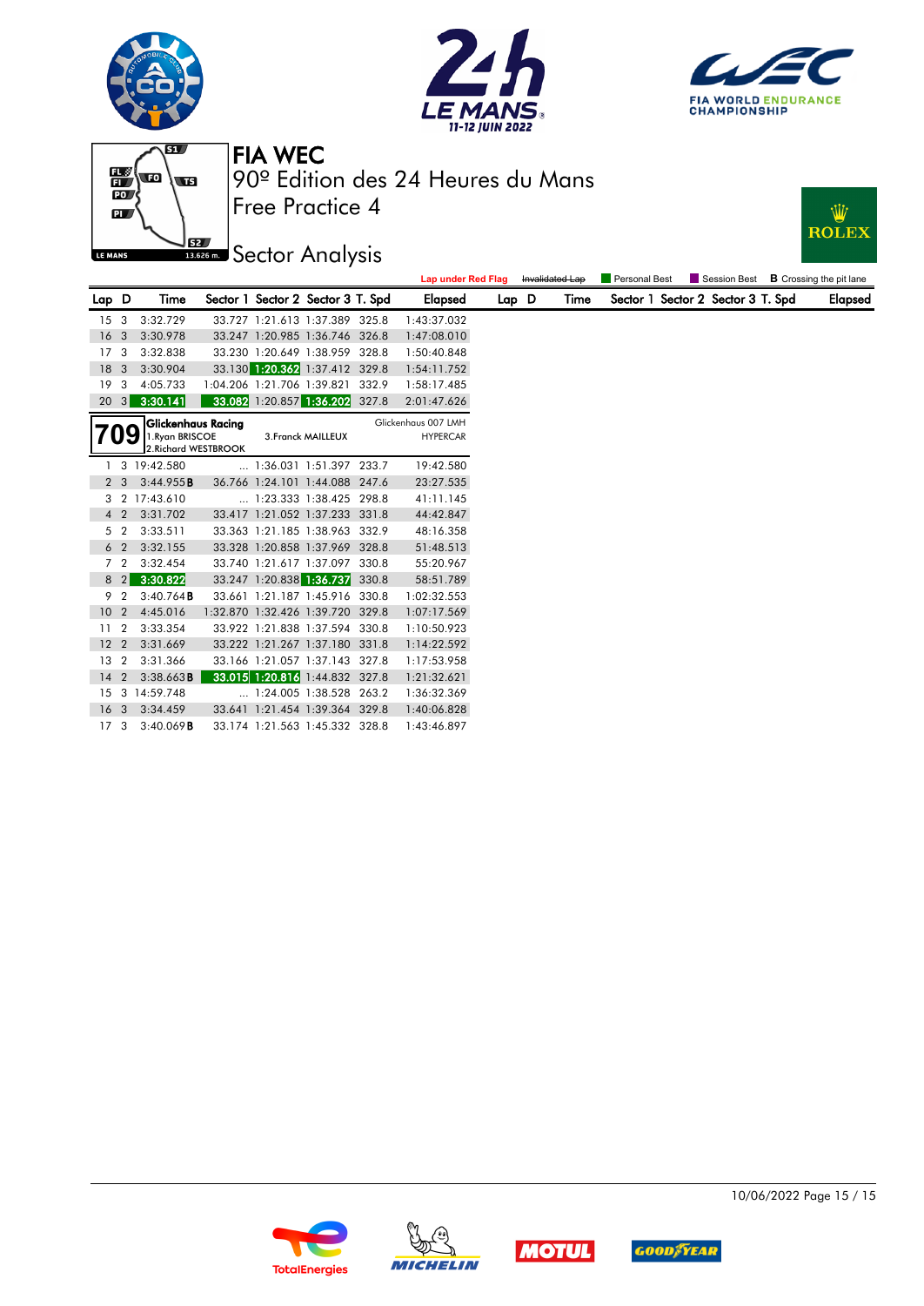# FIA WEC

## 90º Edition des 24 Heures du Mans

## Free Practice 4

## Sector Analysis

Lap under Red Flag | ~~Invalidated Lap~~ | Personal Best | Session Best | **B** Crossing the pit lane

| Lap | D | Time | Sector 1 | Sector 2 | Sector 3 | T. Spd | Elapsed |
|---|---|---|---|---|---|---|---|
| 15 | 3 | 3:32.729 | 33.727 | 1:21.613 | 1:37.389 | 325.8 | 1:43:37.032 |
| 16 | 3 | 3:30.978 | 33.247 | 1:20.985 | 1:36.746 | 326.8 | 1:47:08.010 |
| 17 | 3 | 3:32.838 | 33.230 | 1:20.649 | 1:38.959 | 328.8 | 1:50:40.848 |
| 18 | 3 | 3:30.904 | 33.130 | 1:20.362 | 1:37.412 | 329.8 | 1:54:11.752 |
| 19 | 3 | 4:05.733 | 1:04.206 | 1:21.706 | 1:39.821 | 332.9 | 1:58:17.485 |
| 20 | 3 | 3:30.141 | 33.082 | 1:20.857 | 1:36.202 | 327.8 | 2:01:47.626 |

**709** Glickenhaus Racing — Glickenhaus 007 LMH — HYPERCAR
1.Ryan BRISCOE
2.Richard WESTBROOK
3.Franck MAILLEUX

| Lap | D | Time | Sector 1 | Sector 2 | Sector 3 | T. Spd | Elapsed |
|---|---|---|---|---|---|---|---|
| 1 | 3 | 19:42.580 | ... | 1:36.031 | 1:51.397 | 233.7 | 19:42.580 |
| 2 | 3 | 3:44.955**B** | 36.766 | 1:24.101 | 1:44.088 | 247.6 | 23:27.535 |
| 3 | 2 | 17:43.610 | ... | 1:23.333 | 1:38.425 | 298.8 | 41:11.145 |
| 4 | 2 | 3:31.702 | 33.417 | 1:21.052 | 1:37.233 | 331.8 | 44:42.847 |
| 5 | 2 | 3:33.511 | 33.363 | 1:21.185 | 1:38.963 | 332.9 | 48:16.358 |
| 6 | 2 | 3:32.155 | 33.328 | 1:20.858 | 1:37.969 | 328.8 | 51:48.513 |
| 7 | 2 | 3:32.454 | 33.740 | 1:21.617 | 1:37.097 | 330.8 | 55:20.967 |
| 8 | 2 | 3:30.822 | 33.247 | 1:20.838 | 1:36.737 | 330.8 | 58:51.789 |
| 9 | 2 | 3:40.764**B** | 33.661 | 1:21.187 | 1:45.916 | 330.8 | 1:02:32.553 |
| 10 | 2 | 4:45.016 | 1:32.870 | 1:32.426 | 1:39.720 | 329.8 | 1:07:17.569 |
| 11 | 2 | 3:33.354 | 33.922 | 1:21.838 | 1:37.594 | 330.8 | 1:10:50.923 |
| 12 | 2 | 3:31.669 | 33.222 | 1:21.267 | 1:37.180 | 331.8 | 1:14:22.592 |
| 13 | 2 | 3:31.366 | 33.166 | 1:21.057 | 1:37.143 | 327.8 | 1:17:53.958 |
| 14 | 2 | 3:38.663**B** | 33.015 | 1:20.816 | 1:44.832 | 327.8 | 1:21:32.621 |
| 15 | 3 | 14:59.748 | ... | 1:24.005 | 1:38.528 | 263.2 | 1:36:32.369 |
| 16 | 3 | 3:34.459 | 33.641 | 1:21.454 | 1:39.364 | 329.8 | 1:40:06.828 |
| 17 | 3 | 3:40.069**B** | 33.174 | 1:21.563 | 1:45.332 | 328.8 | 1:43:46.897 |

10/06/2022